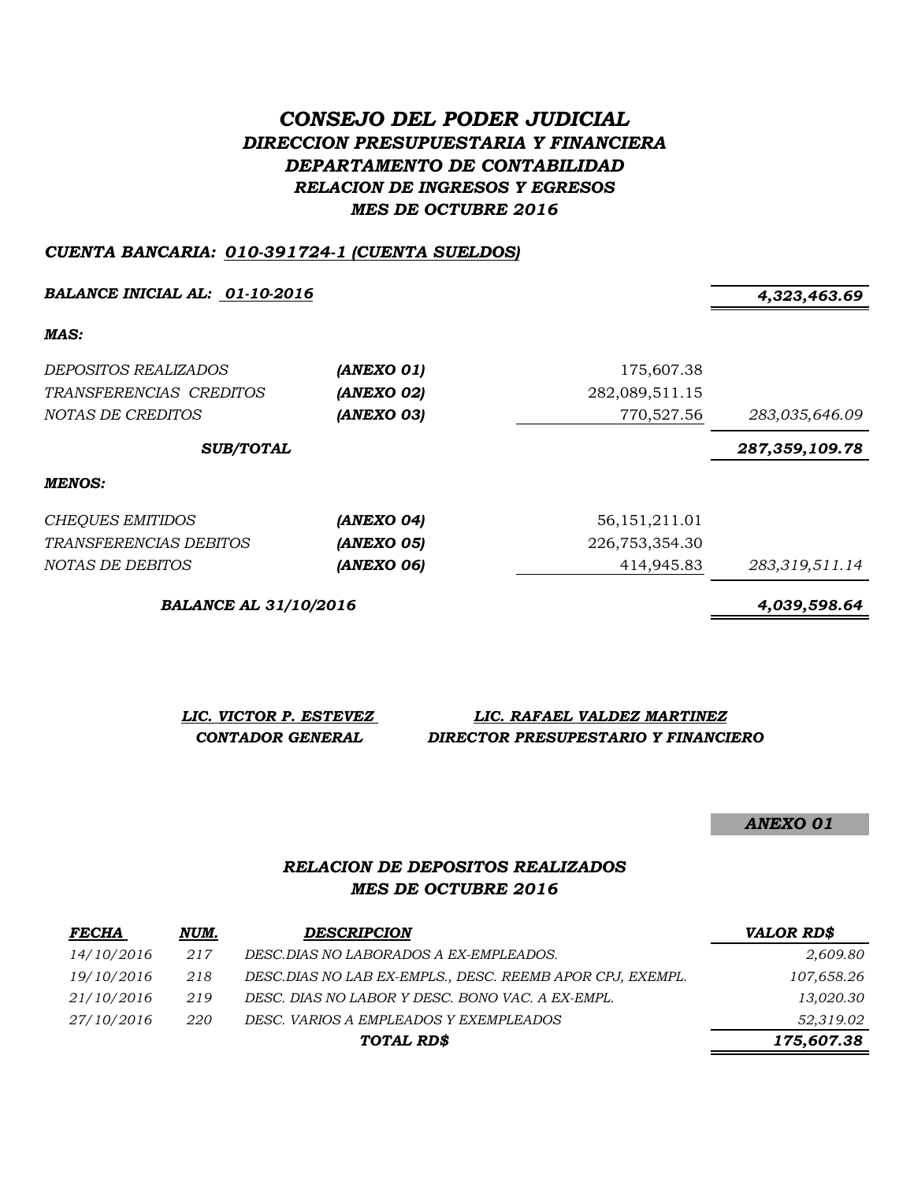# *CONSEJO DEL PODER JUDICIAL*
## *DIRECCION PRESUPUESTARIA Y FINANCIERA*
## *DEPARTAMENTO DE CONTABILIDAD*
### *RELACION DE INGRESOS Y EGRESOS*
### *MES DE OCTUBRE 2016*

***CUENTA BANCARIA: 010-391724-1 (CUENTA SUELDOS)***

| | | | |
|---|---|---|---|
| ***BALANCE INICIAL AL: 01-10-2016*** | | | ***4,323,463.69*** |
| ***MAS:*** | | | |
| *DEPOSITOS REALIZADOS* | ***(ANEXO 01)*** | 175,607.38 | |
| *TRANSFERENCIAS CREDITOS* | ***(ANEXO 02)*** | 282,089,511.15 | |
| *NOTAS DE CREDITOS* | ***(ANEXO 03)*** | 770,527.56 | *283,035,646.09* |
| ***SUB/TOTAL*** | | | ***287,359,109.78*** |
| ***MENOS:*** | | | |
| *CHEQUES EMITIDOS* | ***(ANEXO 04)*** | 56,151,211.01 | |
| *TRANSFERENCIAS DEBITOS* | ***(ANEXO 05)*** | 226,753,354.30 | |
| *NOTAS DE DEBITOS* | ***(ANEXO 06)*** | 414,945.83 | *283,319,511.14* |
| ***BALANCE AL 31/10/2016*** | | | ***4,039,598.64*** |

| | |
|---|---|
| ***LIC. VICTOR P. ESTEVEZ*** | ***LIC. RAFAEL VALDEZ MARTINEZ*** |
| ***CONTADOR GENERAL*** | ***DIRECTOR PRESUPESTARIO Y FINANCIERO*** |

***ANEXO 01***

### *RELACION DE DEPOSITOS REALIZADOS*
### *MES DE OCTUBRE 2016*

| ***FECHA*** | ***NUM.*** | ***DESCRIPCION*** | ***VALOR RD$*** |
|---|---|---|---|
| *14/10/2016* | *217* | *DESC.DIAS NO LABORADOS A EX-EMPLEADOS.* | *2,609.80* |
| *19/10/2016* | *218* | *DESC.DIAS NO LAB EX-EMPLS., DESC. REEMB APOR CPJ, EXEMPL.* | *107,658.26* |
| *21/10/2016* | *219* | *DESC. DIAS NO LABOR Y DESC. BONO VAC. A EX-EMPL.* | *13,020.30* |
| *27/10/2016* | *220* | *DESC. VARIOS A EMPLEADOS Y EXEMPLEADOS* | *52,319.02* |
| | | ***TOTAL RD$*** | ***175,607.38*** |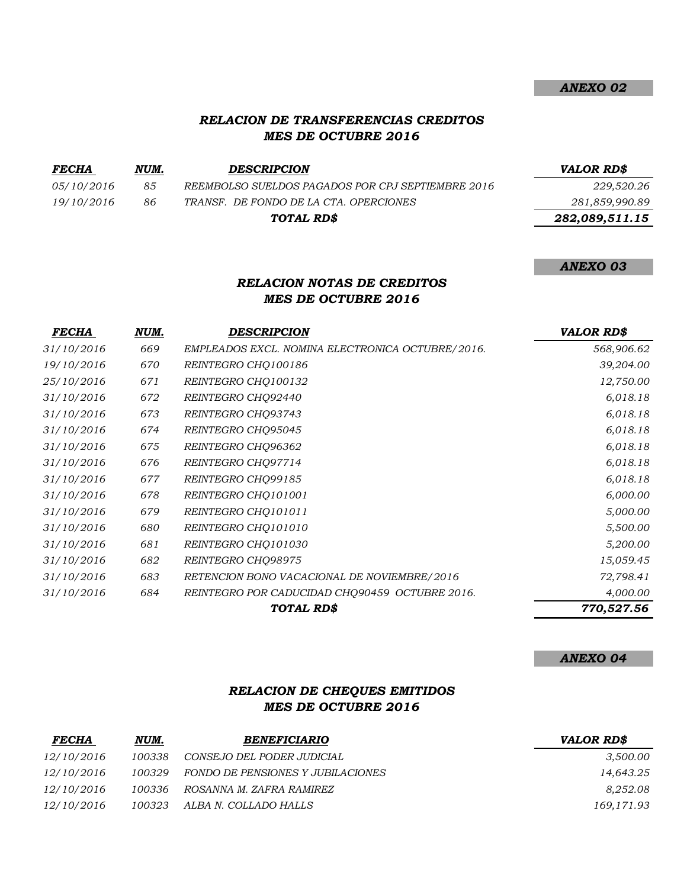***ANEXO 02***

## *RELACION DE TRANSFERENCIAS CREDITOS*
## *MES DE OCTUBRE 2016*

| ***FECHA*** | ***NUM.*** | ***DESCRIPCION*** | ***VALOR RD$*** |
|---|---|---|---|
| *05/10/2016* | *85* | *REEMBOLSO SUELDOS PAGADOS POR CPJ SEPTIEMBRE 2016* | *229,520.26* |
| *19/10/2016* | *86* | *TRANSF. DE FONDO DE LA CTA. OPERCIONES* | *281,859,990.89* |
| | | ***TOTAL RD$*** | ***282,089,511.15*** |

***ANEXO 03***

## *RELACION NOTAS DE CREDITOS*
## *MES DE OCTUBRE 2016*

| ***FECHA*** | ***NUM.*** | ***DESCRIPCION*** | ***VALOR RD$*** |
|---|---|---|---|
| *31/10/2016* | *669* | *EMPLEADOS EXCL. NOMINA ELECTRONICA OCTUBRE/2016.* | *568,906.62* |
| *19/10/2016* | *670* | *REINTEGRO CHQ100186* | *39,204.00* |
| *25/10/2016* | *671* | *REINTEGRO CHQ100132* | *12,750.00* |
| *31/10/2016* | *672* | *REINTEGRO CHQ92440* | *6,018.18* |
| *31/10/2016* | *673* | *REINTEGRO CHQ93743* | *6,018.18* |
| *31/10/2016* | *674* | *REINTEGRO CHQ95045* | *6,018.18* |
| *31/10/2016* | *675* | *REINTEGRO CHQ96362* | *6,018.18* |
| *31/10/2016* | *676* | *REINTEGRO CHQ97714* | *6,018.18* |
| *31/10/2016* | *677* | *REINTEGRO CHQ99185* | *6,018.18* |
| *31/10/2016* | *678* | *REINTEGRO CHQ101001* | *6,000.00* |
| *31/10/2016* | *679* | *REINTEGRO CHQ101011* | *5,000.00* |
| *31/10/2016* | *680* | *REINTEGRO CHQ101010* | *5,500.00* |
| *31/10/2016* | *681* | *REINTEGRO CHQ101030* | *5,200.00* |
| *31/10/2016* | *682* | *REINTEGRO CHQ98975* | *15,059.45* |
| *31/10/2016* | *683* | *RETENCION BONO VACACIONAL DE NOVIEMBRE/2016* | *72,798.41* |
| *31/10/2016* | *684* | *REINTEGRO POR CADUCIDAD CHQ90459 OCTUBRE 2016.* | *4,000.00* |
| | | ***TOTAL RD$*** | ***770,527.56*** |

***ANEXO 04***

## *RELACION DE CHEQUES EMITIDOS*
## *MES DE OCTUBRE 2016*

| ***FECHA*** | ***NUM.*** | ***BENEFICIARIO*** | ***VALOR RD$*** |
|---|---|---|---|
| *12/10/2016* | *100338* | *CONSEJO DEL PODER JUDICIAL* | *3,500.00* |
| *12/10/2016* | *100329* | *FONDO DE PENSIONES Y JUBILACIONES* | *14,643.25* |
| *12/10/2016* | *100336* | *ROSANNA M. ZAFRA RAMIREZ* | *8,252.08* |
| *12/10/2016* | *100323* | *ALBA N. COLLADO HALLS* | *169,171.93* |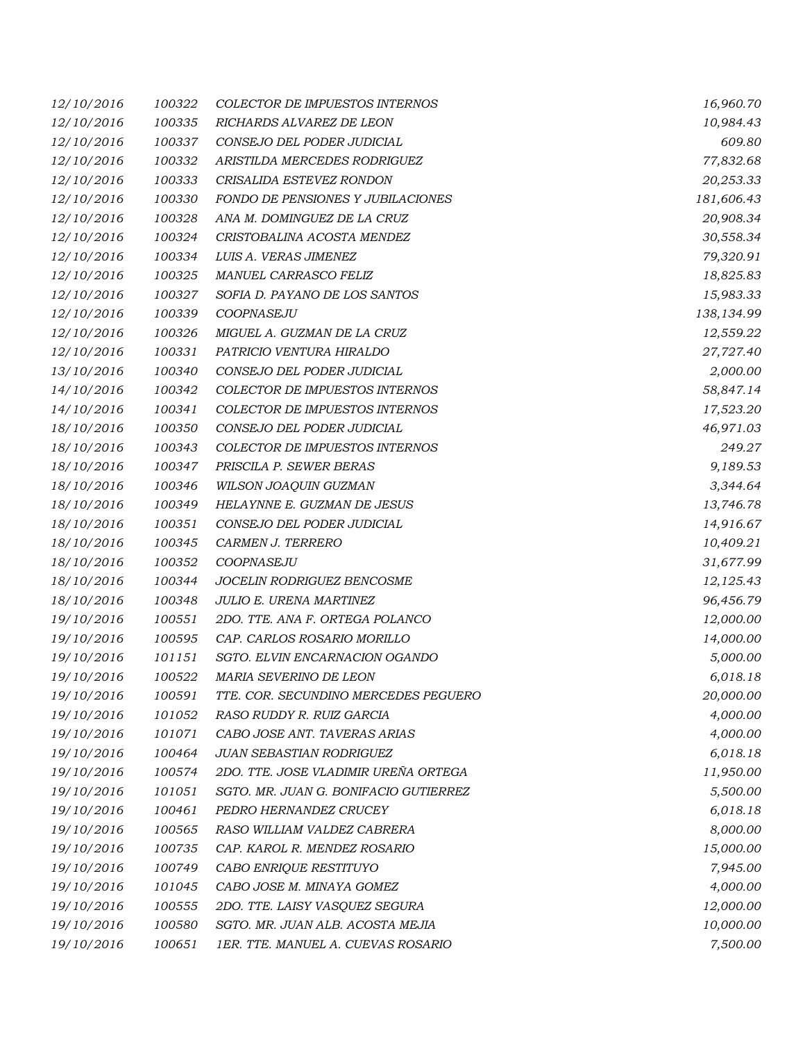| | | | |
|---|---|---|---|
| 12/10/2016 | 100322 | COLECTOR DE IMPUESTOS INTERNOS | 16,960.70 |
| 12/10/2016 | 100335 | RICHARDS ALVAREZ DE LEON | 10,984.43 |
| 12/10/2016 | 100337 | CONSEJO DEL PODER JUDICIAL | 609.80 |
| 12/10/2016 | 100332 | ARISTILDA MERCEDES RODRIGUEZ | 77,832.68 |
| 12/10/2016 | 100333 | CRISALIDA ESTEVEZ RONDON | 20,253.33 |
| 12/10/2016 | 100330 | FONDO DE PENSIONES Y JUBILACIONES | 181,606.43 |
| 12/10/2016 | 100328 | ANA M. DOMINGUEZ DE LA CRUZ | 20,908.34 |
| 12/10/2016 | 100324 | CRISTOBALINA ACOSTA MENDEZ | 30,558.34 |
| 12/10/2016 | 100334 | LUIS A. VERAS JIMENEZ | 79,320.91 |
| 12/10/2016 | 100325 | MANUEL CARRASCO FELIZ | 18,825.83 |
| 12/10/2016 | 100327 | SOFIA D. PAYANO DE LOS SANTOS | 15,983.33 |
| 12/10/2016 | 100339 | COOPNASEJU | 138,134.99 |
| 12/10/2016 | 100326 | MIGUEL A. GUZMAN DE LA CRUZ | 12,559.22 |
| 12/10/2016 | 100331 | PATRICIO VENTURA HIRALDO | 27,727.40 |
| 13/10/2016 | 100340 | CONSEJO DEL PODER JUDICIAL | 2,000.00 |
| 14/10/2016 | 100342 | COLECTOR DE IMPUESTOS INTERNOS | 58,847.14 |
| 14/10/2016 | 100341 | COLECTOR DE IMPUESTOS INTERNOS | 17,523.20 |
| 18/10/2016 | 100350 | CONSEJO DEL PODER JUDICIAL | 46,971.03 |
| 18/10/2016 | 100343 | COLECTOR DE IMPUESTOS INTERNOS | 249.27 |
| 18/10/2016 | 100347 | PRISCILA P. SEWER BERAS | 9,189.53 |
| 18/10/2016 | 100346 | WILSON JOAQUIN GUZMAN | 3,344.64 |
| 18/10/2016 | 100349 | HELAYNNE E. GUZMAN DE JESUS | 13,746.78 |
| 18/10/2016 | 100351 | CONSEJO DEL PODER JUDICIAL | 14,916.67 |
| 18/10/2016 | 100345 | CARMEN J. TERRERO | 10,409.21 |
| 18/10/2016 | 100352 | COOPNASEJU | 31,677.99 |
| 18/10/2016 | 100344 | JOCELIN RODRIGUEZ BENCOSME | 12,125.43 |
| 18/10/2016 | 100348 | JULIO E. URENA MARTINEZ | 96,456.79 |
| 19/10/2016 | 100551 | 2DO. TTE. ANA F. ORTEGA POLANCO | 12,000.00 |
| 19/10/2016 | 100595 | CAP. CARLOS ROSARIO MORILLO | 14,000.00 |
| 19/10/2016 | 101151 | SGTO. ELVIN ENCARNACION OGANDO | 5,000.00 |
| 19/10/2016 | 100522 | MARIA SEVERINO DE LEON | 6,018.18 |
| 19/10/2016 | 100591 | TTE. COR. SECUNDINO MERCEDES PEGUERO | 20,000.00 |
| 19/10/2016 | 101052 | RASO RUDDY R. RUIZ GARCIA | 4,000.00 |
| 19/10/2016 | 101071 | CABO JOSE ANT. TAVERAS ARIAS | 4,000.00 |
| 19/10/2016 | 100464 | JUAN SEBASTIAN RODRIGUEZ | 6,018.18 |
| 19/10/2016 | 100574 | 2DO. TTE. JOSE VLADIMIR UREÑA ORTEGA | 11,950.00 |
| 19/10/2016 | 101051 | SGTO. MR. JUAN G. BONIFACIO GUTIERREZ | 5,500.00 |
| 19/10/2016 | 100461 | PEDRO HERNANDEZ CRUCEY | 6,018.18 |
| 19/10/2016 | 100565 | RASO WILLIAM VALDEZ CABRERA | 8,000.00 |
| 19/10/2016 | 100735 | CAP. KAROL R. MENDEZ ROSARIO | 15,000.00 |
| 19/10/2016 | 100749 | CABO ENRIQUE RESTITUYO | 7,945.00 |
| 19/10/2016 | 101045 | CABO JOSE M. MINAYA GOMEZ | 4,000.00 |
| 19/10/2016 | 100555 | 2DO. TTE. LAISY VASQUEZ SEGURA | 12,000.00 |
| 19/10/2016 | 100580 | SGTO. MR. JUAN ALB. ACOSTA MEJIA | 10,000.00 |
| 19/10/2016 | 100651 | 1ER. TTE. MANUEL A. CUEVAS ROSARIO | 7,500.00 |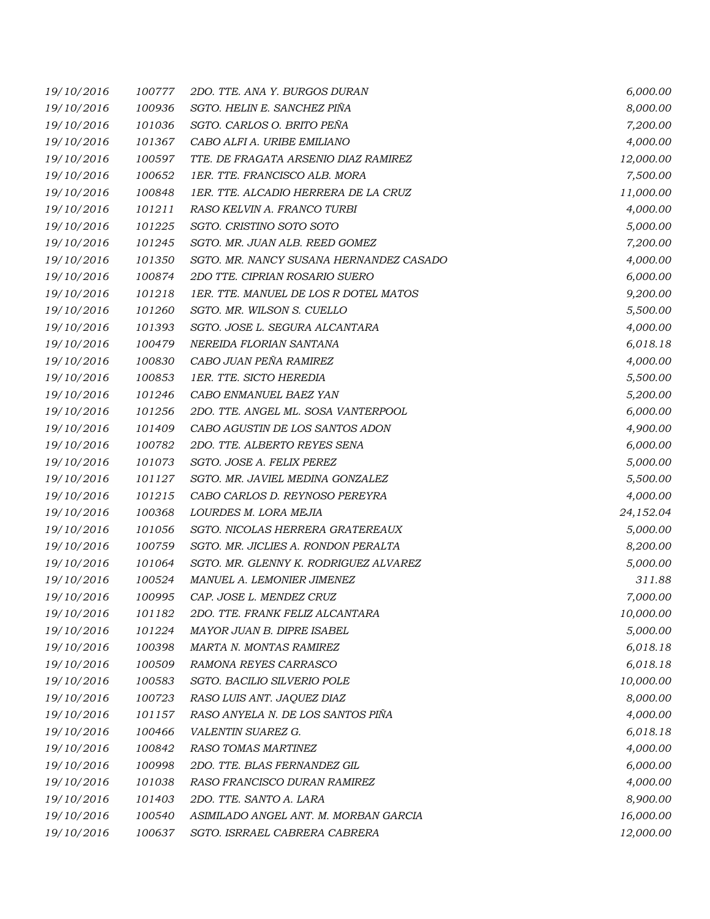| | | | |
|---|---|---|---|
| 19/10/2016 | 100777 | 2DO. TTE. ANA Y. BURGOS DURAN | 6,000.00 |
| 19/10/2016 | 100936 | SGTO. HELIN E. SANCHEZ PIÑA | 8,000.00 |
| 19/10/2016 | 101036 | SGTO. CARLOS O. BRITO PEÑA | 7,200.00 |
| 19/10/2016 | 101367 | CABO ALFI A. URIBE EMILIANO | 4,000.00 |
| 19/10/2016 | 100597 | TTE. DE FRAGATA ARSENIO DIAZ RAMIREZ | 12,000.00 |
| 19/10/2016 | 100652 | 1ER. TTE. FRANCISCO ALB. MORA | 7,500.00 |
| 19/10/2016 | 100848 | 1ER. TTE. ALCADIO HERRERA DE LA CRUZ | 11,000.00 |
| 19/10/2016 | 101211 | RASO KELVIN A. FRANCO TURBI | 4,000.00 |
| 19/10/2016 | 101225 | SGTO. CRISTINO SOTO SOTO | 5,000.00 |
| 19/10/2016 | 101245 | SGTO. MR. JUAN ALB. REED GOMEZ | 7,200.00 |
| 19/10/2016 | 101350 | SGTO. MR. NANCY SUSANA HERNANDEZ CASADO | 4,000.00 |
| 19/10/2016 | 100874 | 2DO TTE. CIPRIAN ROSARIO SUERO | 6,000.00 |
| 19/10/2016 | 101218 | 1ER. TTE. MANUEL DE LOS R DOTEL MATOS | 9,200.00 |
| 19/10/2016 | 101260 | SGTO. MR. WILSON S. CUELLO | 5,500.00 |
| 19/10/2016 | 101393 | SGTO. JOSE L. SEGURA ALCANTARA | 4,000.00 |
| 19/10/2016 | 100479 | NEREIDA FLORIAN SANTANA | 6,018.18 |
| 19/10/2016 | 100830 | CABO JUAN PEÑA RAMIREZ | 4,000.00 |
| 19/10/2016 | 100853 | 1ER. TTE. SICTO HEREDIA | 5,500.00 |
| 19/10/2016 | 101246 | CABO ENMANUEL BAEZ YAN | 5,200.00 |
| 19/10/2016 | 101256 | 2DO. TTE. ANGEL ML. SOSA VANTERPOOL | 6,000.00 |
| 19/10/2016 | 101409 | CABO AGUSTIN DE LOS SANTOS ADON | 4,900.00 |
| 19/10/2016 | 100782 | 2DO. TTE. ALBERTO REYES SENA | 6,000.00 |
| 19/10/2016 | 101073 | SGTO. JOSE A. FELIX PEREZ | 5,000.00 |
| 19/10/2016 | 101127 | SGTO. MR. JAVIEL MEDINA GONZALEZ | 5,500.00 |
| 19/10/2016 | 101215 | CABO CARLOS D. REYNOSO PEREYRA | 4,000.00 |
| 19/10/2016 | 100368 | LOURDES M. LORA MEJIA | 24,152.04 |
| 19/10/2016 | 101056 | SGTO. NICOLAS HERRERA GRATEREAUX | 5,000.00 |
| 19/10/2016 | 100759 | SGTO. MR. JICLIES A. RONDON PERALTA | 8,200.00 |
| 19/10/2016 | 101064 | SGTO. MR. GLENNY K. RODRIGUEZ ALVAREZ | 5,000.00 |
| 19/10/2016 | 100524 | MANUEL A. LEMONIER JIMENEZ | 311.88 |
| 19/10/2016 | 100995 | CAP. JOSE L. MENDEZ CRUZ | 7,000.00 |
| 19/10/2016 | 101182 | 2DO. TTE. FRANK FELIZ ALCANTARA | 10,000.00 |
| 19/10/2016 | 101224 | MAYOR JUAN B. DIPRE ISABEL | 5,000.00 |
| 19/10/2016 | 100398 | MARTA N. MONTAS RAMIREZ | 6,018.18 |
| 19/10/2016 | 100509 | RAMONA REYES CARRASCO | 6,018.18 |
| 19/10/2016 | 100583 | SGTO. BACILIO SILVERIO POLE | 10,000.00 |
| 19/10/2016 | 100723 | RASO LUIS ANT. JAQUEZ DIAZ | 8,000.00 |
| 19/10/2016 | 101157 | RASO ANYELA N. DE LOS SANTOS PIÑA | 4,000.00 |
| 19/10/2016 | 100466 | VALENTIN SUAREZ G. | 6,018.18 |
| 19/10/2016 | 100842 | RASO TOMAS MARTINEZ | 4,000.00 |
| 19/10/2016 | 100998 | 2DO. TTE. BLAS FERNANDEZ GIL | 6,000.00 |
| 19/10/2016 | 101038 | RASO FRANCISCO DURAN RAMIREZ | 4,000.00 |
| 19/10/2016 | 101403 | 2DO. TTE. SANTO A. LARA | 8,900.00 |
| 19/10/2016 | 100540 | ASIMILADO ANGEL ANT. M. MORBAN GARCIA | 16,000.00 |
| 19/10/2016 | 100637 | SGTO. ISRRAEL CABRERA CABRERA | 12,000.00 |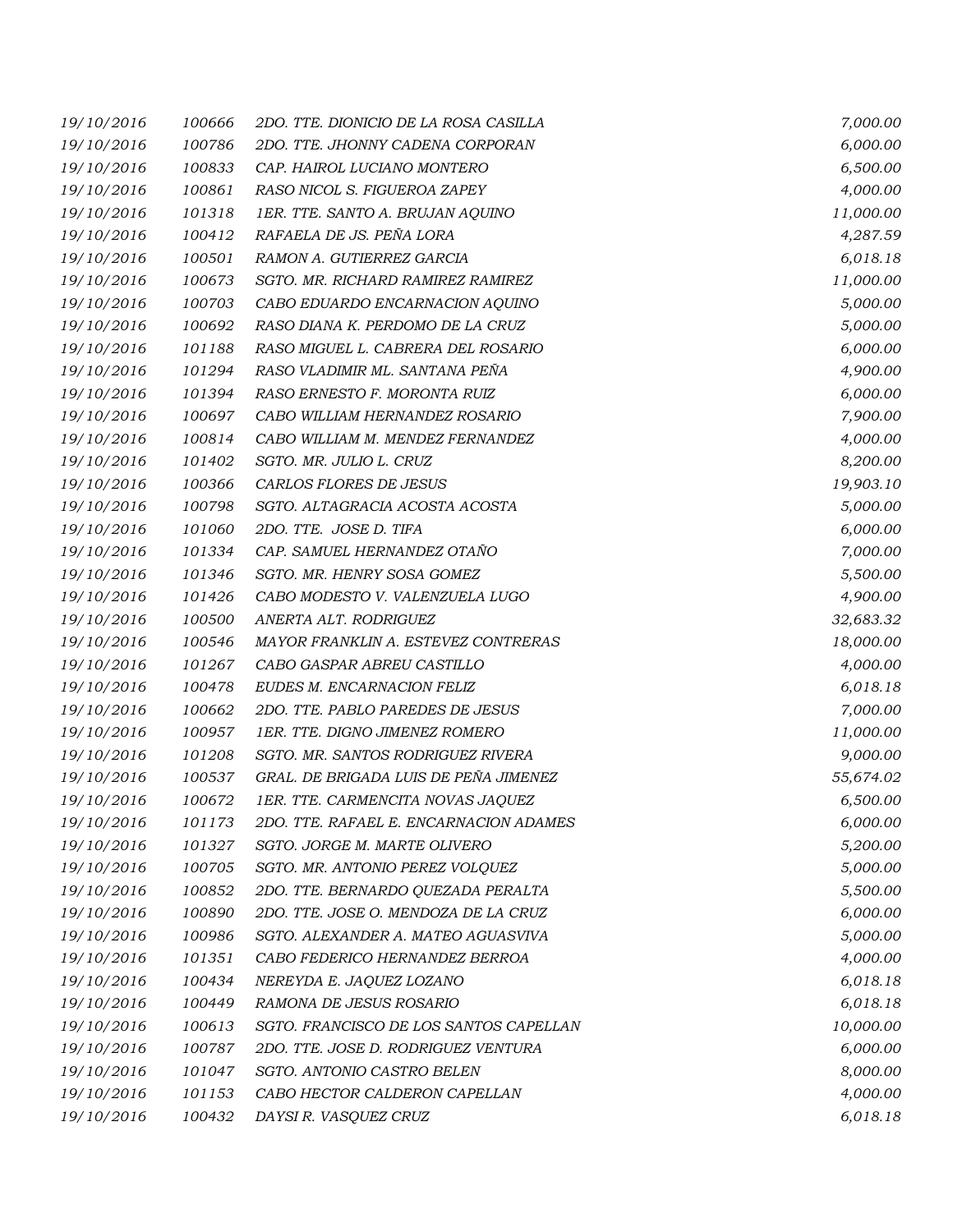| | | | |
|---|---|---|---|
| 19/10/2016 | 100666 | 2DO. TTE. DIONICIO DE LA ROSA CASILLA | 7,000.00 |
| 19/10/2016 | 100786 | 2DO. TTE. JHONNY CADENA CORPORAN | 6,000.00 |
| 19/10/2016 | 100833 | CAP. HAIROL LUCIANO MONTERO | 6,500.00 |
| 19/10/2016 | 100861 | RASO NICOL S. FIGUEROA ZAPEY | 4,000.00 |
| 19/10/2016 | 101318 | 1ER. TTE. SANTO A. BRUJAN AQUINO | 11,000.00 |
| 19/10/2016 | 100412 | RAFAELA DE JS. PEÑA LORA | 4,287.59 |
| 19/10/2016 | 100501 | RAMON A. GUTIERREZ GARCIA | 6,018.18 |
| 19/10/2016 | 100673 | SGTO. MR. RICHARD RAMIREZ RAMIREZ | 11,000.00 |
| 19/10/2016 | 100703 | CABO EDUARDO ENCARNACION AQUINO | 5,000.00 |
| 19/10/2016 | 100692 | RASO DIANA K. PERDOMO DE LA CRUZ | 5,000.00 |
| 19/10/2016 | 101188 | RASO MIGUEL L. CABRERA DEL ROSARIO | 6,000.00 |
| 19/10/2016 | 101294 | RASO VLADIMIR ML. SANTANA PEÑA | 4,900.00 |
| 19/10/2016 | 101394 | RASO ERNESTO F. MORONTA RUIZ | 6,000.00 |
| 19/10/2016 | 100697 | CABO WILLIAM HERNANDEZ ROSARIO | 7,900.00 |
| 19/10/2016 | 100814 | CABO WILLIAM M. MENDEZ FERNANDEZ | 4,000.00 |
| 19/10/2016 | 101402 | SGTO. MR. JULIO L. CRUZ | 8,200.00 |
| 19/10/2016 | 100366 | CARLOS FLORES DE JESUS | 19,903.10 |
| 19/10/2016 | 100798 | SGTO. ALTAGRACIA ACOSTA ACOSTA | 5,000.00 |
| 19/10/2016 | 101060 | 2DO. TTE. JOSE D. TIFA | 6,000.00 |
| 19/10/2016 | 101334 | CAP. SAMUEL HERNANDEZ OTAÑO | 7,000.00 |
| 19/10/2016 | 101346 | SGTO. MR. HENRY SOSA GOMEZ | 5,500.00 |
| 19/10/2016 | 101426 | CABO MODESTO V. VALENZUELA LUGO | 4,900.00 |
| 19/10/2016 | 100500 | ANERTA ALT. RODRIGUEZ | 32,683.32 |
| 19/10/2016 | 100546 | MAYOR FRANKLIN A. ESTEVEZ CONTRERAS | 18,000.00 |
| 19/10/2016 | 101267 | CABO GASPAR ABREU CASTILLO | 4,000.00 |
| 19/10/2016 | 100478 | EUDES M. ENCARNACION FELIZ | 6,018.18 |
| 19/10/2016 | 100662 | 2DO. TTE. PABLO PAREDES DE JESUS | 7,000.00 |
| 19/10/2016 | 100957 | 1ER. TTE. DIGNO JIMENEZ ROMERO | 11,000.00 |
| 19/10/2016 | 101208 | SGTO. MR. SANTOS RODRIGUEZ RIVERA | 9,000.00 |
| 19/10/2016 | 100537 | GRAL. DE BRIGADA LUIS DE PEÑA JIMENEZ | 55,674.02 |
| 19/10/2016 | 100672 | 1ER. TTE. CARMENCITA NOVAS JAQUEZ | 6,500.00 |
| 19/10/2016 | 101173 | 2DO. TTE. RAFAEL E. ENCARNACION ADAMES | 6,000.00 |
| 19/10/2016 | 101327 | SGTO. JORGE M. MARTE OLIVERO | 5,200.00 |
| 19/10/2016 | 100705 | SGTO. MR. ANTONIO PEREZ VOLQUEZ | 5,000.00 |
| 19/10/2016 | 100852 | 2DO. TTE. BERNARDO QUEZADA PERALTA | 5,500.00 |
| 19/10/2016 | 100890 | 2DO. TTE. JOSE O. MENDOZA DE LA CRUZ | 6,000.00 |
| 19/10/2016 | 100986 | SGTO. ALEXANDER A. MATEO AGUASVIVA | 5,000.00 |
| 19/10/2016 | 101351 | CABO FEDERICO HERNANDEZ BERROA | 4,000.00 |
| 19/10/2016 | 100434 | NEREYDA E. JAQUEZ LOZANO | 6,018.18 |
| 19/10/2016 | 100449 | RAMONA DE JESUS ROSARIO | 6,018.18 |
| 19/10/2016 | 100613 | SGTO. FRANCISCO DE LOS SANTOS CAPELLAN | 10,000.00 |
| 19/10/2016 | 100787 | 2DO. TTE. JOSE D. RODRIGUEZ VENTURA | 6,000.00 |
| 19/10/2016 | 101047 | SGTO. ANTONIO CASTRO BELEN | 8,000.00 |
| 19/10/2016 | 101153 | CABO HECTOR CALDERON CAPELLAN | 4,000.00 |
| 19/10/2016 | 100432 | DAYSI R. VASQUEZ CRUZ | 6,018.18 |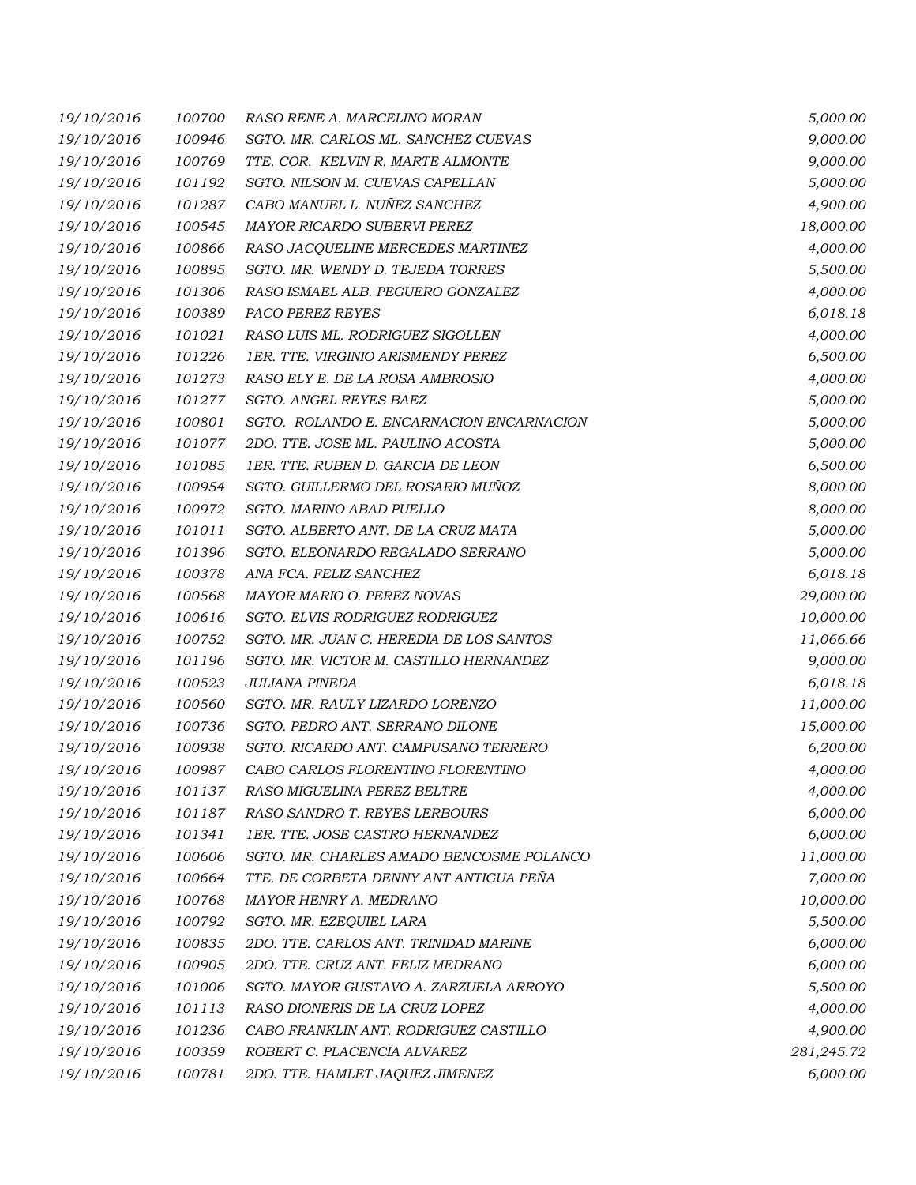| | | | |
|---|---|---|---|
| 19/10/2016 | 100700 | RASO RENE A. MARCELINO MORAN | 5,000.00 |
| 19/10/2016 | 100946 | SGTO. MR. CARLOS ML. SANCHEZ CUEVAS | 9,000.00 |
| 19/10/2016 | 100769 | TTE. COR. KELVIN R. MARTE ALMONTE | 9,000.00 |
| 19/10/2016 | 101192 | SGTO. NILSON M. CUEVAS CAPELLAN | 5,000.00 |
| 19/10/2016 | 101287 | CABO MANUEL L. NUÑEZ SANCHEZ | 4,900.00 |
| 19/10/2016 | 100545 | MAYOR RICARDO SUBERVI PEREZ | 18,000.00 |
| 19/10/2016 | 100866 | RASO JACQUELINE MERCEDES MARTINEZ | 4,000.00 |
| 19/10/2016 | 100895 | SGTO. MR. WENDY D. TEJEDA TORRES | 5,500.00 |
| 19/10/2016 | 101306 | RASO ISMAEL ALB. PEGUERO GONZALEZ | 4,000.00 |
| 19/10/2016 | 100389 | PACO PEREZ REYES | 6,018.18 |
| 19/10/2016 | 101021 | RASO LUIS ML. RODRIGUEZ SIGOLLEN | 4,000.00 |
| 19/10/2016 | 101226 | 1ER. TTE. VIRGINIO ARISMENDY PEREZ | 6,500.00 |
| 19/10/2016 | 101273 | RASO ELY E. DE LA ROSA AMBROSIO | 4,000.00 |
| 19/10/2016 | 101277 | SGTO. ANGEL REYES BAEZ | 5,000.00 |
| 19/10/2016 | 100801 | SGTO. ROLANDO E. ENCARNACION ENCARNACION | 5,000.00 |
| 19/10/2016 | 101077 | 2DO. TTE. JOSE ML. PAULINO ACOSTA | 5,000.00 |
| 19/10/2016 | 101085 | 1ER. TTE. RUBEN D. GARCIA DE LEON | 6,500.00 |
| 19/10/2016 | 100954 | SGTO. GUILLERMO DEL ROSARIO MUÑOZ | 8,000.00 |
| 19/10/2016 | 100972 | SGTO. MARINO ABAD PUELLO | 8,000.00 |
| 19/10/2016 | 101011 | SGTO. ALBERTO ANT. DE LA CRUZ MATA | 5,000.00 |
| 19/10/2016 | 101396 | SGTO. ELEONARDO REGALADO SERRANO | 5,000.00 |
| 19/10/2016 | 100378 | ANA FCA. FELIZ SANCHEZ | 6,018.18 |
| 19/10/2016 | 100568 | MAYOR MARIO O. PEREZ NOVAS | 29,000.00 |
| 19/10/2016 | 100616 | SGTO. ELVIS RODRIGUEZ RODRIGUEZ | 10,000.00 |
| 19/10/2016 | 100752 | SGTO. MR. JUAN C. HEREDIA DE LOS SANTOS | 11,066.66 |
| 19/10/2016 | 101196 | SGTO. MR. VICTOR M. CASTILLO HERNANDEZ | 9,000.00 |
| 19/10/2016 | 100523 | JULIANA PINEDA | 6,018.18 |
| 19/10/2016 | 100560 | SGTO. MR. RAULY LIZARDO LORENZO | 11,000.00 |
| 19/10/2016 | 100736 | SGTO. PEDRO ANT. SERRANO DILONE | 15,000.00 |
| 19/10/2016 | 100938 | SGTO. RICARDO ANT. CAMPUSANO TERRERO | 6,200.00 |
| 19/10/2016 | 100987 | CABO CARLOS FLORENTINO FLORENTINO | 4,000.00 |
| 19/10/2016 | 101137 | RASO MIGUELINA PEREZ BELTRE | 4,000.00 |
| 19/10/2016 | 101187 | RASO SANDRO T. REYES LERBOURS | 6,000.00 |
| 19/10/2016 | 101341 | 1ER. TTE. JOSE CASTRO HERNANDEZ | 6,000.00 |
| 19/10/2016 | 100606 | SGTO. MR. CHARLES AMADO BENCOSME POLANCO | 11,000.00 |
| 19/10/2016 | 100664 | TTE. DE CORBETA DENNY ANT ANTIGUA PEÑA | 7,000.00 |
| 19/10/2016 | 100768 | MAYOR HENRY A. MEDRANO | 10,000.00 |
| 19/10/2016 | 100792 | SGTO. MR. EZEQUIEL LARA | 5,500.00 |
| 19/10/2016 | 100835 | 2DO. TTE. CARLOS ANT. TRINIDAD MARINE | 6,000.00 |
| 19/10/2016 | 100905 | 2DO. TTE. CRUZ ANT. FELIZ MEDRANO | 6,000.00 |
| 19/10/2016 | 101006 | SGTO. MAYOR GUSTAVO A. ZARZUELA ARROYO | 5,500.00 |
| 19/10/2016 | 101113 | RASO DIONERIS DE LA CRUZ LOPEZ | 4,000.00 |
| 19/10/2016 | 101236 | CABO FRANKLIN ANT. RODRIGUEZ CASTILLO | 4,900.00 |
| 19/10/2016 | 100359 | ROBERT C. PLACENCIA ALVAREZ | 281,245.72 |
| 19/10/2016 | 100781 | 2DO. TTE. HAMLET JAQUEZ JIMENEZ | 6,000.00 |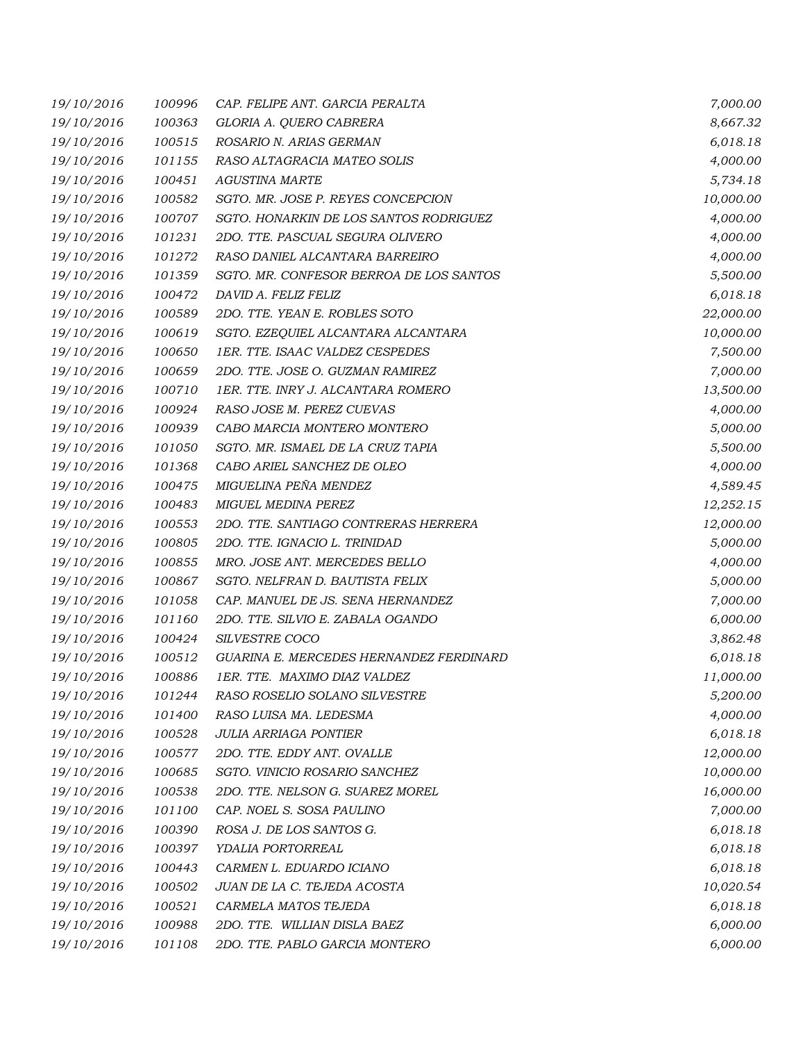| | | | |
|---|---|---|---|
| 19/10/2016 | 100996 | CAP. FELIPE ANT. GARCIA PERALTA | 7,000.00 |
| 19/10/2016 | 100363 | GLORIA A. QUERO CABRERA | 8,667.32 |
| 19/10/2016 | 100515 | ROSARIO N. ARIAS GERMAN | 6,018.18 |
| 19/10/2016 | 101155 | RASO ALTAGRACIA MATEO SOLIS | 4,000.00 |
| 19/10/2016 | 100451 | AGUSTINA MARTE | 5,734.18 |
| 19/10/2016 | 100582 | SGTO. MR. JOSE P. REYES CONCEPCION | 10,000.00 |
| 19/10/2016 | 100707 | SGTO. HONARKIN DE LOS SANTOS RODRIGUEZ | 4,000.00 |
| 19/10/2016 | 101231 | 2DO. TTE. PASCUAL SEGURA OLIVERO | 4,000.00 |
| 19/10/2016 | 101272 | RASO DANIEL ALCANTARA BARREIRO | 4,000.00 |
| 19/10/2016 | 101359 | SGTO. MR. CONFESOR BERROA DE LOS SANTOS | 5,500.00 |
| 19/10/2016 | 100472 | DAVID A. FELIZ FELIZ | 6,018.18 |
| 19/10/2016 | 100589 | 2DO. TTE. YEAN E. ROBLES SOTO | 22,000.00 |
| 19/10/2016 | 100619 | SGTO. EZEQUIEL ALCANTARA ALCANTARA | 10,000.00 |
| 19/10/2016 | 100650 | 1ER. TTE. ISAAC VALDEZ CESPEDES | 7,500.00 |
| 19/10/2016 | 100659 | 2DO. TTE. JOSE O. GUZMAN RAMIREZ | 7,000.00 |
| 19/10/2016 | 100710 | 1ER. TTE. INRY J. ALCANTARA ROMERO | 13,500.00 |
| 19/10/2016 | 100924 | RASO JOSE M. PEREZ CUEVAS | 4,000.00 |
| 19/10/2016 | 100939 | CABO MARCIA MONTERO MONTERO | 5,000.00 |
| 19/10/2016 | 101050 | SGTO. MR. ISMAEL DE LA CRUZ TAPIA | 5,500.00 |
| 19/10/2016 | 101368 | CABO ARIEL SANCHEZ DE OLEO | 4,000.00 |
| 19/10/2016 | 100475 | MIGUELINA PEÑA MENDEZ | 4,589.45 |
| 19/10/2016 | 100483 | MIGUEL MEDINA PEREZ | 12,252.15 |
| 19/10/2016 | 100553 | 2DO. TTE. SANTIAGO CONTRERAS HERRERA | 12,000.00 |
| 19/10/2016 | 100805 | 2DO. TTE. IGNACIO L. TRINIDAD | 5,000.00 |
| 19/10/2016 | 100855 | MRO. JOSE ANT. MERCEDES BELLO | 4,000.00 |
| 19/10/2016 | 100867 | SGTO. NELFRAN D. BAUTISTA FELIX | 5,000.00 |
| 19/10/2016 | 101058 | CAP. MANUEL DE JS. SENA HERNANDEZ | 7,000.00 |
| 19/10/2016 | 101160 | 2DO. TTE. SILVIO E. ZABALA OGANDO | 6,000.00 |
| 19/10/2016 | 100424 | SILVESTRE COCO | 3,862.48 |
| 19/10/2016 | 100512 | GUARINA E. MERCEDES HERNANDEZ FERDINARD | 6,018.18 |
| 19/10/2016 | 100886 | 1ER. TTE. MAXIMO DIAZ VALDEZ | 11,000.00 |
| 19/10/2016 | 101244 | RASO ROSELIO SOLANO SILVESTRE | 5,200.00 |
| 19/10/2016 | 101400 | RASO LUISA MA. LEDESMA | 4,000.00 |
| 19/10/2016 | 100528 | JULIA ARRIAGA PONTIER | 6,018.18 |
| 19/10/2016 | 100577 | 2DO. TTE. EDDY ANT. OVALLE | 12,000.00 |
| 19/10/2016 | 100685 | SGTO. VINICIO ROSARIO SANCHEZ | 10,000.00 |
| 19/10/2016 | 100538 | 2DO. TTE. NELSON G. SUAREZ MOREL | 16,000.00 |
| 19/10/2016 | 101100 | CAP. NOEL S. SOSA PAULINO | 7,000.00 |
| 19/10/2016 | 100390 | ROSA J. DE LOS SANTOS G. | 6,018.18 |
| 19/10/2016 | 100397 | YDALIA PORTORREAL | 6,018.18 |
| 19/10/2016 | 100443 | CARMEN L. EDUARDO ICIANO | 6,018.18 |
| 19/10/2016 | 100502 | JUAN DE LA C. TEJEDA ACOSTA | 10,020.54 |
| 19/10/2016 | 100521 | CARMELA MATOS TEJEDA | 6,018.18 |
| 19/10/2016 | 100988 | 2DO. TTE. WILLIAN DISLA BAEZ | 6,000.00 |
| 19/10/2016 | 101108 | 2DO. TTE. PABLO GARCIA MONTERO | 6,000.00 |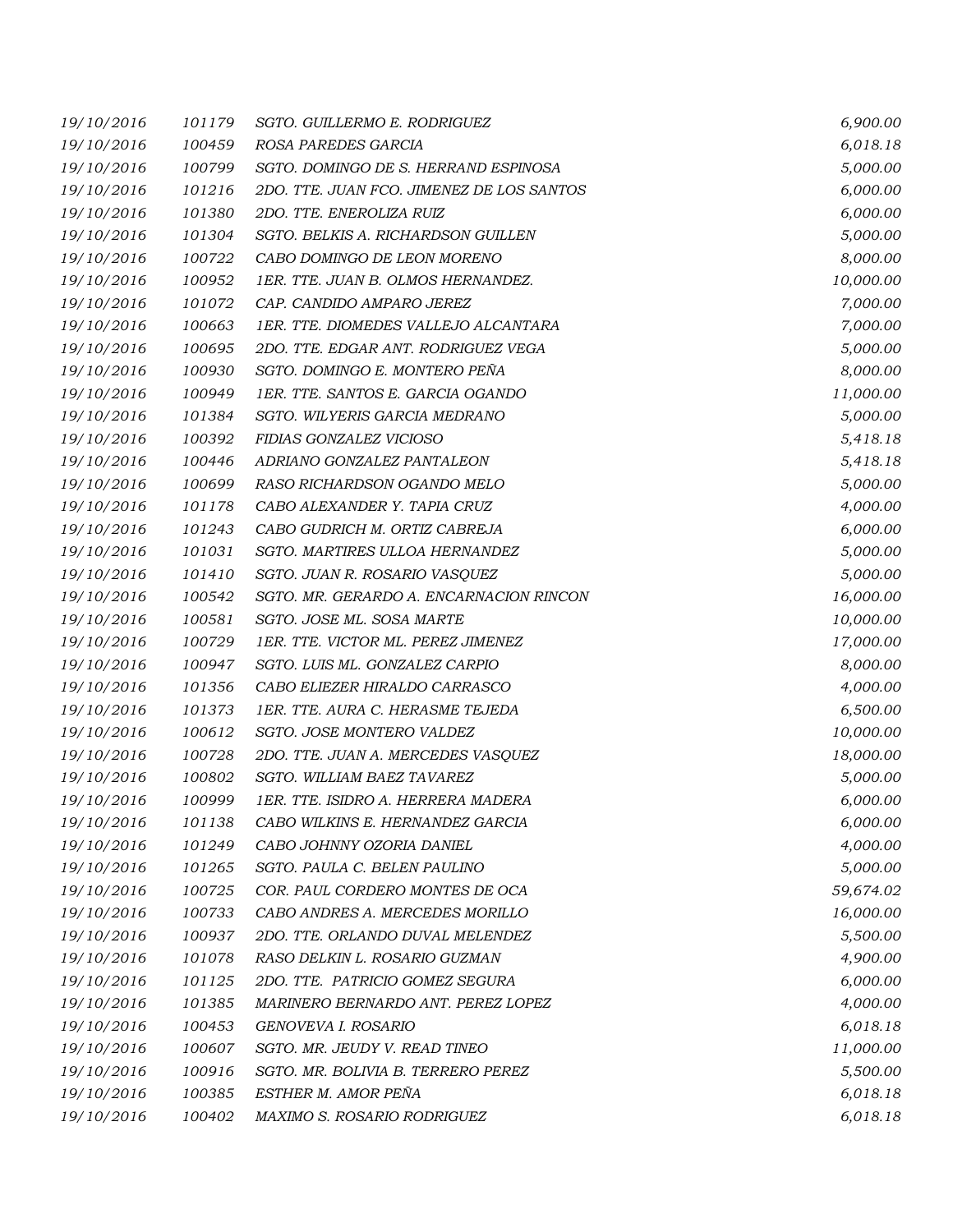| | | | |
|---|---|---|---|
| 19/10/2016 | 101179 | SGTO. GUILLERMO E. RODRIGUEZ | 6,900.00 |
| 19/10/2016 | 100459 | ROSA PAREDES GARCIA | 6,018.18 |
| 19/10/2016 | 100799 | SGTO. DOMINGO DE S. HERRAND ESPINOSA | 5,000.00 |
| 19/10/2016 | 101216 | 2DO. TTE. JUAN FCO. JIMENEZ DE LOS SANTOS | 6,000.00 |
| 19/10/2016 | 101380 | 2DO. TTE. ENEROLIZA RUIZ | 6,000.00 |
| 19/10/2016 | 101304 | SGTO. BELKIS A. RICHARDSON GUILLEN | 5,000.00 |
| 19/10/2016 | 100722 | CABO DOMINGO DE LEON MORENO | 8,000.00 |
| 19/10/2016 | 100952 | 1ER. TTE. JUAN B. OLMOS HERNANDEZ. | 10,000.00 |
| 19/10/2016 | 101072 | CAP. CANDIDO AMPARO JEREZ | 7,000.00 |
| 19/10/2016 | 100663 | 1ER. TTE. DIOMEDES VALLEJO ALCANTARA | 7,000.00 |
| 19/10/2016 | 100695 | 2DO. TTE. EDGAR ANT. RODRIGUEZ VEGA | 5,000.00 |
| 19/10/2016 | 100930 | SGTO. DOMINGO E. MONTERO PEÑA | 8,000.00 |
| 19/10/2016 | 100949 | 1ER. TTE. SANTOS E. GARCIA OGANDO | 11,000.00 |
| 19/10/2016 | 101384 | SGTO. WILYERIS GARCIA MEDRANO | 5,000.00 |
| 19/10/2016 | 100392 | FIDIAS GONZALEZ VICIOSO | 5,418.18 |
| 19/10/2016 | 100446 | ADRIANO GONZALEZ PANTALEON | 5,418.18 |
| 19/10/2016 | 100699 | RASO RICHARDSON OGANDO MELO | 5,000.00 |
| 19/10/2016 | 101178 | CABO ALEXANDER Y. TAPIA CRUZ | 4,000.00 |
| 19/10/2016 | 101243 | CABO GUDRICH M. ORTIZ CABREJA | 6,000.00 |
| 19/10/2016 | 101031 | SGTO. MARTIRES ULLOA HERNANDEZ | 5,000.00 |
| 19/10/2016 | 101410 | SGTO. JUAN R. ROSARIO VASQUEZ | 5,000.00 |
| 19/10/2016 | 100542 | SGTO. MR. GERARDO A. ENCARNACION RINCON | 16,000.00 |
| 19/10/2016 | 100581 | SGTO. JOSE ML. SOSA MARTE | 10,000.00 |
| 19/10/2016 | 100729 | 1ER. TTE. VICTOR ML. PEREZ JIMENEZ | 17,000.00 |
| 19/10/2016 | 100947 | SGTO. LUIS ML. GONZALEZ CARPIO | 8,000.00 |
| 19/10/2016 | 101356 | CABO ELIEZER HIRALDO CARRASCO | 4,000.00 |
| 19/10/2016 | 101373 | 1ER. TTE. AURA C. HERASME TEJEDA | 6,500.00 |
| 19/10/2016 | 100612 | SGTO. JOSE MONTERO VALDEZ | 10,000.00 |
| 19/10/2016 | 100728 | 2DO. TTE. JUAN A. MERCEDES VASQUEZ | 18,000.00 |
| 19/10/2016 | 100802 | SGTO. WILLIAM BAEZ TAVAREZ | 5,000.00 |
| 19/10/2016 | 100999 | 1ER. TTE. ISIDRO A. HERRERA MADERA | 6,000.00 |
| 19/10/2016 | 101138 | CABO WILKINS E. HERNANDEZ GARCIA | 6,000.00 |
| 19/10/2016 | 101249 | CABO JOHNNY OZORIA DANIEL | 4,000.00 |
| 19/10/2016 | 101265 | SGTO. PAULA C. BELEN PAULINO | 5,000.00 |
| 19/10/2016 | 100725 | COR. PAUL CORDERO MONTES DE OCA | 59,674.02 |
| 19/10/2016 | 100733 | CABO ANDRES A. MERCEDES MORILLO | 16,000.00 |
| 19/10/2016 | 100937 | 2DO. TTE. ORLANDO DUVAL MELENDEZ | 5,500.00 |
| 19/10/2016 | 101078 | RASO DELKIN L. ROSARIO GUZMAN | 4,900.00 |
| 19/10/2016 | 101125 | 2DO. TTE. PATRICIO GOMEZ SEGURA | 6,000.00 |
| 19/10/2016 | 101385 | MARINERO BERNARDO ANT. PEREZ LOPEZ | 4,000.00 |
| 19/10/2016 | 100453 | GENOVEVA I. ROSARIO | 6,018.18 |
| 19/10/2016 | 100607 | SGTO. MR. JEUDY V. READ TINEO | 11,000.00 |
| 19/10/2016 | 100916 | SGTO. MR. BOLIVIA B. TERRERO PEREZ | 5,500.00 |
| 19/10/2016 | 100385 | ESTHER M. AMOR PEÑA | 6,018.18 |
| 19/10/2016 | 100402 | MAXIMO S. ROSARIO RODRIGUEZ | 6,018.18 |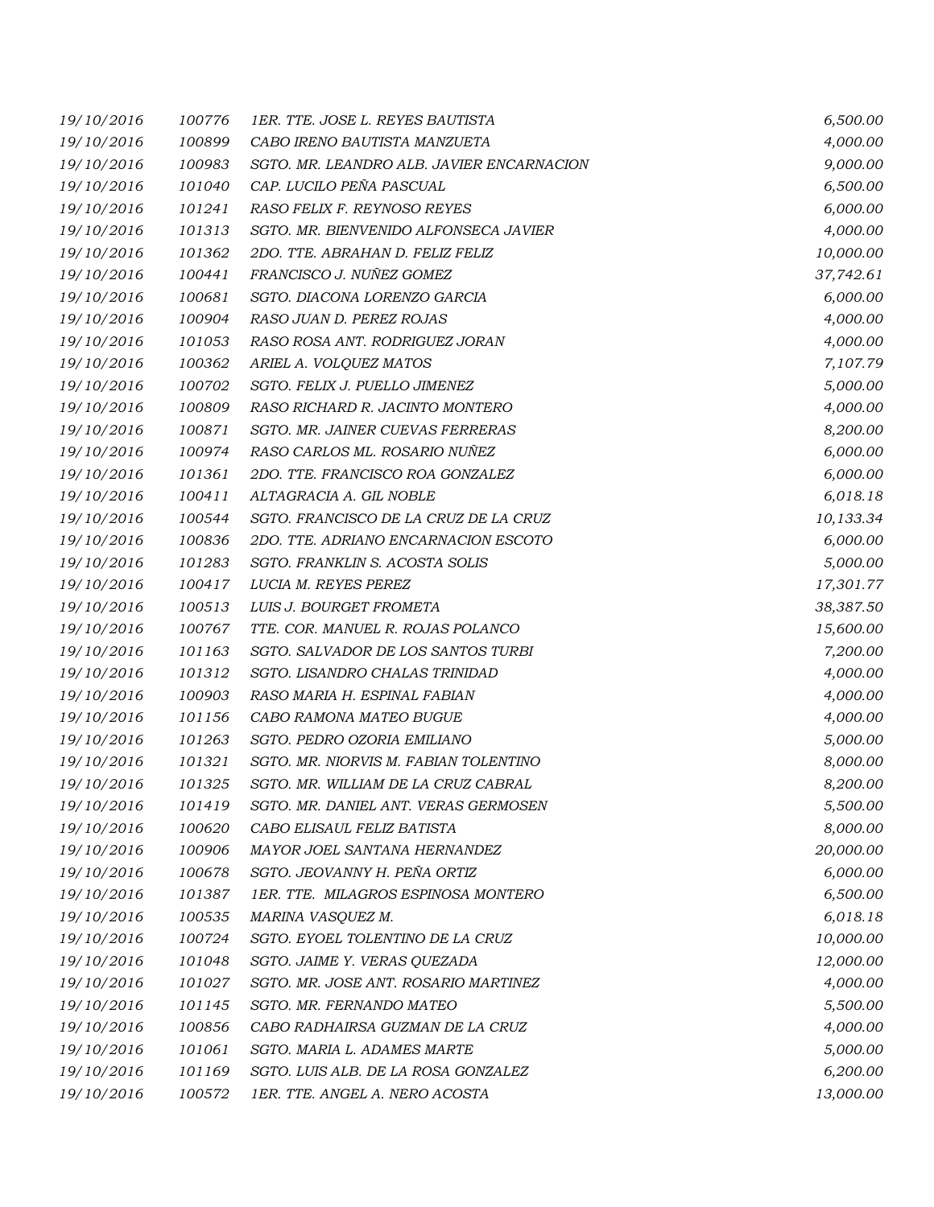| | | | |
|---|---|---|---|
| 19/10/2016 | 100776 | 1ER. TTE. JOSE L. REYES BAUTISTA | 6,500.00 |
| 19/10/2016 | 100899 | CABO IRENO BAUTISTA MANZUETA | 4,000.00 |
| 19/10/2016 | 100983 | SGTO. MR. LEANDRO ALB. JAVIER ENCARNACION | 9,000.00 |
| 19/10/2016 | 101040 | CAP. LUCILO PEÑA PASCUAL | 6,500.00 |
| 19/10/2016 | 101241 | RASO FELIX F. REYNOSO REYES | 6,000.00 |
| 19/10/2016 | 101313 | SGTO. MR. BIENVENIDO ALFONSECA JAVIER | 4,000.00 |
| 19/10/2016 | 101362 | 2DO. TTE. ABRAHAN D. FELIZ FELIZ | 10,000.00 |
| 19/10/2016 | 100441 | FRANCISCO J. NUÑEZ GOMEZ | 37,742.61 |
| 19/10/2016 | 100681 | SGTO. DIACONA LORENZO GARCIA | 6,000.00 |
| 19/10/2016 | 100904 | RASO JUAN D. PEREZ ROJAS | 4,000.00 |
| 19/10/2016 | 101053 | RASO ROSA ANT. RODRIGUEZ JORAN | 4,000.00 |
| 19/10/2016 | 100362 | ARIEL A. VOLQUEZ MATOS | 7,107.79 |
| 19/10/2016 | 100702 | SGTO. FELIX J. PUELLO JIMENEZ | 5,000.00 |
| 19/10/2016 | 100809 | RASO RICHARD R. JACINTO MONTERO | 4,000.00 |
| 19/10/2016 | 100871 | SGTO. MR. JAINER CUEVAS FERRERAS | 8,200.00 |
| 19/10/2016 | 100974 | RASO CARLOS ML. ROSARIO NUÑEZ | 6,000.00 |
| 19/10/2016 | 101361 | 2DO. TTE. FRANCISCO ROA GONZALEZ | 6,000.00 |
| 19/10/2016 | 100411 | ALTAGRACIA A. GIL NOBLE | 6,018.18 |
| 19/10/2016 | 100544 | SGTO. FRANCISCO DE LA CRUZ DE LA CRUZ | 10,133.34 |
| 19/10/2016 | 100836 | 2DO. TTE. ADRIANO ENCARNACION ESCOTO | 6,000.00 |
| 19/10/2016 | 101283 | SGTO. FRANKLIN S. ACOSTA SOLIS | 5,000.00 |
| 19/10/2016 | 100417 | LUCIA M. REYES PEREZ | 17,301.77 |
| 19/10/2016 | 100513 | LUIS J. BOURGET FROMETA | 38,387.50 |
| 19/10/2016 | 100767 | TTE. COR. MANUEL R. ROJAS POLANCO | 15,600.00 |
| 19/10/2016 | 101163 | SGTO. SALVADOR DE LOS SANTOS TURBI | 7,200.00 |
| 19/10/2016 | 101312 | SGTO. LISANDRO CHALAS TRINIDAD | 4,000.00 |
| 19/10/2016 | 100903 | RASO MARIA H. ESPINAL FABIAN | 4,000.00 |
| 19/10/2016 | 101156 | CABO RAMONA MATEO BUGUE | 4,000.00 |
| 19/10/2016 | 101263 | SGTO. PEDRO OZORIA EMILIANO | 5,000.00 |
| 19/10/2016 | 101321 | SGTO. MR. NIORVIS M. FABIAN TOLENTINO | 8,000.00 |
| 19/10/2016 | 101325 | SGTO. MR. WILLIAM DE LA CRUZ CABRAL | 8,200.00 |
| 19/10/2016 | 101419 | SGTO. MR. DANIEL ANT. VERAS GERMOSEN | 5,500.00 |
| 19/10/2016 | 100620 | CABO ELISAUL FELIZ BATISTA | 8,000.00 |
| 19/10/2016 | 100906 | MAYOR JOEL SANTANA HERNANDEZ | 20,000.00 |
| 19/10/2016 | 100678 | SGTO. JEOVANNY H. PEÑA ORTIZ | 6,000.00 |
| 19/10/2016 | 101387 | 1ER. TTE. MILAGROS ESPINOSA MONTERO | 6,500.00 |
| 19/10/2016 | 100535 | MARINA VASQUEZ M. | 6,018.18 |
| 19/10/2016 | 100724 | SGTO. EYOEL TOLENTINO DE LA CRUZ | 10,000.00 |
| 19/10/2016 | 101048 | SGTO. JAIME Y. VERAS QUEZADA | 12,000.00 |
| 19/10/2016 | 101027 | SGTO. MR. JOSE ANT. ROSARIO MARTINEZ | 4,000.00 |
| 19/10/2016 | 101145 | SGTO. MR. FERNANDO MATEO | 5,500.00 |
| 19/10/2016 | 100856 | CABO RADHAIRSA GUZMAN DE LA CRUZ | 4,000.00 |
| 19/10/2016 | 101061 | SGTO. MARIA L. ADAMES MARTE | 5,000.00 |
| 19/10/2016 | 101169 | SGTO. LUIS ALB. DE LA ROSA GONZALEZ | 6,200.00 |
| 19/10/2016 | 100572 | 1ER. TTE. ANGEL A. NERO ACOSTA | 13,000.00 |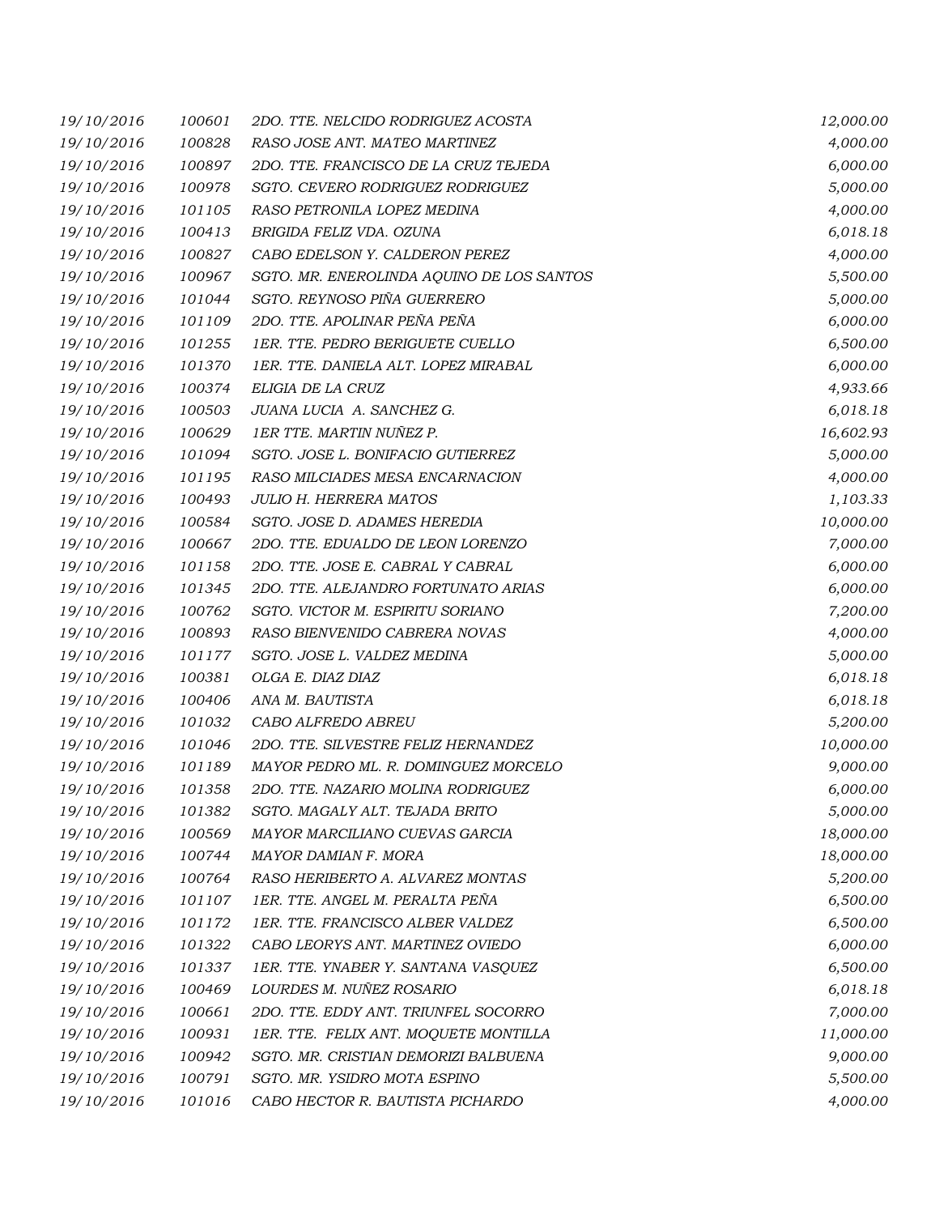| | | | |
|---|---|---|---|
| 19/10/2016 | 100601 | 2DO. TTE. NELCIDO RODRIGUEZ ACOSTA | 12,000.00 |
| 19/10/2016 | 100828 | RASO JOSE ANT. MATEO MARTINEZ | 4,000.00 |
| 19/10/2016 | 100897 | 2DO. TTE. FRANCISCO DE LA CRUZ TEJEDA | 6,000.00 |
| 19/10/2016 | 100978 | SGTO. CEVERO RODRIGUEZ RODRIGUEZ | 5,000.00 |
| 19/10/2016 | 101105 | RASO PETRONILA LOPEZ MEDINA | 4,000.00 |
| 19/10/2016 | 100413 | BRIGIDA FELIZ VDA. OZUNA | 6,018.18 |
| 19/10/2016 | 100827 | CABO EDELSON Y. CALDERON PEREZ | 4,000.00 |
| 19/10/2016 | 100967 | SGTO. MR. ENEROLINDA AQUINO DE LOS SANTOS | 5,500.00 |
| 19/10/2016 | 101044 | SGTO. REYNOSO PIÑA GUERRERO | 5,000.00 |
| 19/10/2016 | 101109 | 2DO. TTE. APOLINAR PEÑA PEÑA | 6,000.00 |
| 19/10/2016 | 101255 | 1ER. TTE. PEDRO BERIGUETE CUELLO | 6,500.00 |
| 19/10/2016 | 101370 | 1ER. TTE. DANIELA ALT. LOPEZ MIRABAL | 6,000.00 |
| 19/10/2016 | 100374 | ELIGIA DE LA CRUZ | 4,933.66 |
| 19/10/2016 | 100503 | JUANA LUCIA A. SANCHEZ G. | 6,018.18 |
| 19/10/2016 | 100629 | 1ER TTE. MARTIN NUÑEZ P. | 16,602.93 |
| 19/10/2016 | 101094 | SGTO. JOSE L. BONIFACIO GUTIERREZ | 5,000.00 |
| 19/10/2016 | 101195 | RASO MILCIADES MESA ENCARNACION | 4,000.00 |
| 19/10/2016 | 100493 | JULIO H. HERRERA MATOS | 1,103.33 |
| 19/10/2016 | 100584 | SGTO. JOSE D. ADAMES HEREDIA | 10,000.00 |
| 19/10/2016 | 100667 | 2DO. TTE. EDUALDO DE LEON LORENZO | 7,000.00 |
| 19/10/2016 | 101158 | 2DO. TTE. JOSE E. CABRAL Y CABRAL | 6,000.00 |
| 19/10/2016 | 101345 | 2DO. TTE. ALEJANDRO FORTUNATO ARIAS | 6,000.00 |
| 19/10/2016 | 100762 | SGTO. VICTOR M. ESPIRITU SORIANO | 7,200.00 |
| 19/10/2016 | 100893 | RASO BIENVENIDO CABRERA NOVAS | 4,000.00 |
| 19/10/2016 | 101177 | SGTO. JOSE L. VALDEZ MEDINA | 5,000.00 |
| 19/10/2016 | 100381 | OLGA E. DIAZ DIAZ | 6,018.18 |
| 19/10/2016 | 100406 | ANA M. BAUTISTA | 6,018.18 |
| 19/10/2016 | 101032 | CABO ALFREDO ABREU | 5,200.00 |
| 19/10/2016 | 101046 | 2DO. TTE. SILVESTRE FELIZ HERNANDEZ | 10,000.00 |
| 19/10/2016 | 101189 | MAYOR PEDRO ML. R. DOMINGUEZ MORCELO | 9,000.00 |
| 19/10/2016 | 101358 | 2DO. TTE. NAZARIO MOLINA RODRIGUEZ | 6,000.00 |
| 19/10/2016 | 101382 | SGTO. MAGALY ALT. TEJADA BRITO | 5,000.00 |
| 19/10/2016 | 100569 | MAYOR MARCILIANO CUEVAS GARCIA | 18,000.00 |
| 19/10/2016 | 100744 | MAYOR DAMIAN F. MORA | 18,000.00 |
| 19/10/2016 | 100764 | RASO HERIBERTO A. ALVAREZ MONTAS | 5,200.00 |
| 19/10/2016 | 101107 | 1ER. TTE. ANGEL M. PERALTA PEÑA | 6,500.00 |
| 19/10/2016 | 101172 | 1ER. TTE. FRANCISCO ALBER VALDEZ | 6,500.00 |
| 19/10/2016 | 101322 | CABO LEORYS ANT. MARTINEZ OVIEDO | 6,000.00 |
| 19/10/2016 | 101337 | 1ER. TTE. YNABER Y. SANTANA VASQUEZ | 6,500.00 |
| 19/10/2016 | 100469 | LOURDES M. NUÑEZ ROSARIO | 6,018.18 |
| 19/10/2016 | 100661 | 2DO. TTE. EDDY ANT. TRIUNFEL SOCORRO | 7,000.00 |
| 19/10/2016 | 100931 | 1ER. TTE. FELIX ANT. MOQUETE MONTILLA | 11,000.00 |
| 19/10/2016 | 100942 | SGTO. MR. CRISTIAN DEMORIZI BALBUENA | 9,000.00 |
| 19/10/2016 | 100791 | SGTO. MR. YSIDRO MOTA ESPINO | 5,500.00 |
| 19/10/2016 | 101016 | CABO HECTOR R. BAUTISTA PICHARDO | 4,000.00 |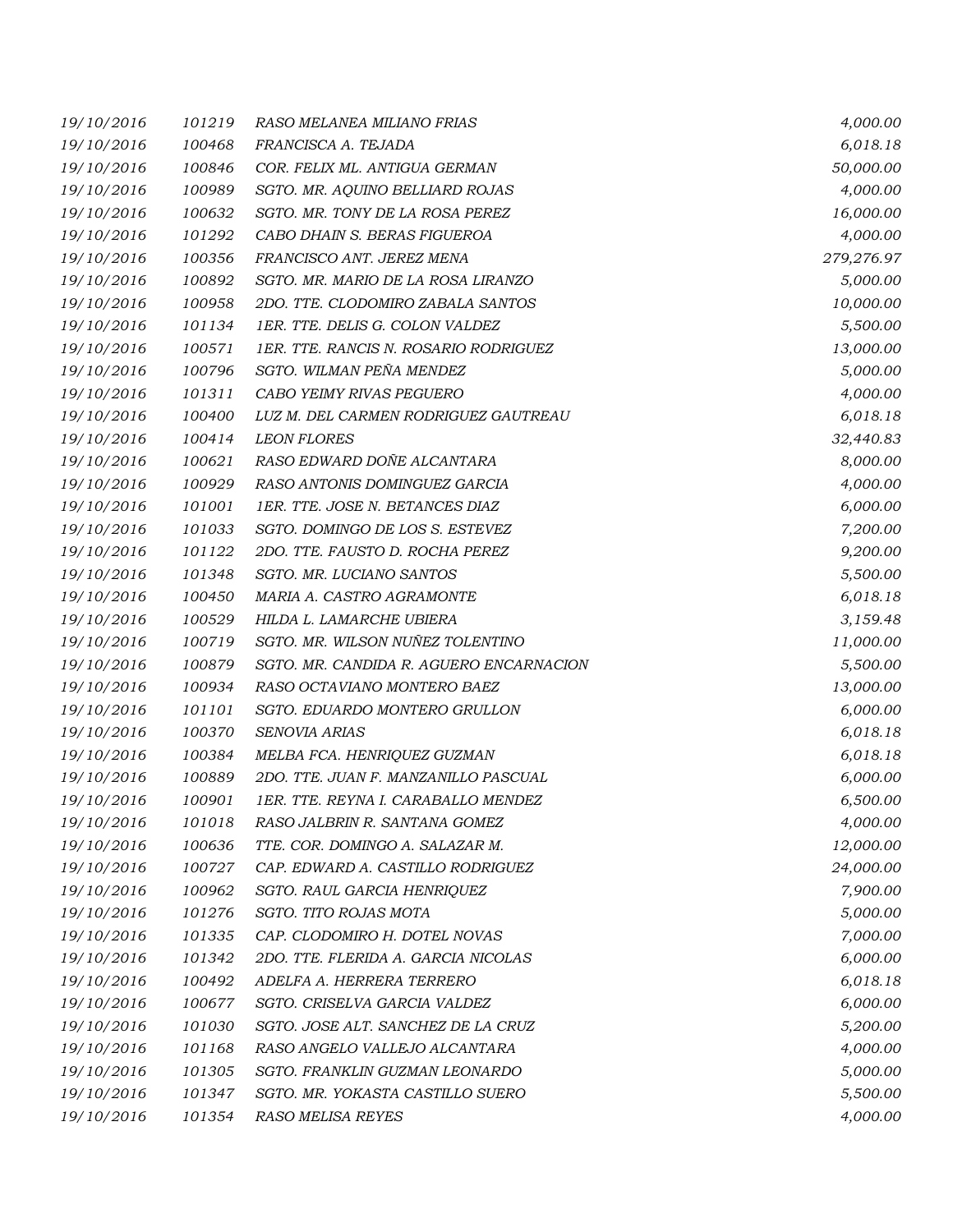| | | | |
|---|---|---|---|
| 19/10/2016 | 101219 | RASO MELANEA MILIANO FRIAS | 4,000.00 |
| 19/10/2016 | 100468 | FRANCISCA A. TEJADA | 6,018.18 |
| 19/10/2016 | 100846 | COR. FELIX ML. ANTIGUA GERMAN | 50,000.00 |
| 19/10/2016 | 100989 | SGTO. MR. AQUINO BELLIARD ROJAS | 4,000.00 |
| 19/10/2016 | 100632 | SGTO. MR. TONY DE LA ROSA PEREZ | 16,000.00 |
| 19/10/2016 | 101292 | CABO DHAIN S. BERAS FIGUEROA | 4,000.00 |
| 19/10/2016 | 100356 | FRANCISCO ANT. JEREZ MENA | 279,276.97 |
| 19/10/2016 | 100892 | SGTO. MR. MARIO DE LA ROSA LIRANZO | 5,000.00 |
| 19/10/2016 | 100958 | 2DO. TTE. CLODOMIRO ZABALA SANTOS | 10,000.00 |
| 19/10/2016 | 101134 | 1ER. TTE. DELIS G. COLON VALDEZ | 5,500.00 |
| 19/10/2016 | 100571 | 1ER. TTE. RANCIS N. ROSARIO RODRIGUEZ | 13,000.00 |
| 19/10/2016 | 100796 | SGTO. WILMAN PEÑA MENDEZ | 5,000.00 |
| 19/10/2016 | 101311 | CABO YEIMY RIVAS PEGUERO | 4,000.00 |
| 19/10/2016 | 100400 | LUZ M. DEL CARMEN RODRIGUEZ GAUTREAU | 6,018.18 |
| 19/10/2016 | 100414 | LEON FLORES | 32,440.83 |
| 19/10/2016 | 100621 | RASO EDWARD DOÑE ALCANTARA | 8,000.00 |
| 19/10/2016 | 100929 | RASO ANTONIS DOMINGUEZ GARCIA | 4,000.00 |
| 19/10/2016 | 101001 | 1ER. TTE. JOSE N. BETANCES DIAZ | 6,000.00 |
| 19/10/2016 | 101033 | SGTO. DOMINGO DE LOS S. ESTEVEZ | 7,200.00 |
| 19/10/2016 | 101122 | 2DO. TTE. FAUSTO D. ROCHA PEREZ | 9,200.00 |
| 19/10/2016 | 101348 | SGTO. MR. LUCIANO SANTOS | 5,500.00 |
| 19/10/2016 | 100450 | MARIA A. CASTRO AGRAMONTE | 6,018.18 |
| 19/10/2016 | 100529 | HILDA L. LAMARCHE UBIERA | 3,159.48 |
| 19/10/2016 | 100719 | SGTO. MR. WILSON NUÑEZ TOLENTINO | 11,000.00 |
| 19/10/2016 | 100879 | SGTO. MR. CANDIDA R. AGUERO ENCARNACION | 5,500.00 |
| 19/10/2016 | 100934 | RASO OCTAVIANO MONTERO BAEZ | 13,000.00 |
| 19/10/2016 | 101101 | SGTO. EDUARDO MONTERO GRULLON | 6,000.00 |
| 19/10/2016 | 100370 | SENOVIA ARIAS | 6,018.18 |
| 19/10/2016 | 100384 | MELBA FCA. HENRIQUEZ GUZMAN | 6,018.18 |
| 19/10/2016 | 100889 | 2DO. TTE. JUAN F. MANZANILLO PASCUAL | 6,000.00 |
| 19/10/2016 | 100901 | 1ER. TTE. REYNA I. CARABALLO MENDEZ | 6,500.00 |
| 19/10/2016 | 101018 | RASO JALBRIN R. SANTANA GOMEZ | 4,000.00 |
| 19/10/2016 | 100636 | TTE. COR. DOMINGO A. SALAZAR M. | 12,000.00 |
| 19/10/2016 | 100727 | CAP. EDWARD A. CASTILLO RODRIGUEZ | 24,000.00 |
| 19/10/2016 | 100962 | SGTO. RAUL GARCIA HENRIQUEZ | 7,900.00 |
| 19/10/2016 | 101276 | SGTO. TITO ROJAS MOTA | 5,000.00 |
| 19/10/2016 | 101335 | CAP. CLODOMIRO H. DOTEL NOVAS | 7,000.00 |
| 19/10/2016 | 101342 | 2DO. TTE. FLERIDA A. GARCIA NICOLAS | 6,000.00 |
| 19/10/2016 | 100492 | ADELFA A. HERRERA TERRERO | 6,018.18 |
| 19/10/2016 | 100677 | SGTO. CRISELVA GARCIA VALDEZ | 6,000.00 |
| 19/10/2016 | 101030 | SGTO. JOSE ALT. SANCHEZ DE LA CRUZ | 5,200.00 |
| 19/10/2016 | 101168 | RASO ANGELO VALLEJO ALCANTARA | 4,000.00 |
| 19/10/2016 | 101305 | SGTO. FRANKLIN GUZMAN LEONARDO | 5,000.00 |
| 19/10/2016 | 101347 | SGTO. MR. YOKASTA CASTILLO SUERO | 5,500.00 |
| 19/10/2016 | 101354 | RASO MELISA REYES | 4,000.00 |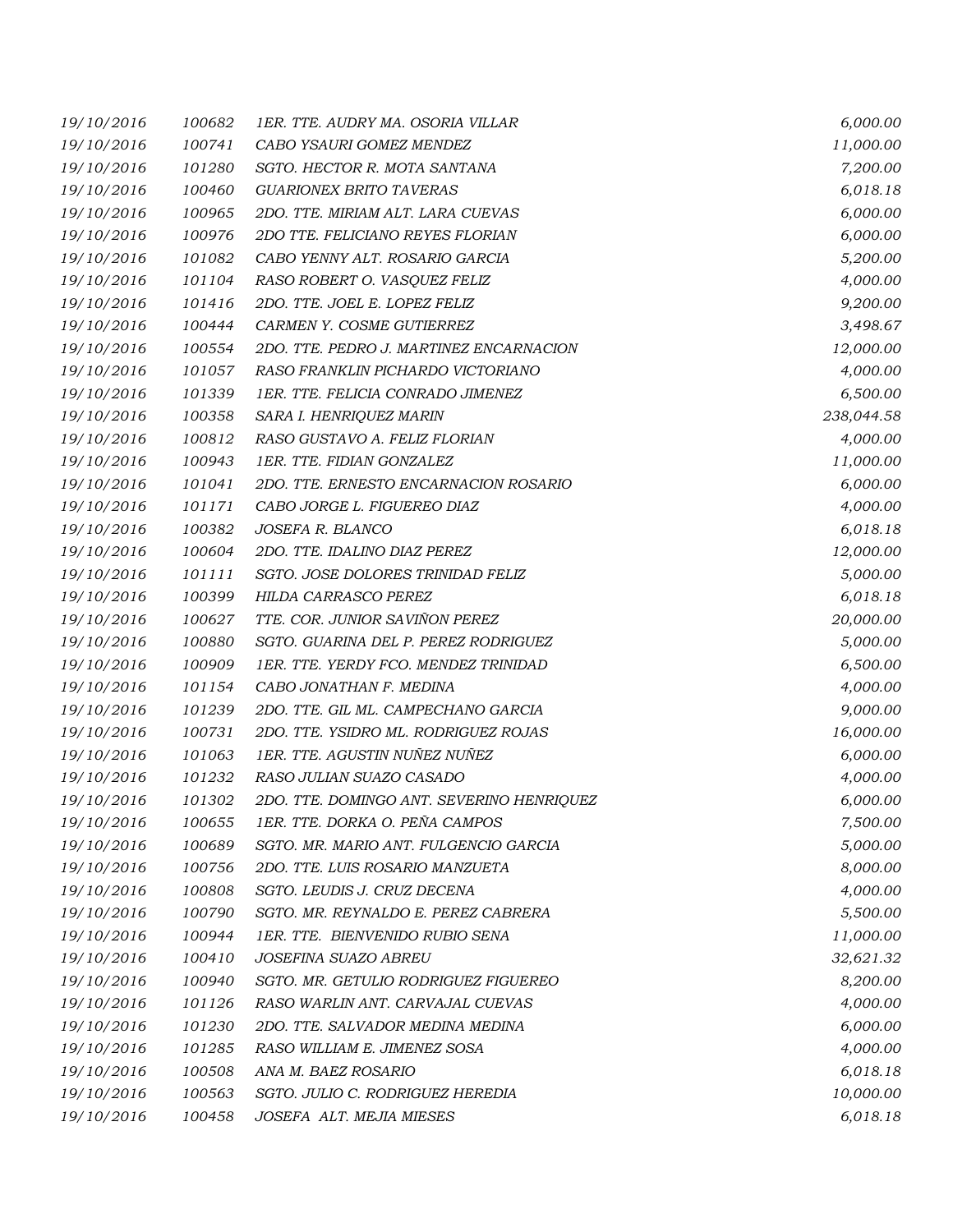| | | | |
|---|---|---|---|
| 19/10/2016 | 100682 | 1ER. TTE. AUDRY MA. OSORIA VILLAR | 6,000.00 |
| 19/10/2016 | 100741 | CABO YSAURI GOMEZ MENDEZ | 11,000.00 |
| 19/10/2016 | 101280 | SGTO. HECTOR R. MOTA SANTANA | 7,200.00 |
| 19/10/2016 | 100460 | GUARIONEX BRITO TAVERAS | 6,018.18 |
| 19/10/2016 | 100965 | 2DO. TTE. MIRIAM ALT. LARA CUEVAS | 6,000.00 |
| 19/10/2016 | 100976 | 2DO TTE. FELICIANO REYES FLORIAN | 6,000.00 |
| 19/10/2016 | 101082 | CABO YENNY ALT. ROSARIO GARCIA | 5,200.00 |
| 19/10/2016 | 101104 | RASO ROBERT O. VASQUEZ FELIZ | 4,000.00 |
| 19/10/2016 | 101416 | 2DO. TTE. JOEL E. LOPEZ FELIZ | 9,200.00 |
| 19/10/2016 | 100444 | CARMEN Y. COSME GUTIERREZ | 3,498.67 |
| 19/10/2016 | 100554 | 2DO. TTE. PEDRO J. MARTINEZ ENCARNACION | 12,000.00 |
| 19/10/2016 | 101057 | RASO FRANKLIN PICHARDO VICTORIANO | 4,000.00 |
| 19/10/2016 | 101339 | 1ER. TTE. FELICIA CONRADO JIMENEZ | 6,500.00 |
| 19/10/2016 | 100358 | SARA I. HENRIQUEZ MARIN | 238,044.58 |
| 19/10/2016 | 100812 | RASO GUSTAVO A. FELIZ FLORIAN | 4,000.00 |
| 19/10/2016 | 100943 | 1ER. TTE. FIDIAN GONZALEZ | 11,000.00 |
| 19/10/2016 | 101041 | 2DO. TTE. ERNESTO ENCARNACION ROSARIO | 6,000.00 |
| 19/10/2016 | 101171 | CABO JORGE L. FIGUEREO DIAZ | 4,000.00 |
| 19/10/2016 | 100382 | JOSEFA R. BLANCO | 6,018.18 |
| 19/10/2016 | 100604 | 2DO. TTE. IDALINO DIAZ PEREZ | 12,000.00 |
| 19/10/2016 | 101111 | SGTO. JOSE DOLORES TRINIDAD FELIZ | 5,000.00 |
| 19/10/2016 | 100399 | HILDA CARRASCO PEREZ | 6,018.18 |
| 19/10/2016 | 100627 | TTE. COR. JUNIOR SAVIÑON PEREZ | 20,000.00 |
| 19/10/2016 | 100880 | SGTO. GUARINA DEL P. PEREZ RODRIGUEZ | 5,000.00 |
| 19/10/2016 | 100909 | 1ER. TTE. YERDY FCO. MENDEZ TRINIDAD | 6,500.00 |
| 19/10/2016 | 101154 | CABO JONATHAN F. MEDINA | 4,000.00 |
| 19/10/2016 | 101239 | 2DO. TTE. GIL ML. CAMPECHANO GARCIA | 9,000.00 |
| 19/10/2016 | 100731 | 2DO. TTE. YSIDRO ML. RODRIGUEZ ROJAS | 16,000.00 |
| 19/10/2016 | 101063 | 1ER. TTE. AGUSTIN NUÑEZ NUÑEZ | 6,000.00 |
| 19/10/2016 | 101232 | RASO JULIAN SUAZO CASADO | 4,000.00 |
| 19/10/2016 | 101302 | 2DO. TTE. DOMINGO ANT. SEVERINO HENRIQUEZ | 6,000.00 |
| 19/10/2016 | 100655 | 1ER. TTE. DORKA O. PEÑA CAMPOS | 7,500.00 |
| 19/10/2016 | 100689 | SGTO. MR. MARIO ANT. FULGENCIO GARCIA | 5,000.00 |
| 19/10/2016 | 100756 | 2DO. TTE. LUIS ROSARIO MANZUETA | 8,000.00 |
| 19/10/2016 | 100808 | SGTO. LEUDIS J. CRUZ DECENA | 4,000.00 |
| 19/10/2016 | 100790 | SGTO. MR. REYNALDO E. PEREZ CABRERA | 5,500.00 |
| 19/10/2016 | 100944 | 1ER. TTE. BIENVENIDO RUBIO SENA | 11,000.00 |
| 19/10/2016 | 100410 | JOSEFINA SUAZO ABREU | 32,621.32 |
| 19/10/2016 | 100940 | SGTO. MR. GETULIO RODRIGUEZ FIGUEREO | 8,200.00 |
| 19/10/2016 | 101126 | RASO WARLIN ANT. CARVAJAL CUEVAS | 4,000.00 |
| 19/10/2016 | 101230 | 2DO. TTE. SALVADOR MEDINA MEDINA | 6,000.00 |
| 19/10/2016 | 101285 | RASO WILLIAM E. JIMENEZ SOSA | 4,000.00 |
| 19/10/2016 | 100508 | ANA M. BAEZ ROSARIO | 6,018.18 |
| 19/10/2016 | 100563 | SGTO. JULIO C. RODRIGUEZ HEREDIA | 10,000.00 |
| 19/10/2016 | 100458 | JOSEFA ALT. MEJIA MIESES | 6,018.18 |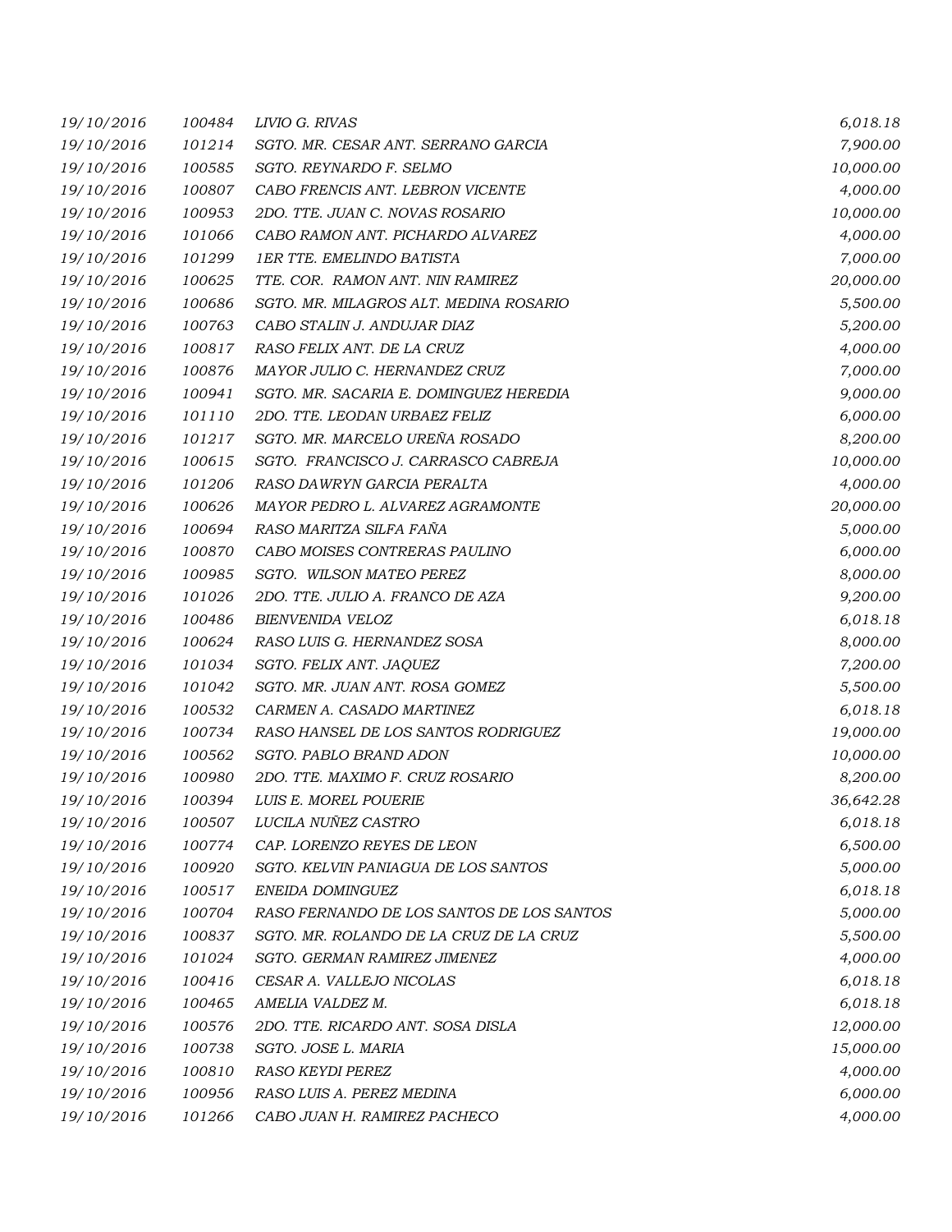| | | | |
|---|---|---|---|
| 19/10/2016 | 100484 | LIVIO G. RIVAS | 6,018.18 |
| 19/10/2016 | 101214 | SGTO. MR. CESAR ANT. SERRANO GARCIA | 7,900.00 |
| 19/10/2016 | 100585 | SGTO. REYNARDO F. SELMO | 10,000.00 |
| 19/10/2016 | 100807 | CABO FRENCIS ANT. LEBRON VICENTE | 4,000.00 |
| 19/10/2016 | 100953 | 2DO. TTE. JUAN C. NOVAS ROSARIO | 10,000.00 |
| 19/10/2016 | 101066 | CABO RAMON ANT. PICHARDO ALVAREZ | 4,000.00 |
| 19/10/2016 | 101299 | 1ER TTE. EMELINDO BATISTA | 7,000.00 |
| 19/10/2016 | 100625 | TTE. COR. RAMON ANT. NIN RAMIREZ | 20,000.00 |
| 19/10/2016 | 100686 | SGTO. MR. MILAGROS ALT. MEDINA ROSARIO | 5,500.00 |
| 19/10/2016 | 100763 | CABO STALIN J. ANDUJAR DIAZ | 5,200.00 |
| 19/10/2016 | 100817 | RASO FELIX ANT. DE LA CRUZ | 4,000.00 |
| 19/10/2016 | 100876 | MAYOR JULIO C. HERNANDEZ CRUZ | 7,000.00 |
| 19/10/2016 | 100941 | SGTO. MR. SACARIA E. DOMINGUEZ HEREDIA | 9,000.00 |
| 19/10/2016 | 101110 | 2DO. TTE. LEODAN URBAEZ FELIZ | 6,000.00 |
| 19/10/2016 | 101217 | SGTO. MR. MARCELO UREÑA ROSADO | 8,200.00 |
| 19/10/2016 | 100615 | SGTO. FRANCISCO J. CARRASCO CABREJA | 10,000.00 |
| 19/10/2016 | 101206 | RASO DAWRYN GARCIA PERALTA | 4,000.00 |
| 19/10/2016 | 100626 | MAYOR PEDRO L. ALVAREZ AGRAMONTE | 20,000.00 |
| 19/10/2016 | 100694 | RASO MARITZA SILFA FAÑA | 5,000.00 |
| 19/10/2016 | 100870 | CABO MOISES CONTRERAS PAULINO | 6,000.00 |
| 19/10/2016 | 100985 | SGTO. WILSON MATEO PEREZ | 8,000.00 |
| 19/10/2016 | 101026 | 2DO. TTE. JULIO A. FRANCO DE AZA | 9,200.00 |
| 19/10/2016 | 100486 | BIENVENIDA VELOZ | 6,018.18 |
| 19/10/2016 | 100624 | RASO LUIS G. HERNANDEZ SOSA | 8,000.00 |
| 19/10/2016 | 101034 | SGTO. FELIX ANT. JAQUEZ | 7,200.00 |
| 19/10/2016 | 101042 | SGTO. MR. JUAN ANT. ROSA GOMEZ | 5,500.00 |
| 19/10/2016 | 100532 | CARMEN A. CASADO MARTINEZ | 6,018.18 |
| 19/10/2016 | 100734 | RASO HANSEL DE LOS SANTOS RODRIGUEZ | 19,000.00 |
| 19/10/2016 | 100562 | SGTO. PABLO BRAND ADON | 10,000.00 |
| 19/10/2016 | 100980 | 2DO. TTE. MAXIMO F. CRUZ ROSARIO | 8,200.00 |
| 19/10/2016 | 100394 | LUIS E. MOREL POUERIE | 36,642.28 |
| 19/10/2016 | 100507 | LUCILA NUÑEZ CASTRO | 6,018.18 |
| 19/10/2016 | 100774 | CAP. LORENZO REYES DE LEON | 6,500.00 |
| 19/10/2016 | 100920 | SGTO. KELVIN PANIAGUA DE LOS SANTOS | 5,000.00 |
| 19/10/2016 | 100517 | ENEIDA DOMINGUEZ | 6,018.18 |
| 19/10/2016 | 100704 | RASO FERNANDO DE LOS SANTOS DE LOS SANTOS | 5,000.00 |
| 19/10/2016 | 100837 | SGTO. MR. ROLANDO DE LA CRUZ DE LA CRUZ | 5,500.00 |
| 19/10/2016 | 101024 | SGTO. GERMAN RAMIREZ JIMENEZ | 4,000.00 |
| 19/10/2016 | 100416 | CESAR A. VALLEJO NICOLAS | 6,018.18 |
| 19/10/2016 | 100465 | AMELIA VALDEZ M. | 6,018.18 |
| 19/10/2016 | 100576 | 2DO. TTE. RICARDO ANT. SOSA DISLA | 12,000.00 |
| 19/10/2016 | 100738 | SGTO. JOSE L. MARIA | 15,000.00 |
| 19/10/2016 | 100810 | RASO KEYDI PEREZ | 4,000.00 |
| 19/10/2016 | 100956 | RASO LUIS A. PEREZ MEDINA | 6,000.00 |
| 19/10/2016 | 101266 | CABO JUAN H. RAMIREZ PACHECO | 4,000.00 |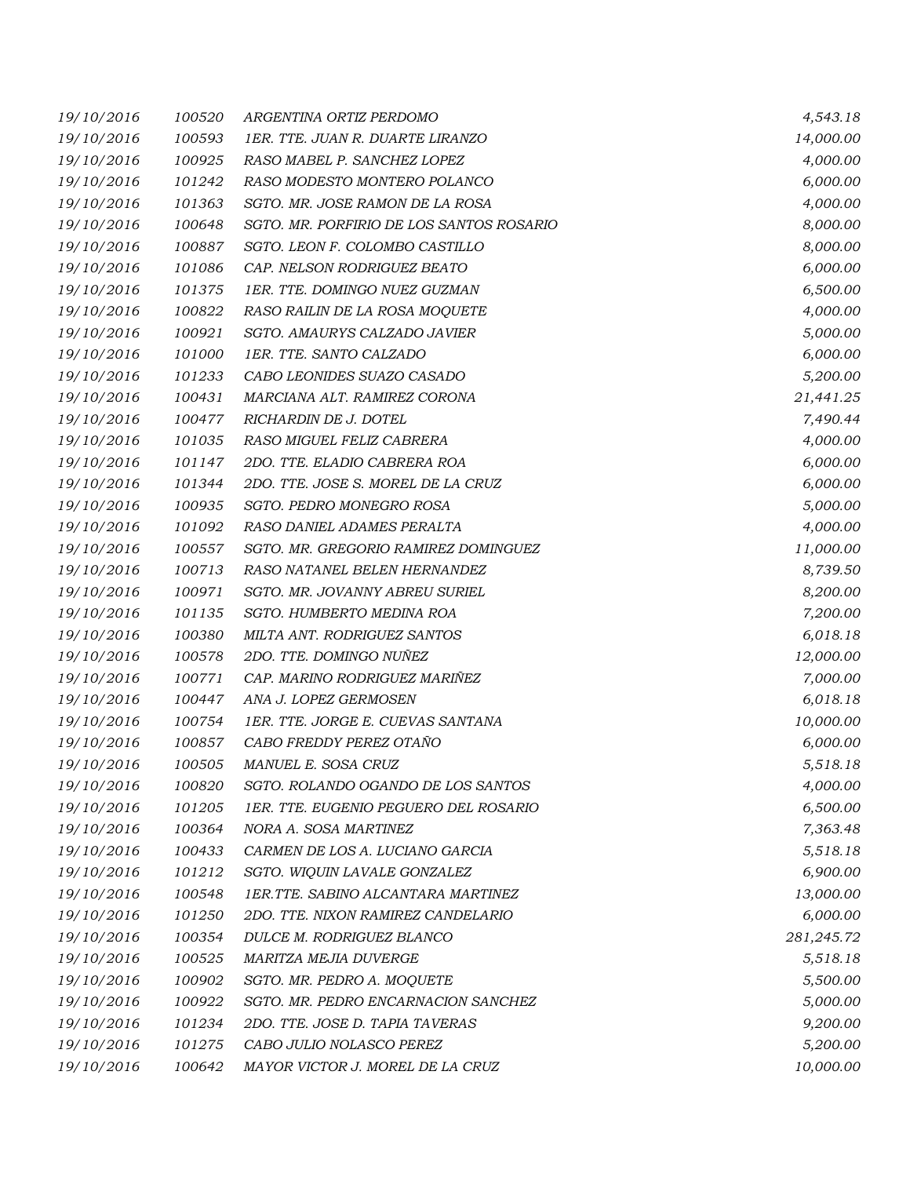| | | | |
|---|---|---|---|
| 19/10/2016 | 100520 | ARGENTINA ORTIZ PERDOMO | 4,543.18 |
| 19/10/2016 | 100593 | 1ER. TTE. JUAN R. DUARTE LIRANZO | 14,000.00 |
| 19/10/2016 | 100925 | RASO MABEL P. SANCHEZ LOPEZ | 4,000.00 |
| 19/10/2016 | 101242 | RASO MODESTO MONTERO POLANCO | 6,000.00 |
| 19/10/2016 | 101363 | SGTO. MR. JOSE RAMON DE LA ROSA | 4,000.00 |
| 19/10/2016 | 100648 | SGTO. MR. PORFIRIO DE LOS SANTOS ROSARIO | 8,000.00 |
| 19/10/2016 | 100887 | SGTO. LEON F. COLOMBO CASTILLO | 8,000.00 |
| 19/10/2016 | 101086 | CAP. NELSON RODRIGUEZ BEATO | 6,000.00 |
| 19/10/2016 | 101375 | 1ER. TTE. DOMINGO NUEZ GUZMAN | 6,500.00 |
| 19/10/2016 | 100822 | RASO RAILIN DE LA ROSA MOQUETE | 4,000.00 |
| 19/10/2016 | 100921 | SGTO. AMAURYS CALZADO JAVIER | 5,000.00 |
| 19/10/2016 | 101000 | 1ER. TTE. SANTO CALZADO | 6,000.00 |
| 19/10/2016 | 101233 | CABO LEONIDES SUAZO CASADO | 5,200.00 |
| 19/10/2016 | 100431 | MARCIANA ALT. RAMIREZ CORONA | 21,441.25 |
| 19/10/2016 | 100477 | RICHARDIN DE J. DOTEL | 7,490.44 |
| 19/10/2016 | 101035 | RASO MIGUEL FELIZ CABRERA | 4,000.00 |
| 19/10/2016 | 101147 | 2DO. TTE. ELADIO CABRERA ROA | 6,000.00 |
| 19/10/2016 | 101344 | 2DO. TTE. JOSE S. MOREL DE LA CRUZ | 6,000.00 |
| 19/10/2016 | 100935 | SGTO. PEDRO MONEGRO ROSA | 5,000.00 |
| 19/10/2016 | 101092 | RASO DANIEL ADAMES PERALTA | 4,000.00 |
| 19/10/2016 | 100557 | SGTO. MR. GREGORIO RAMIREZ DOMINGUEZ | 11,000.00 |
| 19/10/2016 | 100713 | RASO NATANEL BELEN HERNANDEZ | 8,739.50 |
| 19/10/2016 | 100971 | SGTO. MR. JOVANNY ABREU SURIEL | 8,200.00 |
| 19/10/2016 | 101135 | SGTO. HUMBERTO MEDINA ROA | 7,200.00 |
| 19/10/2016 | 100380 | MILTA ANT. RODRIGUEZ SANTOS | 6,018.18 |
| 19/10/2016 | 100578 | 2DO. TTE. DOMINGO NUÑEZ | 12,000.00 |
| 19/10/2016 | 100771 | CAP. MARINO RODRIGUEZ MARIÑEZ | 7,000.00 |
| 19/10/2016 | 100447 | ANA J. LOPEZ GERMOSEN | 6,018.18 |
| 19/10/2016 | 100754 | 1ER. TTE. JORGE E. CUEVAS SANTANA | 10,000.00 |
| 19/10/2016 | 100857 | CABO FREDDY PEREZ OTAÑO | 6,000.00 |
| 19/10/2016 | 100505 | MANUEL E. SOSA CRUZ | 5,518.18 |
| 19/10/2016 | 100820 | SGTO. ROLANDO OGANDO DE LOS SANTOS | 4,000.00 |
| 19/10/2016 | 101205 | 1ER. TTE. EUGENIO PEGUERO DEL ROSARIO | 6,500.00 |
| 19/10/2016 | 100364 | NORA A. SOSA MARTINEZ | 7,363.48 |
| 19/10/2016 | 100433 | CARMEN DE LOS A. LUCIANO GARCIA | 5,518.18 |
| 19/10/2016 | 101212 | SGTO. WIQUIN LAVALE GONZALEZ | 6,900.00 |
| 19/10/2016 | 100548 | 1ER.TTE. SABINO ALCANTARA MARTINEZ | 13,000.00 |
| 19/10/2016 | 101250 | 2DO. TTE. NIXON RAMIREZ CANDELARIO | 6,000.00 |
| 19/10/2016 | 100354 | DULCE M. RODRIGUEZ BLANCO | 281,245.72 |
| 19/10/2016 | 100525 | MARITZA MEJIA DUVERGE | 5,518.18 |
| 19/10/2016 | 100902 | SGTO. MR. PEDRO A. MOQUETE | 5,500.00 |
| 19/10/2016 | 100922 | SGTO. MR. PEDRO ENCARNACION SANCHEZ | 5,000.00 |
| 19/10/2016 | 101234 | 2DO. TTE. JOSE D. TAPIA TAVERAS | 9,200.00 |
| 19/10/2016 | 101275 | CABO JULIO NOLASCO PEREZ | 5,200.00 |
| 19/10/2016 | 100642 | MAYOR VICTOR J. MOREL DE LA CRUZ | 10,000.00 |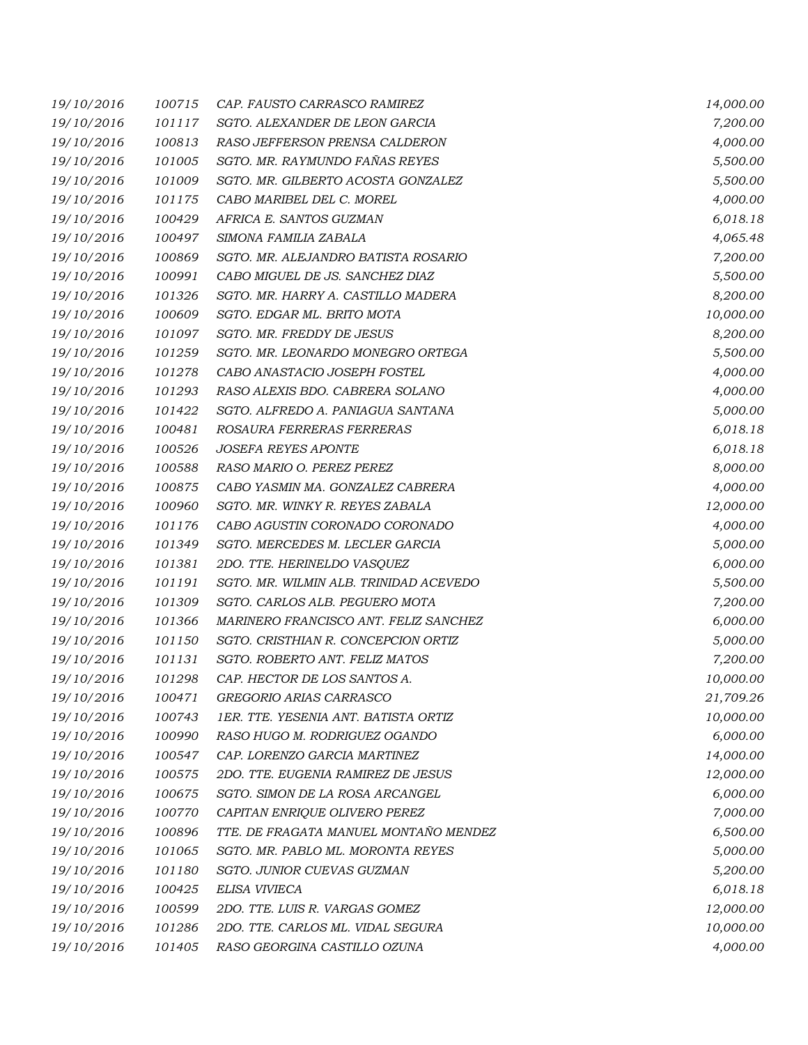| | | | |
|---|---|---|---|
| 19/10/2016 | 100715 | CAP. FAUSTO CARRASCO RAMIREZ | 14,000.00 |
| 19/10/2016 | 101117 | SGTO. ALEXANDER DE LEON GARCIA | 7,200.00 |
| 19/10/2016 | 100813 | RASO JEFFERSON PRENSA CALDERON | 4,000.00 |
| 19/10/2016 | 101005 | SGTO. MR. RAYMUNDO FAÑAS REYES | 5,500.00 |
| 19/10/2016 | 101009 | SGTO. MR. GILBERTO ACOSTA GONZALEZ | 5,500.00 |
| 19/10/2016 | 101175 | CABO MARIBEL DEL C. MOREL | 4,000.00 |
| 19/10/2016 | 100429 | AFRICA E. SANTOS GUZMAN | 6,018.18 |
| 19/10/2016 | 100497 | SIMONA FAMILIA ZABALA | 4,065.48 |
| 19/10/2016 | 100869 | SGTO. MR. ALEJANDRO BATISTA ROSARIO | 7,200.00 |
| 19/10/2016 | 100991 | CABO MIGUEL DE JS. SANCHEZ DIAZ | 5,500.00 |
| 19/10/2016 | 101326 | SGTO. MR. HARRY A. CASTILLO MADERA | 8,200.00 |
| 19/10/2016 | 100609 | SGTO. EDGAR ML. BRITO MOTA | 10,000.00 |
| 19/10/2016 | 101097 | SGTO. MR. FREDDY DE JESUS | 8,200.00 |
| 19/10/2016 | 101259 | SGTO. MR. LEONARDO MONEGRO ORTEGA | 5,500.00 |
| 19/10/2016 | 101278 | CABO ANASTACIO JOSEPH FOSTEL | 4,000.00 |
| 19/10/2016 | 101293 | RASO ALEXIS BDO. CABRERA SOLANO | 4,000.00 |
| 19/10/2016 | 101422 | SGTO. ALFREDO A. PANIAGUA SANTANA | 5,000.00 |
| 19/10/2016 | 100481 | ROSAURA FERRERAS FERRERAS | 6,018.18 |
| 19/10/2016 | 100526 | JOSEFA REYES APONTE | 6,018.18 |
| 19/10/2016 | 100588 | RASO MARIO O. PEREZ PEREZ | 8,000.00 |
| 19/10/2016 | 100875 | CABO YASMIN MA. GONZALEZ CABRERA | 4,000.00 |
| 19/10/2016 | 100960 | SGTO. MR. WINKY R. REYES ZABALA | 12,000.00 |
| 19/10/2016 | 101176 | CABO AGUSTIN CORONADO CORONADO | 4,000.00 |
| 19/10/2016 | 101349 | SGTO. MERCEDES M. LECLER GARCIA | 5,000.00 |
| 19/10/2016 | 101381 | 2DO. TTE. HERINELDO VASQUEZ | 6,000.00 |
| 19/10/2016 | 101191 | SGTO. MR. WILMIN ALB. TRINIDAD ACEVEDO | 5,500.00 |
| 19/10/2016 | 101309 | SGTO. CARLOS ALB. PEGUERO MOTA | 7,200.00 |
| 19/10/2016 | 101366 | MARINERO FRANCISCO ANT. FELIZ SANCHEZ | 6,000.00 |
| 19/10/2016 | 101150 | SGTO. CRISTHIAN R. CONCEPCION ORTIZ | 5,000.00 |
| 19/10/2016 | 101131 | SGTO. ROBERTO ANT. FELIZ MATOS | 7,200.00 |
| 19/10/2016 | 101298 | CAP. HECTOR DE LOS SANTOS A. | 10,000.00 |
| 19/10/2016 | 100471 | GREGORIO ARIAS CARRASCO | 21,709.26 |
| 19/10/2016 | 100743 | 1ER. TTE. YESENIA ANT. BATISTA ORTIZ | 10,000.00 |
| 19/10/2016 | 100990 | RASO HUGO M. RODRIGUEZ OGANDO | 6,000.00 |
| 19/10/2016 | 100547 | CAP. LORENZO GARCIA MARTINEZ | 14,000.00 |
| 19/10/2016 | 100575 | 2DO. TTE. EUGENIA RAMIREZ DE JESUS | 12,000.00 |
| 19/10/2016 | 100675 | SGTO. SIMON DE LA ROSA ARCANGEL | 6,000.00 |
| 19/10/2016 | 100770 | CAPITAN ENRIQUE OLIVERO PEREZ | 7,000.00 |
| 19/10/2016 | 100896 | TTE. DE FRAGATA MANUEL MONTAÑO MENDEZ | 6,500.00 |
| 19/10/2016 | 101065 | SGTO. MR. PABLO ML. MORONTA REYES | 5,000.00 |
| 19/10/2016 | 101180 | SGTO. JUNIOR CUEVAS GUZMAN | 5,200.00 |
| 19/10/2016 | 100425 | ELISA VIVIECA | 6,018.18 |
| 19/10/2016 | 100599 | 2DO. TTE. LUIS R. VARGAS GOMEZ | 12,000.00 |
| 19/10/2016 | 101286 | 2DO. TTE. CARLOS ML. VIDAL SEGURA | 10,000.00 |
| 19/10/2016 | 101405 | RASO GEORGINA CASTILLO OZUNA | 4,000.00 |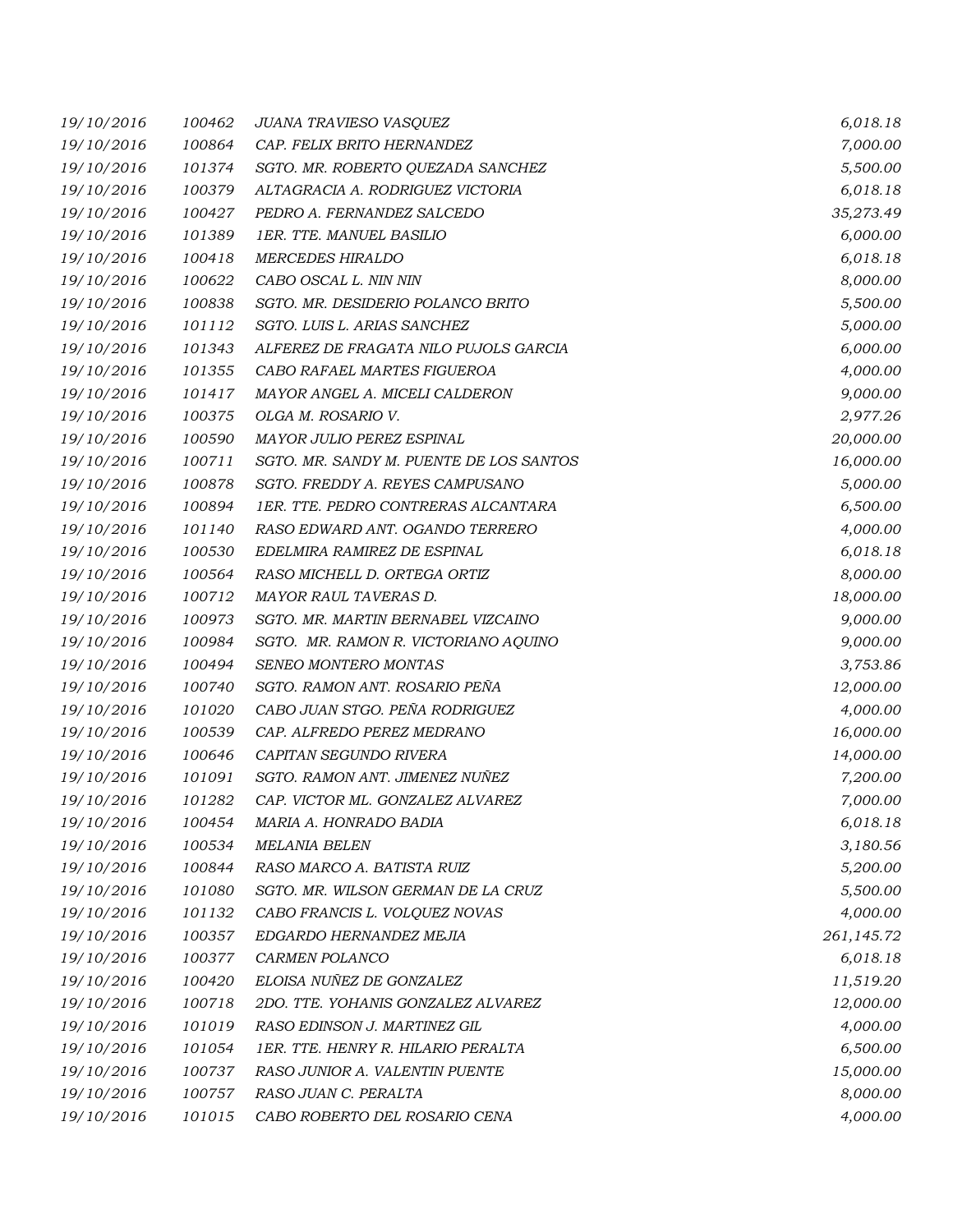| | | | |
|---|---|---|---|
| 19/10/2016 | 100462 | JUANA TRAVIESO VASQUEZ | 6,018.18 |
| 19/10/2016 | 100864 | CAP. FELIX BRITO HERNANDEZ | 7,000.00 |
| 19/10/2016 | 101374 | SGTO. MR. ROBERTO QUEZADA SANCHEZ | 5,500.00 |
| 19/10/2016 | 100379 | ALTAGRACIA A. RODRIGUEZ VICTORIA | 6,018.18 |
| 19/10/2016 | 100427 | PEDRO A. FERNANDEZ SALCEDO | 35,273.49 |
| 19/10/2016 | 101389 | 1ER. TTE. MANUEL BASILIO | 6,000.00 |
| 19/10/2016 | 100418 | MERCEDES HIRALDO | 6,018.18 |
| 19/10/2016 | 100622 | CABO OSCAL L. NIN NIN | 8,000.00 |
| 19/10/2016 | 100838 | SGTO. MR. DESIDERIO POLANCO BRITO | 5,500.00 |
| 19/10/2016 | 101112 | SGTO. LUIS L. ARIAS SANCHEZ | 5,000.00 |
| 19/10/2016 | 101343 | ALFEREZ DE FRAGATA NILO PUJOLS GARCIA | 6,000.00 |
| 19/10/2016 | 101355 | CABO RAFAEL MARTES FIGUEROA | 4,000.00 |
| 19/10/2016 | 101417 | MAYOR ANGEL A. MICELI CALDERON | 9,000.00 |
| 19/10/2016 | 100375 | OLGA M. ROSARIO V. | 2,977.26 |
| 19/10/2016 | 100590 | MAYOR JULIO PEREZ ESPINAL | 20,000.00 |
| 19/10/2016 | 100711 | SGTO. MR. SANDY M. PUENTE DE LOS SANTOS | 16,000.00 |
| 19/10/2016 | 100878 | SGTO. FREDDY A. REYES CAMPUSANO | 5,000.00 |
| 19/10/2016 | 100894 | 1ER. TTE. PEDRO CONTRERAS ALCANTARA | 6,500.00 |
| 19/10/2016 | 101140 | RASO EDWARD ANT. OGANDO TERRERO | 4,000.00 |
| 19/10/2016 | 100530 | EDELMIRA RAMIREZ DE ESPINAL | 6,018.18 |
| 19/10/2016 | 100564 | RASO MICHELL D. ORTEGA ORTIZ | 8,000.00 |
| 19/10/2016 | 100712 | MAYOR RAUL TAVERAS D. | 18,000.00 |
| 19/10/2016 | 100973 | SGTO. MR. MARTIN BERNABEL VIZCAINO | 9,000.00 |
| 19/10/2016 | 100984 | SGTO. MR. RAMON R. VICTORIANO AQUINO | 9,000.00 |
| 19/10/2016 | 100494 | SENEO MONTERO MONTAS | 3,753.86 |
| 19/10/2016 | 100740 | SGTO. RAMON ANT. ROSARIO PEÑA | 12,000.00 |
| 19/10/2016 | 101020 | CABO JUAN STGO. PEÑA RODRIGUEZ | 4,000.00 |
| 19/10/2016 | 100539 | CAP. ALFREDO PEREZ MEDRANO | 16,000.00 |
| 19/10/2016 | 100646 | CAPITAN SEGUNDO RIVERA | 14,000.00 |
| 19/10/2016 | 101091 | SGTO. RAMON ANT. JIMENEZ NUÑEZ | 7,200.00 |
| 19/10/2016 | 101282 | CAP. VICTOR ML. GONZALEZ ALVAREZ | 7,000.00 |
| 19/10/2016 | 100454 | MARIA A. HONRADO BADIA | 6,018.18 |
| 19/10/2016 | 100534 | MELANIA BELEN | 3,180.56 |
| 19/10/2016 | 100844 | RASO MARCO A. BATISTA RUIZ | 5,200.00 |
| 19/10/2016 | 101080 | SGTO. MR. WILSON GERMAN DE LA CRUZ | 5,500.00 |
| 19/10/2016 | 101132 | CABO FRANCIS L. VOLQUEZ NOVAS | 4,000.00 |
| 19/10/2016 | 100357 | EDGARDO HERNANDEZ MEJIA | 261,145.72 |
| 19/10/2016 | 100377 | CARMEN POLANCO | 6,018.18 |
| 19/10/2016 | 100420 | ELOISA NUÑEZ DE GONZALEZ | 11,519.20 |
| 19/10/2016 | 100718 | 2DO. TTE. YOHANIS GONZALEZ ALVAREZ | 12,000.00 |
| 19/10/2016 | 101019 | RASO EDINSON J. MARTINEZ GIL | 4,000.00 |
| 19/10/2016 | 101054 | 1ER. TTE. HENRY R. HILARIO PERALTA | 6,500.00 |
| 19/10/2016 | 100737 | RASO JUNIOR A. VALENTIN PUENTE | 15,000.00 |
| 19/10/2016 | 100757 | RASO JUAN C. PERALTA | 8,000.00 |
| 19/10/2016 | 101015 | CABO ROBERTO DEL ROSARIO CENA | 4,000.00 |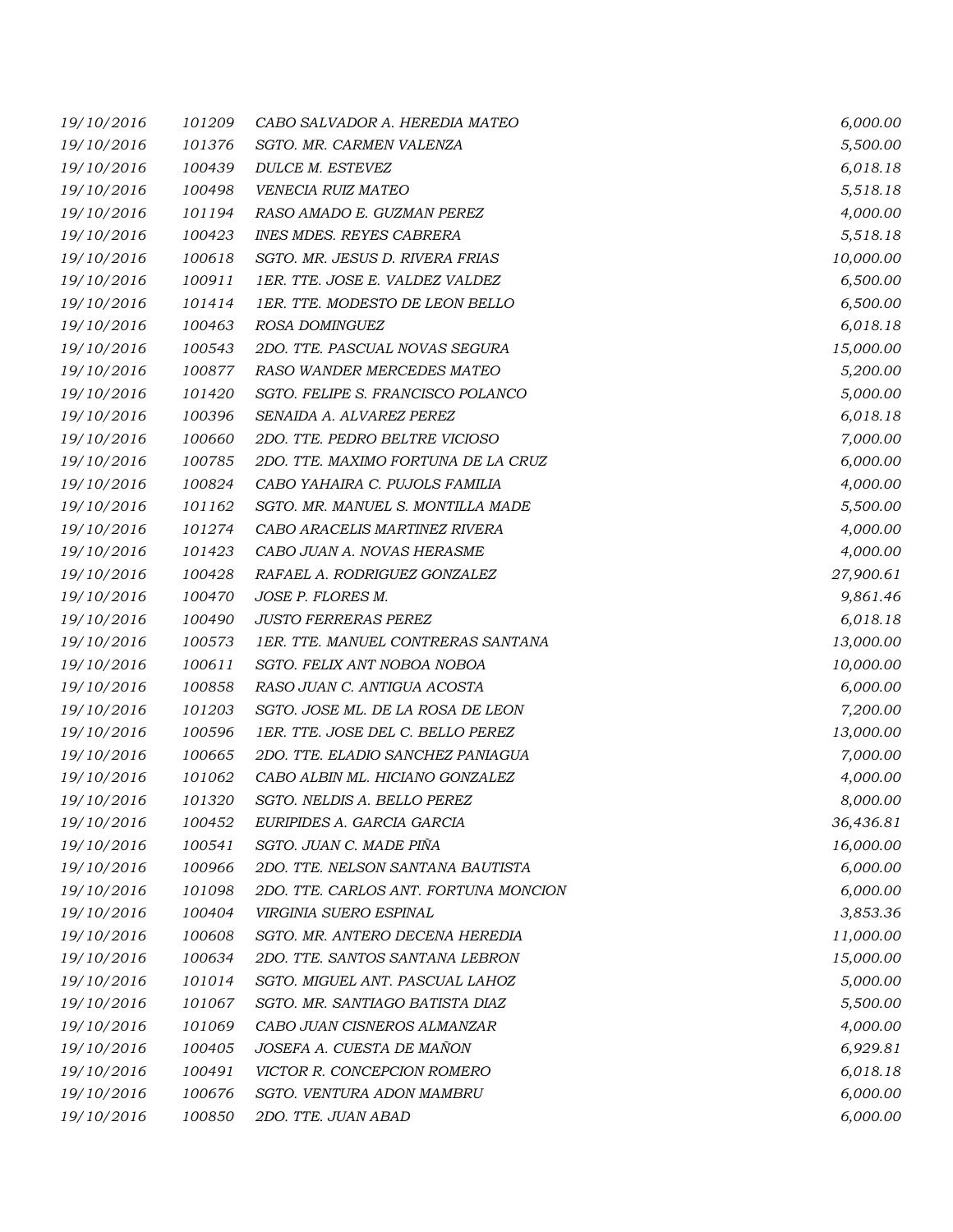| | | | |
|---|---|---|---|
| 19/10/2016 | 101209 | CABO SALVADOR A. HEREDIA MATEO | 6,000.00 |
| 19/10/2016 | 101376 | SGTO. MR. CARMEN VALENZA | 5,500.00 |
| 19/10/2016 | 100439 | DULCE M. ESTEVEZ | 6,018.18 |
| 19/10/2016 | 100498 | VENECIA RUIZ MATEO | 5,518.18 |
| 19/10/2016 | 101194 | RASO AMADO E. GUZMAN PEREZ | 4,000.00 |
| 19/10/2016 | 100423 | INES MDES. REYES CABRERA | 5,518.18 |
| 19/10/2016 | 100618 | SGTO. MR. JESUS D. RIVERA FRIAS | 10,000.00 |
| 19/10/2016 | 100911 | 1ER. TTE. JOSE E. VALDEZ VALDEZ | 6,500.00 |
| 19/10/2016 | 101414 | 1ER. TTE. MODESTO DE LEON BELLO | 6,500.00 |
| 19/10/2016 | 100463 | ROSA DOMINGUEZ | 6,018.18 |
| 19/10/2016 | 100543 | 2DO. TTE. PASCUAL NOVAS SEGURA | 15,000.00 |
| 19/10/2016 | 100877 | RASO WANDER MERCEDES MATEO | 5,200.00 |
| 19/10/2016 | 101420 | SGTO. FELIPE S. FRANCISCO POLANCO | 5,000.00 |
| 19/10/2016 | 100396 | SENAIDA A. ALVAREZ PEREZ | 6,018.18 |
| 19/10/2016 | 100660 | 2DO. TTE. PEDRO BELTRE VICIOSO | 7,000.00 |
| 19/10/2016 | 100785 | 2DO. TTE. MAXIMO FORTUNA DE LA CRUZ | 6,000.00 |
| 19/10/2016 | 100824 | CABO YAHAIRA C. PUJOLS FAMILIA | 4,000.00 |
| 19/10/2016 | 101162 | SGTO. MR. MANUEL S. MONTILLA MADE | 5,500.00 |
| 19/10/2016 | 101274 | CABO ARACELIS MARTINEZ RIVERA | 4,000.00 |
| 19/10/2016 | 101423 | CABO JUAN A. NOVAS HERASME | 4,000.00 |
| 19/10/2016 | 100428 | RAFAEL A. RODRIGUEZ GONZALEZ | 27,900.61 |
| 19/10/2016 | 100470 | JOSE P. FLORES M. | 9,861.46 |
| 19/10/2016 | 100490 | JUSTO FERRERAS PEREZ | 6,018.18 |
| 19/10/2016 | 100573 | 1ER. TTE. MANUEL CONTRERAS SANTANA | 13,000.00 |
| 19/10/2016 | 100611 | SGTO. FELIX ANT NOBOA NOBOA | 10,000.00 |
| 19/10/2016 | 100858 | RASO JUAN C. ANTIGUA ACOSTA | 6,000.00 |
| 19/10/2016 | 101203 | SGTO. JOSE ML. DE LA ROSA DE LEON | 7,200.00 |
| 19/10/2016 | 100596 | 1ER. TTE. JOSE DEL C. BELLO PEREZ | 13,000.00 |
| 19/10/2016 | 100665 | 2DO. TTE. ELADIO SANCHEZ PANIAGUA | 7,000.00 |
| 19/10/2016 | 101062 | CABO ALBIN ML. HICIANO GONZALEZ | 4,000.00 |
| 19/10/2016 | 101320 | SGTO. NELDIS A. BELLO PEREZ | 8,000.00 |
| 19/10/2016 | 100452 | EURIPIDES A. GARCIA GARCIA | 36,436.81 |
| 19/10/2016 | 100541 | SGTO. JUAN C. MADE PIÑA | 16,000.00 |
| 19/10/2016 | 100966 | 2DO. TTE. NELSON SANTANA BAUTISTA | 6,000.00 |
| 19/10/2016 | 101098 | 2DO. TTE. CARLOS ANT. FORTUNA MONCION | 6,000.00 |
| 19/10/2016 | 100404 | VIRGINIA SUERO ESPINAL | 3,853.36 |
| 19/10/2016 | 100608 | SGTO. MR. ANTERO DECENA HEREDIA | 11,000.00 |
| 19/10/2016 | 100634 | 2DO. TTE. SANTOS SANTANA LEBRON | 15,000.00 |
| 19/10/2016 | 101014 | SGTO. MIGUEL ANT. PASCUAL LAHOZ | 5,000.00 |
| 19/10/2016 | 101067 | SGTO. MR. SANTIAGO BATISTA DIAZ | 5,500.00 |
| 19/10/2016 | 101069 | CABO JUAN CISNEROS ALMANZAR | 4,000.00 |
| 19/10/2016 | 100405 | JOSEFA A. CUESTA DE MAÑON | 6,929.81 |
| 19/10/2016 | 100491 | VICTOR R. CONCEPCION ROMERO | 6,018.18 |
| 19/10/2016 | 100676 | SGTO. VENTURA ADON MAMBRU | 6,000.00 |
| 19/10/2016 | 100850 | 2DO. TTE. JUAN ABAD | 6,000.00 |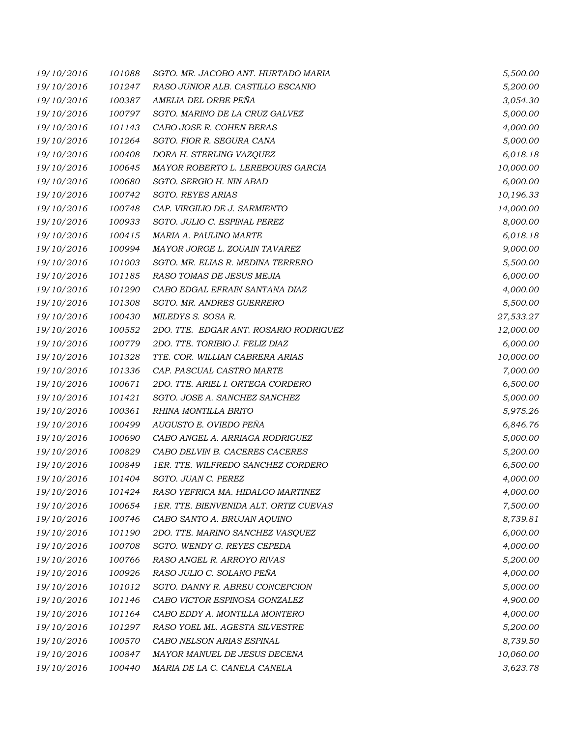| | | | |
|---|---|---|---|
| *19/10/2016* | *101088* | *SGTO. MR. JACOBO ANT. HURTADO MARIA* | *5,500.00* |
| *19/10/2016* | *101247* | *RASO JUNIOR ALB. CASTILLO ESCANIO* | *5,200.00* |
| *19/10/2016* | *100387* | *AMELIA DEL ORBE PEÑA* | *3,054.30* |
| *19/10/2016* | *100797* | *SGTO. MARINO DE LA CRUZ GALVEZ* | *5,000.00* |
| *19/10/2016* | *101143* | *CABO JOSE R. COHEN BERAS* | *4,000.00* |
| *19/10/2016* | *101264* | *SGTO. FIOR R. SEGURA CANA* | *5,000.00* |
| *19/10/2016* | *100408* | *DORA H. STERLING VAZQUEZ* | *6,018.18* |
| *19/10/2016* | *100645* | *MAYOR ROBERTO L. LEREBOURS GARCIA* | *10,000.00* |
| *19/10/2016* | *100680* | *SGTO. SERGIO H. NIN ABAD* | *6,000.00* |
| *19/10/2016* | *100742* | *SGTO. REYES ARIAS* | *10,196.33* |
| *19/10/2016* | *100748* | *CAP. VIRGILIO DE J. SARMIENTO* | *14,000.00* |
| *19/10/2016* | *100933* | *SGTO. JULIO C. ESPINAL PEREZ* | *8,000.00* |
| *19/10/2016* | *100415* | *MARIA A. PAULINO MARTE* | *6,018.18* |
| *19/10/2016* | *100994* | *MAYOR JORGE L. ZOUAIN TAVAREZ* | *9,000.00* |
| *19/10/2016* | *101003* | *SGTO. MR. ELIAS R. MEDINA TERRERO* | *5,500.00* |
| *19/10/2016* | *101185* | *RASO TOMAS DE JESUS MEJIA* | *6,000.00* |
| *19/10/2016* | *101290* | *CABO EDGAL EFRAIN SANTANA DIAZ* | *4,000.00* |
| *19/10/2016* | *101308* | *SGTO. MR. ANDRES GUERRERO* | *5,500.00* |
| *19/10/2016* | *100430* | *MILEDYS S. SOSA R.* | *27,533.27* |
| *19/10/2016* | *100552* | *2DO. TTE. EDGAR ANT. ROSARIO RODRIGUEZ* | *12,000.00* |
| *19/10/2016* | *100779* | *2DO. TTE. TORIBIO J. FELIZ DIAZ* | *6,000.00* |
| *19/10/2016* | *101328* | *TTE. COR. WILLIAN CABRERA ARIAS* | *10,000.00* |
| *19/10/2016* | *101336* | *CAP. PASCUAL CASTRO MARTE* | *7,000.00* |
| *19/10/2016* | *100671* | *2DO. TTE. ARIEL I. ORTEGA CORDERO* | *6,500.00* |
| *19/10/2016* | *101421* | *SGTO. JOSE A. SANCHEZ SANCHEZ* | *5,000.00* |
| *19/10/2016* | *100361* | *RHINA MONTILLA BRITO* | *5,975.26* |
| *19/10/2016* | *100499* | *AUGUSTO E. OVIEDO PEÑA* | *6,846.76* |
| *19/10/2016* | *100690* | *CABO ANGEL A. ARRIAGA RODRIGUEZ* | *5,000.00* |
| *19/10/2016* | *100829* | *CABO DELVIN B. CACERES CACERES* | *5,200.00* |
| *19/10/2016* | *100849* | *1ER. TTE. WILFREDO SANCHEZ CORDERO* | *6,500.00* |
| *19/10/2016* | *101404* | *SGTO. JUAN C. PEREZ* | *4,000.00* |
| *19/10/2016* | *101424* | *RASO YEFRICA MA. HIDALGO MARTINEZ* | *4,000.00* |
| *19/10/2016* | *100654* | *1ER. TTE. BIENVENIDA ALT. ORTIZ CUEVAS* | *7,500.00* |
| *19/10/2016* | *100746* | *CABO SANTO A. BRUJAN AQUINO* | *8,739.81* |
| *19/10/2016* | *101190* | *2DO. TTE. MARINO SANCHEZ VASQUEZ* | *6,000.00* |
| *19/10/2016* | *100708* | *SGTO. WENDY G. REYES CEPEDA* | *4,000.00* |
| *19/10/2016* | *100766* | *RASO ANGEL R. ARROYO RIVAS* | *5,200.00* |
| *19/10/2016* | *100926* | *RASO JULIO C. SOLANO PEÑA* | *4,000.00* |
| *19/10/2016* | *101012* | *SGTO. DANNY R. ABREU CONCEPCION* | *5,000.00* |
| *19/10/2016* | *101146* | *CABO VICTOR ESPINOSA GONZALEZ* | *4,900.00* |
| *19/10/2016* | *101164* | *CABO EDDY A. MONTILLA MONTERO* | *4,000.00* |
| *19/10/2016* | *101297* | *RASO YOEL ML. AGESTA SILVESTRE* | *5,200.00* |
| *19/10/2016* | *100570* | *CABO NELSON ARIAS ESPINAL* | *8,739.50* |
| *19/10/2016* | *100847* | *MAYOR MANUEL DE JESUS DECENA* | *10,060.00* |
| *19/10/2016* | *100440* | *MARIA DE LA C. CANELA CANELA* | *3,623.78* |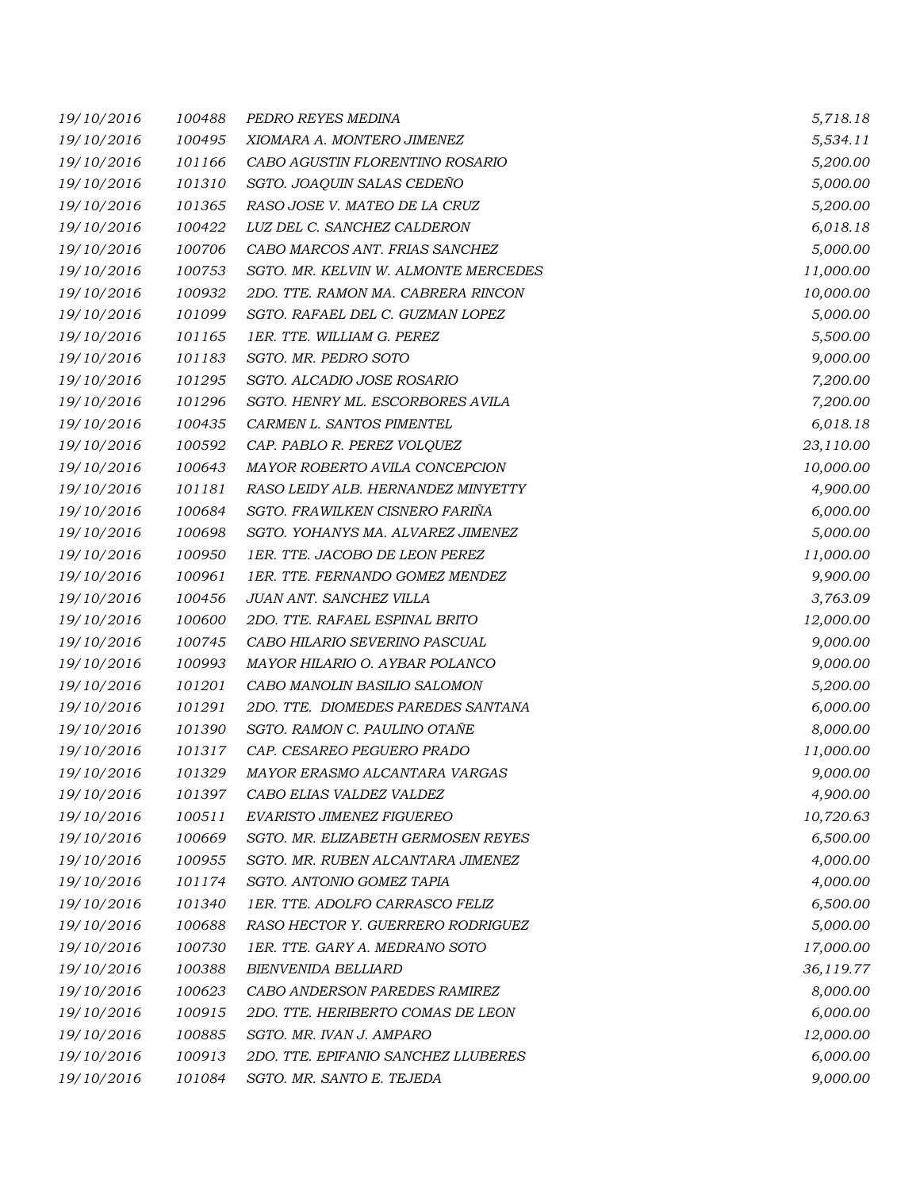| | | | |
|---|---|---|---|
| 19/10/2016 | 100488 | PEDRO REYES MEDINA | 5,718.18 |
| 19/10/2016 | 100495 | XIOMARA A. MONTERO JIMENEZ | 5,534.11 |
| 19/10/2016 | 101166 | CABO AGUSTIN FLORENTINO ROSARIO | 5,200.00 |
| 19/10/2016 | 101310 | SGTO. JOAQUIN SALAS CEDEÑO | 5,000.00 |
| 19/10/2016 | 101365 | RASO JOSE V. MATEO DE LA CRUZ | 5,200.00 |
| 19/10/2016 | 100422 | LUZ DEL C. SANCHEZ CALDERON | 6,018.18 |
| 19/10/2016 | 100706 | CABO MARCOS ANT. FRIAS SANCHEZ | 5,000.00 |
| 19/10/2016 | 100753 | SGTO. MR. KELVIN W. ALMONTE MERCEDES | 11,000.00 |
| 19/10/2016 | 100932 | 2DO. TTE. RAMON MA. CABRERA RINCON | 10,000.00 |
| 19/10/2016 | 101099 | SGTO. RAFAEL DEL C. GUZMAN LOPEZ | 5,000.00 |
| 19/10/2016 | 101165 | 1ER. TTE. WILLIAM G. PEREZ | 5,500.00 |
| 19/10/2016 | 101183 | SGTO. MR. PEDRO SOTO | 9,000.00 |
| 19/10/2016 | 101295 | SGTO. ALCADIO JOSE ROSARIO | 7,200.00 |
| 19/10/2016 | 101296 | SGTO. HENRY ML. ESCORBORES AVILA | 7,200.00 |
| 19/10/2016 | 100435 | CARMEN L. SANTOS PIMENTEL | 6,018.18 |
| 19/10/2016 | 100592 | CAP. PABLO R. PEREZ VOLQUEZ | 23,110.00 |
| 19/10/2016 | 100643 | MAYOR ROBERTO AVILA CONCEPCION | 10,000.00 |
| 19/10/2016 | 101181 | RASO LEIDY ALB. HERNANDEZ MINYETTY | 4,900.00 |
| 19/10/2016 | 100684 | SGTO. FRAWILKEN CISNERO FARIÑA | 6,000.00 |
| 19/10/2016 | 100698 | SGTO. YOHANYS MA. ALVAREZ JIMENEZ | 5,000.00 |
| 19/10/2016 | 100950 | 1ER. TTE. JACOBO DE LEON PEREZ | 11,000.00 |
| 19/10/2016 | 100961 | 1ER. TTE. FERNANDO GOMEZ MENDEZ | 9,900.00 |
| 19/10/2016 | 100456 | JUAN ANT. SANCHEZ VILLA | 3,763.09 |
| 19/10/2016 | 100600 | 2DO. TTE. RAFAEL ESPINAL BRITO | 12,000.00 |
| 19/10/2016 | 100745 | CABO HILARIO SEVERINO PASCUAL | 9,000.00 |
| 19/10/2016 | 100993 | MAYOR HILARIO O. AYBAR POLANCO | 9,000.00 |
| 19/10/2016 | 101201 | CABO MANOLIN BASILIO SALOMON | 5,200.00 |
| 19/10/2016 | 101291 | 2DO. TTE. DIOMEDES PAREDES SANTANA | 6,000.00 |
| 19/10/2016 | 101390 | SGTO. RAMON C. PAULINO OTAÑE | 8,000.00 |
| 19/10/2016 | 101317 | CAP. CESAREO PEGUERO PRADO | 11,000.00 |
| 19/10/2016 | 101329 | MAYOR ERASMO ALCANTARA VARGAS | 9,000.00 |
| 19/10/2016 | 101397 | CABO ELIAS VALDEZ VALDEZ | 4,900.00 |
| 19/10/2016 | 100511 | EVARISTO JIMENEZ FIGUEREO | 10,720.63 |
| 19/10/2016 | 100669 | SGTO. MR. ELIZABETH GERMOSEN REYES | 6,500.00 |
| 19/10/2016 | 100955 | SGTO. MR. RUBEN ALCANTARA JIMENEZ | 4,000.00 |
| 19/10/2016 | 101174 | SGTO. ANTONIO GOMEZ TAPIA | 4,000.00 |
| 19/10/2016 | 101340 | 1ER. TTE. ADOLFO CARRASCO FELIZ | 6,500.00 |
| 19/10/2016 | 100688 | RASO HECTOR Y. GUERRERO RODRIGUEZ | 5,000.00 |
| 19/10/2016 | 100730 | 1ER. TTE. GARY A. MEDRANO SOTO | 17,000.00 |
| 19/10/2016 | 100388 | BIENVENIDA BELLIARD | 36,119.77 |
| 19/10/2016 | 100623 | CABO ANDERSON PAREDES RAMIREZ | 8,000.00 |
| 19/10/2016 | 100915 | 2DO. TTE. HERIBERTO COMAS DE LEON | 6,000.00 |
| 19/10/2016 | 100885 | SGTO. MR. IVAN J. AMPARO | 12,000.00 |
| 19/10/2016 | 100913 | 2DO. TTE. EPIFANIO SANCHEZ LLUBERES | 6,000.00 |
| 19/10/2016 | 101084 | SGTO. MR. SANTO E. TEJEDA | 9,000.00 |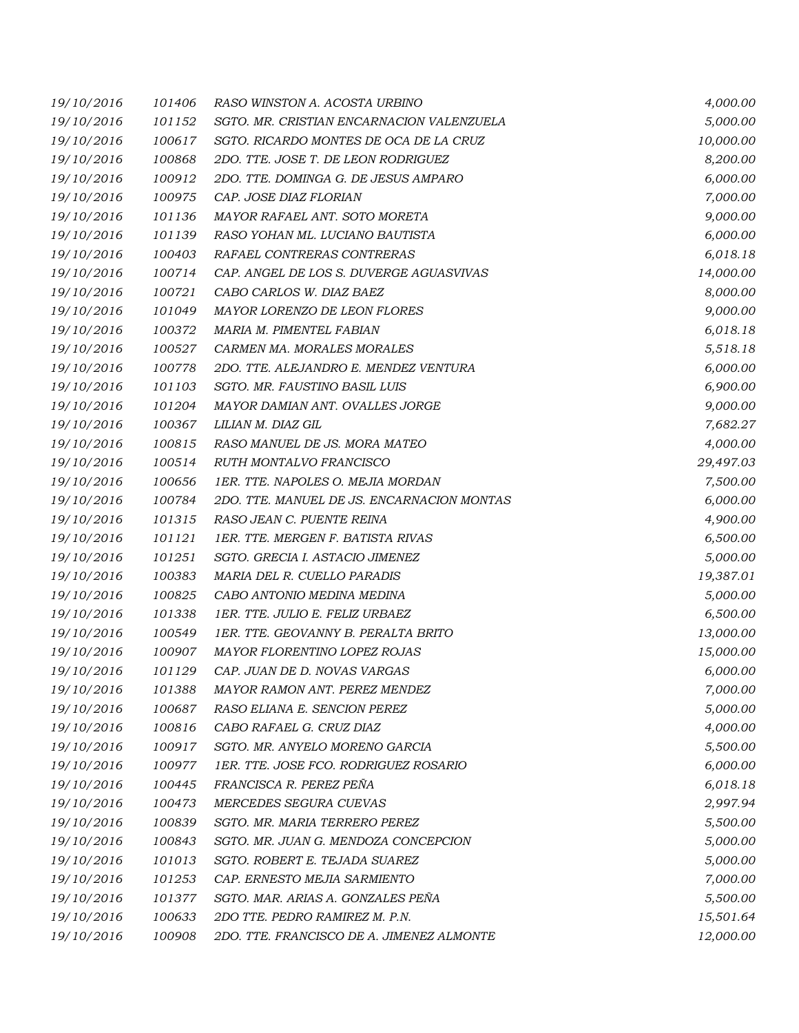| | | | |
|---|---|---|---|
| 19/10/2016 | 101406 | RASO WINSTON A. ACOSTA URBINO | 4,000.00 |
| 19/10/2016 | 101152 | SGTO. MR. CRISTIAN ENCARNACION VALENZUELA | 5,000.00 |
| 19/10/2016 | 100617 | SGTO. RICARDO MONTES DE OCA DE LA CRUZ | 10,000.00 |
| 19/10/2016 | 100868 | 2DO. TTE. JOSE T. DE LEON RODRIGUEZ | 8,200.00 |
| 19/10/2016 | 100912 | 2DO. TTE. DOMINGA G. DE JESUS AMPARO | 6,000.00 |
| 19/10/2016 | 100975 | CAP. JOSE DIAZ FLORIAN | 7,000.00 |
| 19/10/2016 | 101136 | MAYOR RAFAEL ANT. SOTO MORETA | 9,000.00 |
| 19/10/2016 | 101139 | RASO YOHAN ML. LUCIANO BAUTISTA | 6,000.00 |
| 19/10/2016 | 100403 | RAFAEL CONTRERAS CONTRERAS | 6,018.18 |
| 19/10/2016 | 100714 | CAP. ANGEL DE LOS S. DUVERGE AGUASVIVAS | 14,000.00 |
| 19/10/2016 | 100721 | CABO CARLOS W. DIAZ BAEZ | 8,000.00 |
| 19/10/2016 | 101049 | MAYOR LORENZO DE LEON FLORES | 9,000.00 |
| 19/10/2016 | 100372 | MARIA M. PIMENTEL FABIAN | 6,018.18 |
| 19/10/2016 | 100527 | CARMEN MA. MORALES MORALES | 5,518.18 |
| 19/10/2016 | 100778 | 2DO. TTE. ALEJANDRO E. MENDEZ VENTURA | 6,000.00 |
| 19/10/2016 | 101103 | SGTO. MR. FAUSTINO BASIL LUIS | 6,900.00 |
| 19/10/2016 | 101204 | MAYOR DAMIAN ANT. OVALLES JORGE | 9,000.00 |
| 19/10/2016 | 100367 | LILIAN M. DIAZ GIL | 7,682.27 |
| 19/10/2016 | 100815 | RASO MANUEL DE JS. MORA MATEO | 4,000.00 |
| 19/10/2016 | 100514 | RUTH MONTALVO FRANCISCO | 29,497.03 |
| 19/10/2016 | 100656 | 1ER. TTE. NAPOLES O. MEJIA MORDAN | 7,500.00 |
| 19/10/2016 | 100784 | 2DO. TTE. MANUEL DE JS. ENCARNACION MONTAS | 6,000.00 |
| 19/10/2016 | 101315 | RASO JEAN C. PUENTE REINA | 4,900.00 |
| 19/10/2016 | 101121 | 1ER. TTE. MERGEN F. BATISTA RIVAS | 6,500.00 |
| 19/10/2016 | 101251 | SGTO. GRECIA I. ASTACIO JIMENEZ | 5,000.00 |
| 19/10/2016 | 100383 | MARIA DEL R. CUELLO PARADIS | 19,387.01 |
| 19/10/2016 | 100825 | CABO ANTONIO MEDINA MEDINA | 5,000.00 |
| 19/10/2016 | 101338 | 1ER. TTE. JULIO E. FELIZ URBAEZ | 6,500.00 |
| 19/10/2016 | 100549 | 1ER. TTE. GEOVANNY B. PERALTA BRITO | 13,000.00 |
| 19/10/2016 | 100907 | MAYOR FLORENTINO LOPEZ ROJAS | 15,000.00 |
| 19/10/2016 | 101129 | CAP. JUAN DE D. NOVAS VARGAS | 6,000.00 |
| 19/10/2016 | 101388 | MAYOR RAMON ANT. PEREZ MENDEZ | 7,000.00 |
| 19/10/2016 | 100687 | RASO ELIANA E. SENCION PEREZ | 5,000.00 |
| 19/10/2016 | 100816 | CABO RAFAEL G. CRUZ DIAZ | 4,000.00 |
| 19/10/2016 | 100917 | SGTO. MR. ANYELO MORENO GARCIA | 5,500.00 |
| 19/10/2016 | 100977 | 1ER. TTE. JOSE FCO. RODRIGUEZ ROSARIO | 6,000.00 |
| 19/10/2016 | 100445 | FRANCISCA R. PEREZ PEÑA | 6,018.18 |
| 19/10/2016 | 100473 | MERCEDES SEGURA CUEVAS | 2,997.94 |
| 19/10/2016 | 100839 | SGTO. MR. MARIA TERRERO PEREZ | 5,500.00 |
| 19/10/2016 | 100843 | SGTO. MR. JUAN G. MENDOZA CONCEPCION | 5,000.00 |
| 19/10/2016 | 101013 | SGTO. ROBERT E. TEJADA SUAREZ | 5,000.00 |
| 19/10/2016 | 101253 | CAP. ERNESTO MEJIA SARMIENTO | 7,000.00 |
| 19/10/2016 | 101377 | SGTO. MAR. ARIAS A. GONZALES PEÑA | 5,500.00 |
| 19/10/2016 | 100633 | 2DO TTE. PEDRO RAMIREZ M. P.N. | 15,501.64 |
| 19/10/2016 | 100908 | 2DO. TTE. FRANCISCO DE A. JIMENEZ ALMONTE | 12,000.00 |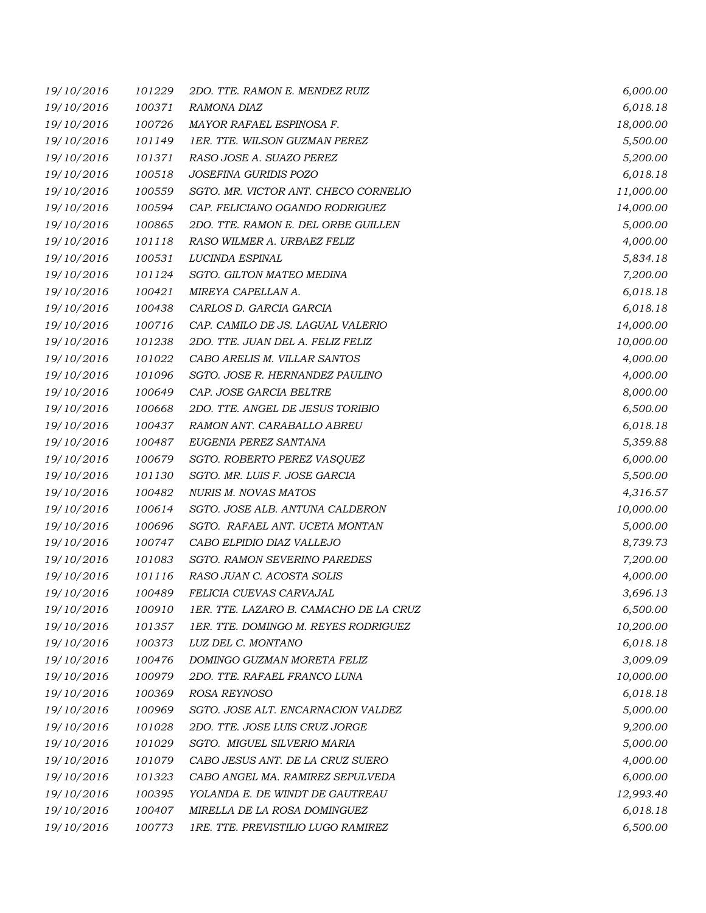| | | | |
|---|---|---|---|
| 19/10/2016 | 101229 | 2DO. TTE. RAMON E. MENDEZ RUIZ | 6,000.00 |
| 19/10/2016 | 100371 | RAMONA DIAZ | 6,018.18 |
| 19/10/2016 | 100726 | MAYOR RAFAEL ESPINOSA F. | 18,000.00 |
| 19/10/2016 | 101149 | 1ER. TTE. WILSON GUZMAN PEREZ | 5,500.00 |
| 19/10/2016 | 101371 | RASO JOSE A. SUAZO PEREZ | 5,200.00 |
| 19/10/2016 | 100518 | JOSEFINA GURIDIS POZO | 6,018.18 |
| 19/10/2016 | 100559 | SGTO. MR. VICTOR ANT. CHECO CORNELIO | 11,000.00 |
| 19/10/2016 | 100594 | CAP. FELICIANO OGANDO RODRIGUEZ | 14,000.00 |
| 19/10/2016 | 100865 | 2DO. TTE. RAMON E. DEL ORBE GUILLEN | 5,000.00 |
| 19/10/2016 | 101118 | RASO WILMER A. URBAEZ FELIZ | 4,000.00 |
| 19/10/2016 | 100531 | LUCINDA ESPINAL | 5,834.18 |
| 19/10/2016 | 101124 | SGTO. GILTON MATEO MEDINA | 7,200.00 |
| 19/10/2016 | 100421 | MIREYA CAPELLAN A. | 6,018.18 |
| 19/10/2016 | 100438 | CARLOS D. GARCIA GARCIA | 6,018.18 |
| 19/10/2016 | 100716 | CAP. CAMILO DE JS. LAGUAL VALERIO | 14,000.00 |
| 19/10/2016 | 101238 | 2DO. TTE. JUAN DEL A. FELIZ FELIZ | 10,000.00 |
| 19/10/2016 | 101022 | CABO ARELIS M. VILLAR SANTOS | 4,000.00 |
| 19/10/2016 | 101096 | SGTO. JOSE R. HERNANDEZ PAULINO | 4,000.00 |
| 19/10/2016 | 100649 | CAP. JOSE GARCIA BELTRE | 8,000.00 |
| 19/10/2016 | 100668 | 2DO. TTE. ANGEL DE JESUS TORIBIO | 6,500.00 |
| 19/10/2016 | 100437 | RAMON ANT. CARABALLO ABREU | 6,018.18 |
| 19/10/2016 | 100487 | EUGENIA PEREZ SANTANA | 5,359.88 |
| 19/10/2016 | 100679 | SGTO. ROBERTO PEREZ VASQUEZ | 6,000.00 |
| 19/10/2016 | 101130 | SGTO. MR. LUIS F. JOSE GARCIA | 5,500.00 |
| 19/10/2016 | 100482 | NURIS M. NOVAS MATOS | 4,316.57 |
| 19/10/2016 | 100614 | SGTO. JOSE ALB. ANTUNA CALDERON | 10,000.00 |
| 19/10/2016 | 100696 | SGTO. RAFAEL ANT. UCETA MONTAN | 5,000.00 |
| 19/10/2016 | 100747 | CABO ELPIDIO DIAZ VALLEJO | 8,739.73 |
| 19/10/2016 | 101083 | SGTO. RAMON SEVERINO PAREDES | 7,200.00 |
| 19/10/2016 | 101116 | RASO JUAN C. ACOSTA SOLIS | 4,000.00 |
| 19/10/2016 | 100489 | FELICIA CUEVAS CARVAJAL | 3,696.13 |
| 19/10/2016 | 100910 | 1ER. TTE. LAZARO B. CAMACHO DE LA CRUZ | 6,500.00 |
| 19/10/2016 | 101357 | 1ER. TTE. DOMINGO M. REYES RODRIGUEZ | 10,200.00 |
| 19/10/2016 | 100373 | LUZ DEL C. MONTANO | 6,018.18 |
| 19/10/2016 | 100476 | DOMINGO GUZMAN MORETA FELIZ | 3,009.09 |
| 19/10/2016 | 100979 | 2DO. TTE. RAFAEL FRANCO LUNA | 10,000.00 |
| 19/10/2016 | 100369 | ROSA REYNOSO | 6,018.18 |
| 19/10/2016 | 100969 | SGTO. JOSE ALT. ENCARNACION VALDEZ | 5,000.00 |
| 19/10/2016 | 101028 | 2DO. TTE. JOSE LUIS CRUZ JORGE | 9,200.00 |
| 19/10/2016 | 101029 | SGTO. MIGUEL SILVERIO MARIA | 5,000.00 |
| 19/10/2016 | 101079 | CABO JESUS ANT. DE LA CRUZ SUERO | 4,000.00 |
| 19/10/2016 | 101323 | CABO ANGEL MA. RAMIREZ SEPULVEDA | 6,000.00 |
| 19/10/2016 | 100395 | YOLANDA E. DE WINDT DE GAUTREAU | 12,993.40 |
| 19/10/2016 | 100407 | MIRELLA DE LA ROSA DOMINGUEZ | 6,018.18 |
| 19/10/2016 | 100773 | 1RE. TTE. PREVISTILIO LUGO RAMIREZ | 6,500.00 |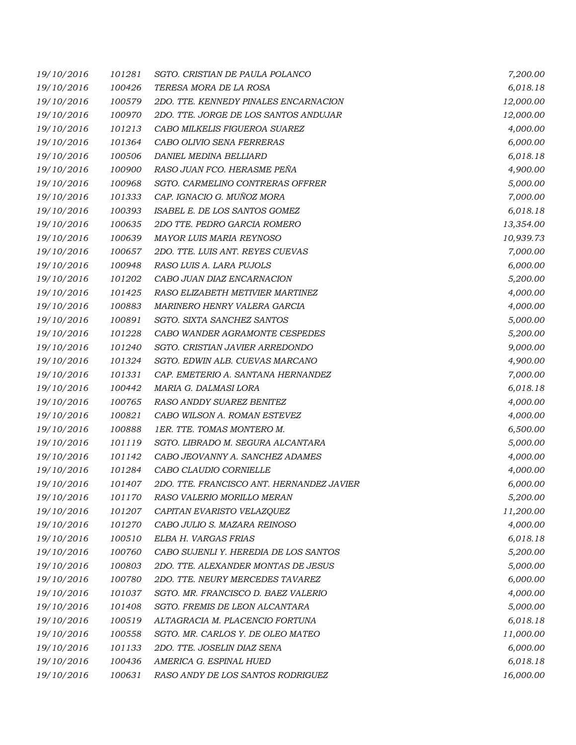| | | | |
|---|---|---|---|
| *19/10/2016* | *101281* | *SGTO. CRISTIAN DE PAULA POLANCO* | *7,200.00* |
| *19/10/2016* | *100426* | *TERESA MORA DE LA ROSA* | *6,018.18* |
| *19/10/2016* | *100579* | *2DO. TTE. KENNEDY PINALES ENCARNACION* | *12,000.00* |
| *19/10/2016* | *100970* | *2DO. TTE. JORGE DE LOS SANTOS ANDUJAR* | *12,000.00* |
| *19/10/2016* | *101213* | *CABO MILKELIS FIGUEROA SUAREZ* | *4,000.00* |
| *19/10/2016* | *101364* | *CABO OLIVIO SENA FERRERAS* | *6,000.00* |
| *19/10/2016* | *100506* | *DANIEL MEDINA BELLIARD* | *6,018.18* |
| *19/10/2016* | *100900* | *RASO JUAN FCO. HERASME PEÑA* | *4,900.00* |
| *19/10/2016* | *100968* | *SGTO. CARMELINO CONTRERAS OFFRER* | *5,000.00* |
| *19/10/2016* | *101333* | *CAP. IGNACIO G. MUÑOZ MORA* | *7,000.00* |
| *19/10/2016* | *100393* | *ISABEL E. DE LOS SANTOS GOMEZ* | *6,018.18* |
| *19/10/2016* | *100635* | *2DO TTE. PEDRO GARCIA ROMERO* | *13,354.00* |
| *19/10/2016* | *100639* | *MAYOR LUIS MARIA REYNOSO* | *10,939.73* |
| *19/10/2016* | *100657* | *2DO. TTE. LUIS ANT. REYES CUEVAS* | *7,000.00* |
| *19/10/2016* | *100948* | *RASO LUIS A. LARA PUJOLS* | *6,000.00* |
| *19/10/2016* | *101202* | *CABO JUAN DIAZ ENCARNACION* | *5,200.00* |
| *19/10/2016* | *101425* | *RASO ELIZABETH METIVIER MARTINEZ* | *4,000.00* |
| *19/10/2016* | *100883* | *MARINERO HENRY VALERA GARCIA* | *4,000.00* |
| *19/10/2016* | *100891* | *SGTO. SIXTA SANCHEZ SANTOS* | *5,000.00* |
| *19/10/2016* | *101228* | *CABO WANDER AGRAMONTE CESPEDES* | *5,200.00* |
| *19/10/2016* | *101240* | *SGTO. CRISTIAN JAVIER ARREDONDO* | *9,000.00* |
| *19/10/2016* | *101324* | *SGTO. EDWIN ALB. CUEVAS MARCANO* | *4,900.00* |
| *19/10/2016* | *101331* | *CAP. EMETERIO A. SANTANA HERNANDEZ* | *7,000.00* |
| *19/10/2016* | *100442* | *MARIA G. DALMASI LORA* | *6,018.18* |
| *19/10/2016* | *100765* | *RASO ANDDY SUAREZ BENITEZ* | *4,000.00* |
| *19/10/2016* | *100821* | *CABO WILSON A. ROMAN ESTEVEZ* | *4,000.00* |
| *19/10/2016* | *100888* | *1ER. TTE. TOMAS MONTERO M.* | *6,500.00* |
| *19/10/2016* | *101119* | *SGTO. LIBRADO M. SEGURA ALCANTARA* | *5,000.00* |
| *19/10/2016* | *101142* | *CABO JEOVANNY A. SANCHEZ ADAMES* | *4,000.00* |
| *19/10/2016* | *101284* | *CABO CLAUDIO CORNIELLE* | *4,000.00* |
| *19/10/2016* | *101407* | *2DO. TTE. FRANCISCO ANT. HERNANDEZ JAVIER* | *6,000.00* |
| *19/10/2016* | *101170* | *RASO VALERIO MORILLO MERAN* | *5,200.00* |
| *19/10/2016* | *101207* | *CAPITAN EVARISTO VELAZQUEZ* | *11,200.00* |
| *19/10/2016* | *101270* | *CABO JULIO S. MAZARA REINOSO* | *4,000.00* |
| *19/10/2016* | *100510* | *ELBA H. VARGAS FRIAS* | *6,018.18* |
| *19/10/2016* | *100760* | *CABO SUJENLI Y. HEREDIA DE LOS SANTOS* | *5,200.00* |
| *19/10/2016* | *100803* | *2DO. TTE. ALEXANDER MONTAS DE JESUS* | *5,000.00* |
| *19/10/2016* | *100780* | *2DO. TTE. NEURY MERCEDES TAVAREZ* | *6,000.00* |
| *19/10/2016* | *101037* | *SGTO. MR. FRANCISCO D. BAEZ VALERIO* | *4,000.00* |
| *19/10/2016* | *101408* | *SGTO. FREMIS DE LEON ALCANTARA* | *5,000.00* |
| *19/10/2016* | *100519* | *ALTAGRACIA M. PLACENCIO FORTUNA* | *6,018.18* |
| *19/10/2016* | *100558* | *SGTO. MR. CARLOS Y. DE OLEO MATEO* | *11,000.00* |
| *19/10/2016* | *101133* | *2DO. TTE. JOSELIN DIAZ SENA* | *6,000.00* |
| *19/10/2016* | *100436* | *AMERICA G. ESPINAL HUED* | *6,018.18* |
| *19/10/2016* | *100631* | *RASO ANDY DE LOS SANTOS RODRIGUEZ* | *16,000.00* |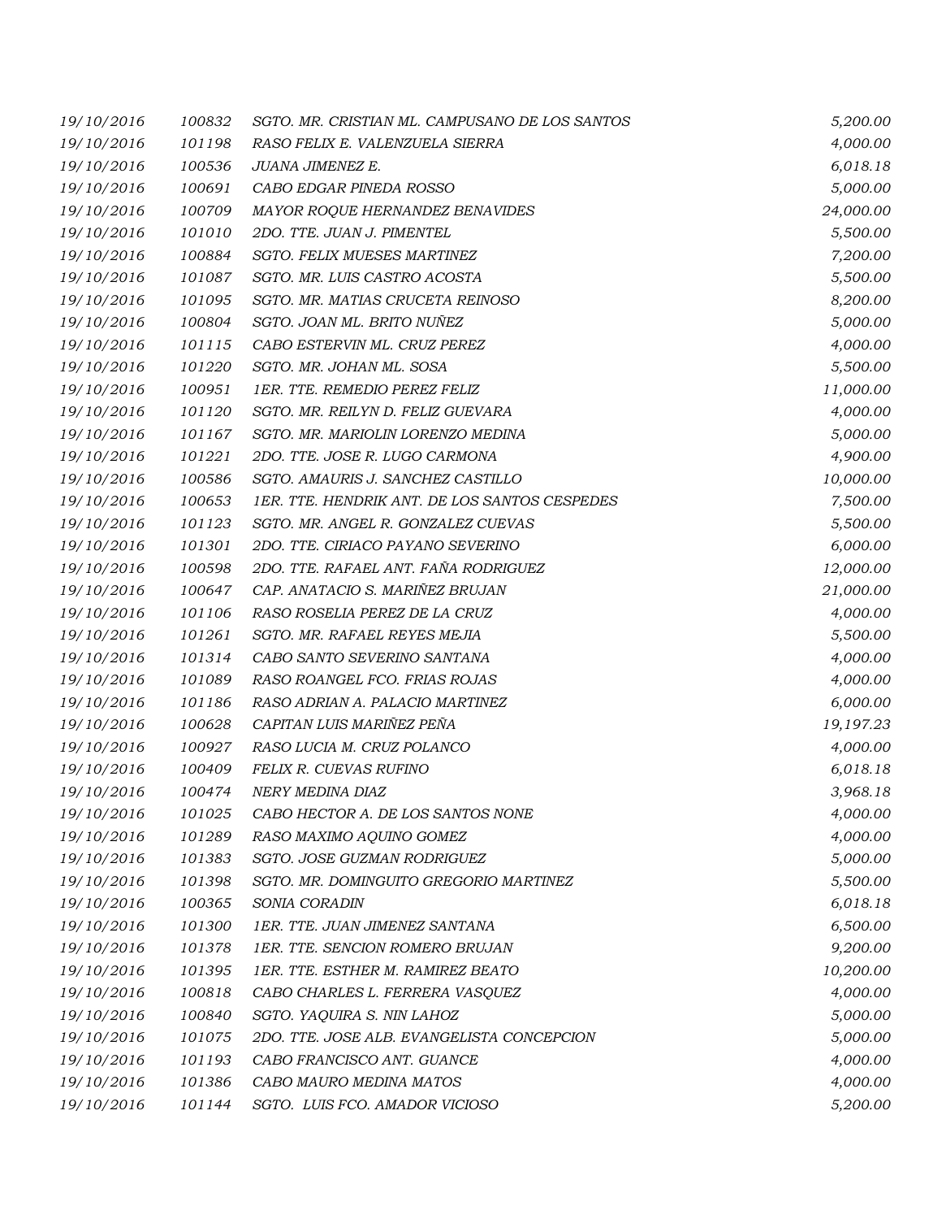| | | | |
|---|---|---|---|
| 19/10/2016 | 100832 | SGTO. MR. CRISTIAN ML. CAMPUSANO DE LOS SANTOS | 5,200.00 |
| 19/10/2016 | 101198 | RASO FELIX E. VALENZUELA SIERRA | 4,000.00 |
| 19/10/2016 | 100536 | JUANA JIMENEZ E. | 6,018.18 |
| 19/10/2016 | 100691 | CABO EDGAR PINEDA ROSSO | 5,000.00 |
| 19/10/2016 | 100709 | MAYOR ROQUE HERNANDEZ BENAVIDES | 24,000.00 |
| 19/10/2016 | 101010 | 2DO. TTE. JUAN J. PIMENTEL | 5,500.00 |
| 19/10/2016 | 100884 | SGTO. FELIX MUESES MARTINEZ | 7,200.00 |
| 19/10/2016 | 101087 | SGTO. MR. LUIS CASTRO ACOSTA | 5,500.00 |
| 19/10/2016 | 101095 | SGTO. MR. MATIAS CRUCETA REINOSO | 8,200.00 |
| 19/10/2016 | 100804 | SGTO. JOAN ML. BRITO NUÑEZ | 5,000.00 |
| 19/10/2016 | 101115 | CABO ESTERVIN ML. CRUZ PEREZ | 4,000.00 |
| 19/10/2016 | 101220 | SGTO. MR. JOHAN ML. SOSA | 5,500.00 |
| 19/10/2016 | 100951 | 1ER. TTE. REMEDIO PEREZ FELIZ | 11,000.00 |
| 19/10/2016 | 101120 | SGTO. MR. REILYN D. FELIZ GUEVARA | 4,000.00 |
| 19/10/2016 | 101167 | SGTO. MR. MARIOLIN LORENZO MEDINA | 5,000.00 |
| 19/10/2016 | 101221 | 2DO. TTE. JOSE R. LUGO CARMONA | 4,900.00 |
| 19/10/2016 | 100586 | SGTO. AMAURIS J. SANCHEZ CASTILLO | 10,000.00 |
| 19/10/2016 | 100653 | 1ER. TTE. HENDRIK ANT. DE LOS SANTOS CESPEDES | 7,500.00 |
| 19/10/2016 | 101123 | SGTO. MR. ANGEL R. GONZALEZ CUEVAS | 5,500.00 |
| 19/10/2016 | 101301 | 2DO. TTE. CIRIACO PAYANO SEVERINO | 6,000.00 |
| 19/10/2016 | 100598 | 2DO. TTE. RAFAEL ANT. FAÑA RODRIGUEZ | 12,000.00 |
| 19/10/2016 | 100647 | CAP. ANATACIO S. MARIÑEZ BRUJAN | 21,000.00 |
| 19/10/2016 | 101106 | RASO ROSELIA PEREZ DE LA CRUZ | 4,000.00 |
| 19/10/2016 | 101261 | SGTO. MR. RAFAEL REYES MEJIA | 5,500.00 |
| 19/10/2016 | 101314 | CABO SANTO SEVERINO SANTANA | 4,000.00 |
| 19/10/2016 | 101089 | RASO ROANGEL FCO. FRIAS ROJAS | 4,000.00 |
| 19/10/2016 | 101186 | RASO ADRIAN A. PALACIO MARTINEZ | 6,000.00 |
| 19/10/2016 | 100628 | CAPITAN LUIS MARIÑEZ PEÑA | 19,197.23 |
| 19/10/2016 | 100927 | RASO LUCIA M. CRUZ POLANCO | 4,000.00 |
| 19/10/2016 | 100409 | FELIX R. CUEVAS RUFINO | 6,018.18 |
| 19/10/2016 | 100474 | NERY MEDINA DIAZ | 3,968.18 |
| 19/10/2016 | 101025 | CABO HECTOR A. DE LOS SANTOS NONE | 4,000.00 |
| 19/10/2016 | 101289 | RASO MAXIMO AQUINO GOMEZ | 4,000.00 |
| 19/10/2016 | 101383 | SGTO. JOSE GUZMAN RODRIGUEZ | 5,000.00 |
| 19/10/2016 | 101398 | SGTO. MR. DOMINGUITO GREGORIO MARTINEZ | 5,500.00 |
| 19/10/2016 | 100365 | SONIA CORADIN | 6,018.18 |
| 19/10/2016 | 101300 | 1ER. TTE. JUAN JIMENEZ SANTANA | 6,500.00 |
| 19/10/2016 | 101378 | 1ER. TTE. SENCION ROMERO BRUJAN | 9,200.00 |
| 19/10/2016 | 101395 | 1ER. TTE. ESTHER M. RAMIREZ BEATO | 10,200.00 |
| 19/10/2016 | 100818 | CABO CHARLES L. FERRERA VASQUEZ | 4,000.00 |
| 19/10/2016 | 100840 | SGTO. YAQUIRA S. NIN LAHOZ | 5,000.00 |
| 19/10/2016 | 101075 | 2DO. TTE. JOSE ALB. EVANGELISTA CONCEPCION | 5,000.00 |
| 19/10/2016 | 101193 | CABO FRANCISCO ANT. GUANCE | 4,000.00 |
| 19/10/2016 | 101386 | CABO MAURO MEDINA MATOS | 4,000.00 |
| 19/10/2016 | 101144 | SGTO. LUIS FCO. AMADOR VICIOSO | 5,200.00 |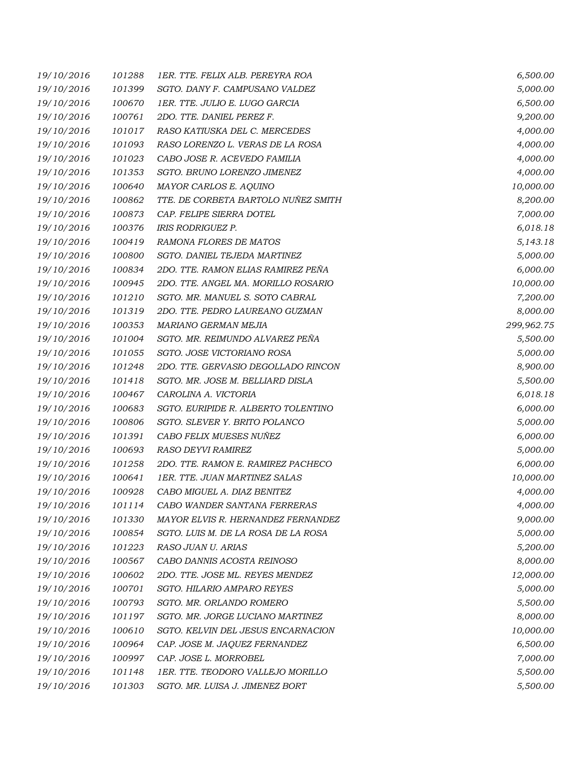| | | | |
|---|---|---|---|
| *19/10/2016* | *101288* | *1ER. TTE. FELIX ALB. PEREYRA ROA* | *6,500.00* |
| *19/10/2016* | *101399* | *SGTO. DANY F. CAMPUSANO VALDEZ* | *5,000.00* |
| *19/10/2016* | *100670* | *1ER. TTE. JULIO E. LUGO GARCIA* | *6,500.00* |
| *19/10/2016* | *100761* | *2DO. TTE. DANIEL PEREZ F.* | *9,200.00* |
| *19/10/2016* | *101017* | *RASO KATIUSKA DEL C. MERCEDES* | *4,000.00* |
| *19/10/2016* | *101093* | *RASO LORENZO L. VERAS DE LA ROSA* | *4,000.00* |
| *19/10/2016* | *101023* | *CABO JOSE R. ACEVEDO FAMILIA* | *4,000.00* |
| *19/10/2016* | *101353* | *SGTO. BRUNO LORENZO JIMENEZ* | *4,000.00* |
| *19/10/2016* | *100640* | *MAYOR CARLOS E. AQUINO* | *10,000.00* |
| *19/10/2016* | *100862* | *TTE. DE CORBETA BARTOLO NUÑEZ SMITH* | *8,200.00* |
| *19/10/2016* | *100873* | *CAP. FELIPE SIERRA DOTEL* | *7,000.00* |
| *19/10/2016* | *100376* | *IRIS RODRIGUEZ P.* | *6,018.18* |
| *19/10/2016* | *100419* | *RAMONA FLORES DE MATOS* | *5,143.18* |
| *19/10/2016* | *100800* | *SGTO. DANIEL TEJEDA MARTINEZ* | *5,000.00* |
| *19/10/2016* | *100834* | *2DO. TTE. RAMON ELIAS RAMIREZ PEÑA* | *6,000.00* |
| *19/10/2016* | *100945* | *2DO. TTE. ANGEL MA. MORILLO ROSARIO* | *10,000.00* |
| *19/10/2016* | *101210* | *SGTO. MR. MANUEL S. SOTO CABRAL* | *7,200.00* |
| *19/10/2016* | *101319* | *2DO. TTE. PEDRO LAUREANO GUZMAN* | *8,000.00* |
| *19/10/2016* | *100353* | *MARIANO GERMAN MEJIA* | *299,962.75* |
| *19/10/2016* | *101004* | *SGTO. MR. REIMUNDO ALVAREZ PEÑA* | *5,500.00* |
| *19/10/2016* | *101055* | *SGTO. JOSE VICTORIANO ROSA* | *5,000.00* |
| *19/10/2016* | *101248* | *2DO. TTE. GERVASIO DEGOLLADO RINCON* | *8,900.00* |
| *19/10/2016* | *101418* | *SGTO. MR. JOSE M. BELLIARD DISLA* | *5,500.00* |
| *19/10/2016* | *100467* | *CAROLINA A. VICTORIA* | *6,018.18* |
| *19/10/2016* | *100683* | *SGTO. EURIPIDE R. ALBERTO TOLENTINO* | *6,000.00* |
| *19/10/2016* | *100806* | *SGTO. SLEVER Y. BRITO POLANCO* | *5,000.00* |
| *19/10/2016* | *101391* | *CABO FELIX MUESES NUÑEZ* | *6,000.00* |
| *19/10/2016* | *100693* | *RASO DEYVI RAMIREZ* | *5,000.00* |
| *19/10/2016* | *101258* | *2DO. TTE. RAMON E. RAMIREZ PACHECO* | *6,000.00* |
| *19/10/2016* | *100641* | *1ER. TTE. JUAN MARTINEZ SALAS* | *10,000.00* |
| *19/10/2016* | *100928* | *CABO MIGUEL A. DIAZ BENITEZ* | *4,000.00* |
| *19/10/2016* | *101114* | *CABO WANDER SANTANA FERRERAS* | *4,000.00* |
| *19/10/2016* | *101330* | *MAYOR ELVIS R. HERNANDEZ FERNANDEZ* | *9,000.00* |
| *19/10/2016* | *100854* | *SGTO. LUIS M. DE LA ROSA DE LA ROSA* | *5,000.00* |
| *19/10/2016* | *101223* | *RASO JUAN U. ARIAS* | *5,200.00* |
| *19/10/2016* | *100567* | *CABO DANNIS ACOSTA REINOSO* | *8,000.00* |
| *19/10/2016* | *100602* | *2DO. TTE. JOSE ML. REYES MENDEZ* | *12,000.00* |
| *19/10/2016* | *100701* | *SGTO. HILARIO AMPARO REYES* | *5,000.00* |
| *19/10/2016* | *100793* | *SGTO. MR. ORLANDO ROMERO* | *5,500.00* |
| *19/10/2016* | *101197* | *SGTO. MR. JORGE LUCIANO MARTINEZ* | *8,000.00* |
| *19/10/2016* | *100610* | *SGTO. KELVIN DEL JESUS ENCARNACION* | *10,000.00* |
| *19/10/2016* | *100964* | *CAP. JOSE M. JAQUEZ FERNANDEZ* | *6,500.00* |
| *19/10/2016* | *100997* | *CAP. JOSE L. MORROBEL* | *7,000.00* |
| *19/10/2016* | *101148* | *1ER. TTE. TEODORO VALLEJO MORILLO* | *5,500.00* |
| *19/10/2016* | *101303* | *SGTO. MR. LUISA J. JIMENEZ BORT* | *5,500.00* |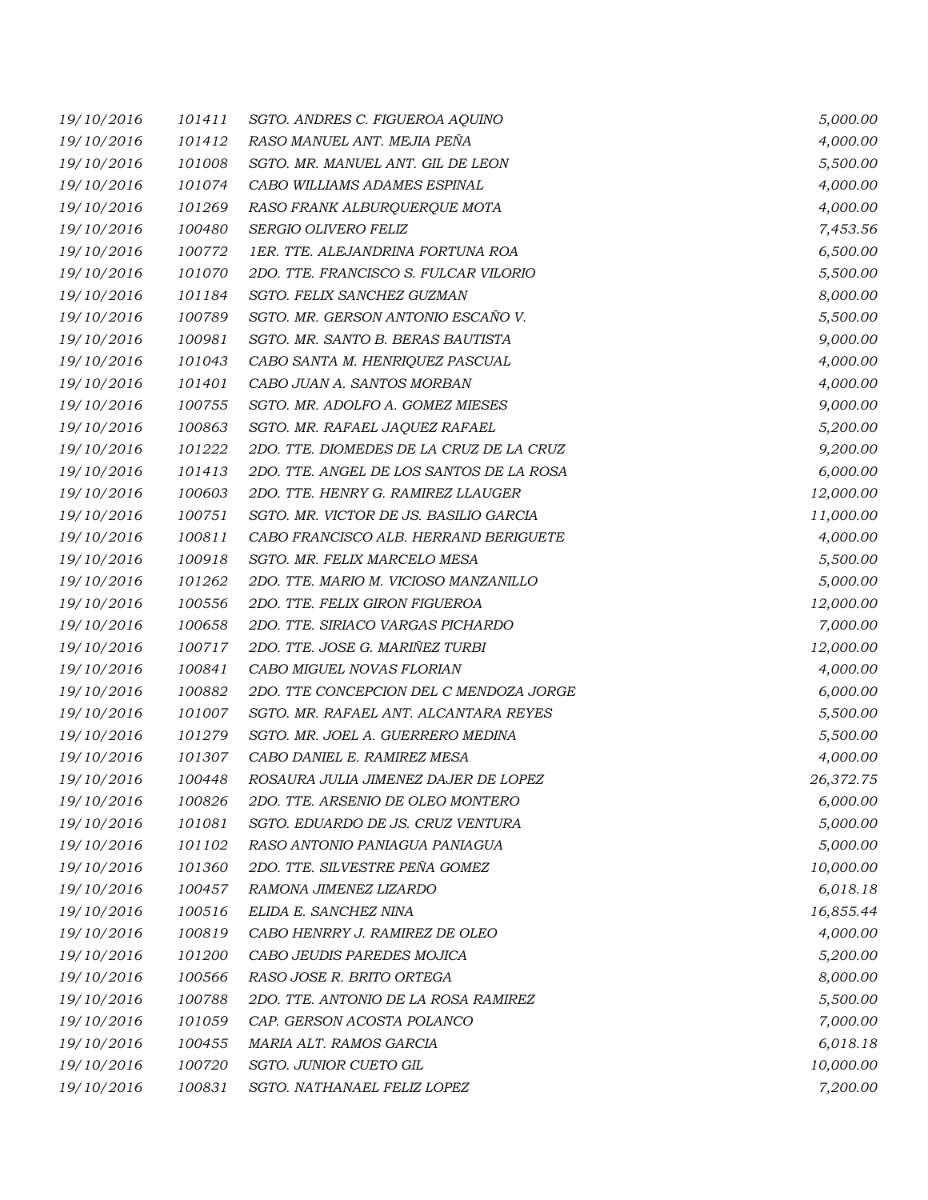| | | | |
|---|---|---|---|
| 19/10/2016 | 101411 | SGTO. ANDRES C. FIGUEROA AQUINO | 5,000.00 |
| 19/10/2016 | 101412 | RASO MANUEL ANT. MEJIA PEÑA | 4,000.00 |
| 19/10/2016 | 101008 | SGTO. MR. MANUEL ANT. GIL DE LEON | 5,500.00 |
| 19/10/2016 | 101074 | CABO WILLIAMS ADAMES ESPINAL | 4,000.00 |
| 19/10/2016 | 101269 | RASO FRANK ALBURQUERQUE MOTA | 4,000.00 |
| 19/10/2016 | 100480 | SERGIO OLIVERO FELIZ | 7,453.56 |
| 19/10/2016 | 100772 | 1ER. TTE. ALEJANDRINA FORTUNA ROA | 6,500.00 |
| 19/10/2016 | 101070 | 2DO. TTE. FRANCISCO S. FULCAR VILORIO | 5,500.00 |
| 19/10/2016 | 101184 | SGTO. FELIX SANCHEZ GUZMAN | 8,000.00 |
| 19/10/2016 | 100789 | SGTO. MR. GERSON ANTONIO ESCAÑO V. | 5,500.00 |
| 19/10/2016 | 100981 | SGTO. MR. SANTO B. BERAS BAUTISTA | 9,000.00 |
| 19/10/2016 | 101043 | CABO SANTA M. HENRIQUEZ PASCUAL | 4,000.00 |
| 19/10/2016 | 101401 | CABO JUAN A. SANTOS MORBAN | 4,000.00 |
| 19/10/2016 | 100755 | SGTO. MR. ADOLFO A. GOMEZ MIESES | 9,000.00 |
| 19/10/2016 | 100863 | SGTO. MR. RAFAEL JAQUEZ RAFAEL | 5,200.00 |
| 19/10/2016 | 101222 | 2DO. TTE. DIOMEDES DE LA CRUZ DE LA CRUZ | 9,200.00 |
| 19/10/2016 | 101413 | 2DO. TTE. ANGEL DE LOS SANTOS DE LA ROSA | 6,000.00 |
| 19/10/2016 | 100603 | 2DO. TTE. HENRY G. RAMIREZ LLAUGER | 12,000.00 |
| 19/10/2016 | 100751 | SGTO. MR. VICTOR DE JS. BASILIO GARCIA | 11,000.00 |
| 19/10/2016 | 100811 | CABO FRANCISCO ALB. HERRAND BERIGUETE | 4,000.00 |
| 19/10/2016 | 100918 | SGTO. MR. FELIX MARCELO MESA | 5,500.00 |
| 19/10/2016 | 101262 | 2DO. TTE. MARIO M. VICIOSO MANZANILLO | 5,000.00 |
| 19/10/2016 | 100556 | 2DO. TTE. FELIX GIRON FIGUEROA | 12,000.00 |
| 19/10/2016 | 100658 | 2DO. TTE. SIRIACO VARGAS PICHARDO | 7,000.00 |
| 19/10/2016 | 100717 | 2DO. TTE. JOSE G. MARIÑEZ TURBI | 12,000.00 |
| 19/10/2016 | 100841 | CABO MIGUEL NOVAS FLORIAN | 4,000.00 |
| 19/10/2016 | 100882 | 2DO. TTE CONCEPCION DEL C MENDOZA JORGE | 6,000.00 |
| 19/10/2016 | 101007 | SGTO. MR. RAFAEL ANT. ALCANTARA REYES | 5,500.00 |
| 19/10/2016 | 101279 | SGTO. MR. JOEL A. GUERRERO MEDINA | 5,500.00 |
| 19/10/2016 | 101307 | CABO DANIEL E. RAMIREZ MESA | 4,000.00 |
| 19/10/2016 | 100448 | ROSAURA JULIA JIMENEZ DAJER DE LOPEZ | 26,372.75 |
| 19/10/2016 | 100826 | 2DO. TTE. ARSENIO DE OLEO MONTERO | 6,000.00 |
| 19/10/2016 | 101081 | SGTO. EDUARDO DE JS. CRUZ VENTURA | 5,000.00 |
| 19/10/2016 | 101102 | RASO ANTONIO PANIAGUA PANIAGUA | 5,000.00 |
| 19/10/2016 | 101360 | 2DO. TTE. SILVESTRE PEÑA GOMEZ | 10,000.00 |
| 19/10/2016 | 100457 | RAMONA JIMENEZ LIZARDO | 6,018.18 |
| 19/10/2016 | 100516 | ELIDA E. SANCHEZ NINA | 16,855.44 |
| 19/10/2016 | 100819 | CABO HENRRY J. RAMIREZ DE OLEO | 4,000.00 |
| 19/10/2016 | 101200 | CABO JEUDIS PAREDES MOJICA | 5,200.00 |
| 19/10/2016 | 100566 | RASO JOSE R. BRITO ORTEGA | 8,000.00 |
| 19/10/2016 | 100788 | 2DO. TTE. ANTONIO DE LA ROSA RAMIREZ | 5,500.00 |
| 19/10/2016 | 101059 | CAP. GERSON ACOSTA POLANCO | 7,000.00 |
| 19/10/2016 | 100455 | MARIA ALT. RAMOS GARCIA | 6,018.18 |
| 19/10/2016 | 100720 | SGTO. JUNIOR CUETO GIL | 10,000.00 |
| 19/10/2016 | 100831 | SGTO. NATHANAEL FELIZ LOPEZ | 7,200.00 |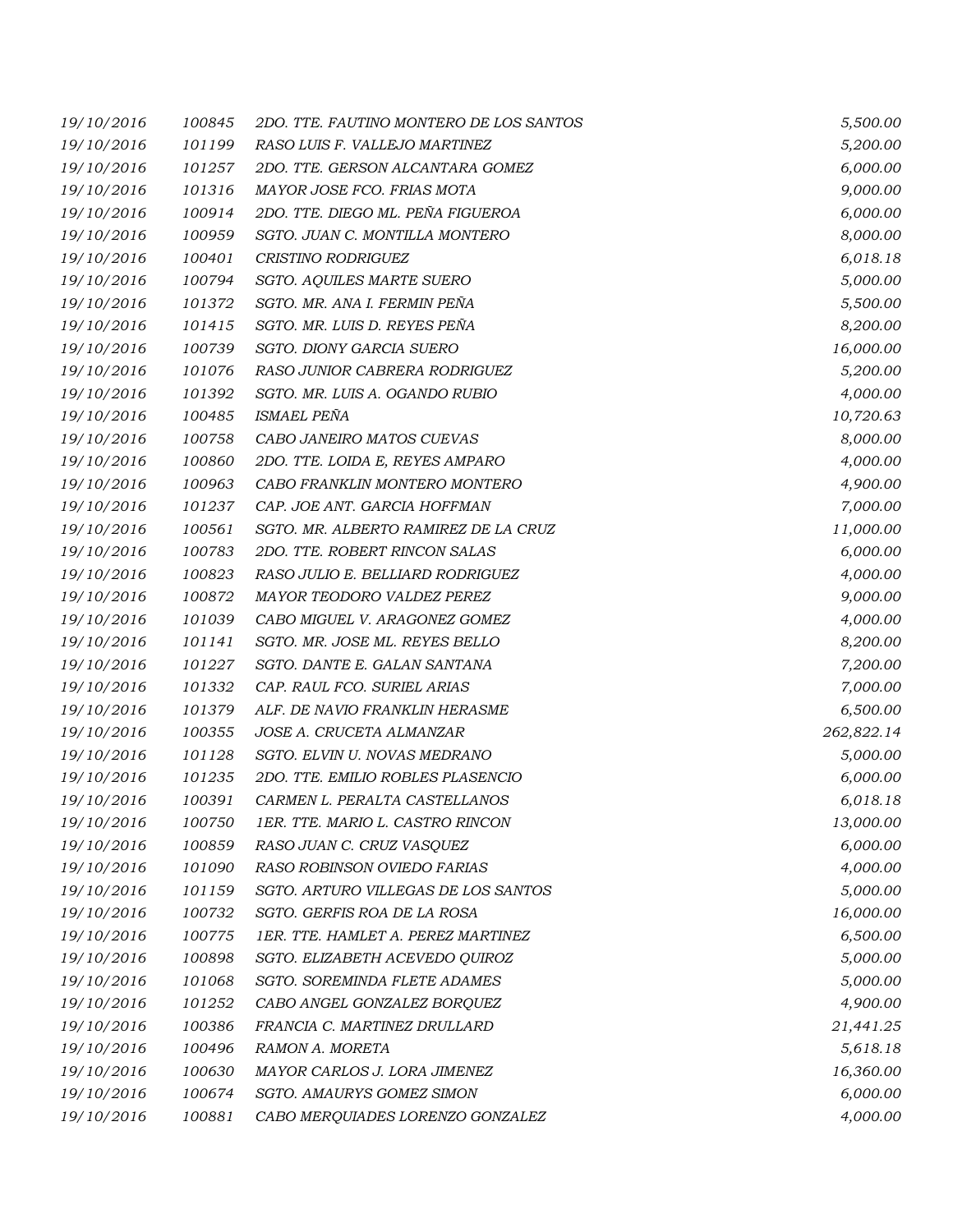| | | | |
|---|---|---|---|
| 19/10/2016 | 100845 | 2DO. TTE. FAUTINO MONTERO DE LOS SANTOS | 5,500.00 |
| 19/10/2016 | 101199 | RASO LUIS F. VALLEJO MARTINEZ | 5,200.00 |
| 19/10/2016 | 101257 | 2DO. TTE. GERSON ALCANTARA GOMEZ | 6,000.00 |
| 19/10/2016 | 101316 | MAYOR JOSE FCO. FRIAS MOTA | 9,000.00 |
| 19/10/2016 | 100914 | 2DO. TTE. DIEGO ML. PEÑA FIGUEROA | 6,000.00 |
| 19/10/2016 | 100959 | SGTO. JUAN C. MONTILLA MONTERO | 8,000.00 |
| 19/10/2016 | 100401 | CRISTINO RODRIGUEZ | 6,018.18 |
| 19/10/2016 | 100794 | SGTO. AQUILES MARTE SUERO | 5,000.00 |
| 19/10/2016 | 101372 | SGTO. MR. ANA I. FERMIN PEÑA | 5,500.00 |
| 19/10/2016 | 101415 | SGTO. MR. LUIS D. REYES PEÑA | 8,200.00 |
| 19/10/2016 | 100739 | SGTO. DIONY GARCIA SUERO | 16,000.00 |
| 19/10/2016 | 101076 | RASO JUNIOR CABRERA RODRIGUEZ | 5,200.00 |
| 19/10/2016 | 101392 | SGTO. MR. LUIS A. OGANDO RUBIO | 4,000.00 |
| 19/10/2016 | 100485 | ISMAEL PEÑA | 10,720.63 |
| 19/10/2016 | 100758 | CABO JANEIRO MATOS CUEVAS | 8,000.00 |
| 19/10/2016 | 100860 | 2DO. TTE. LOIDA E, REYES AMPARO | 4,000.00 |
| 19/10/2016 | 100963 | CABO FRANKLIN MONTERO MONTERO | 4,900.00 |
| 19/10/2016 | 101237 | CAP. JOE ANT. GARCIA HOFFMAN | 7,000.00 |
| 19/10/2016 | 100561 | SGTO. MR. ALBERTO RAMIREZ DE LA CRUZ | 11,000.00 |
| 19/10/2016 | 100783 | 2DO. TTE. ROBERT RINCON SALAS | 6,000.00 |
| 19/10/2016 | 100823 | RASO JULIO E. BELLIARD RODRIGUEZ | 4,000.00 |
| 19/10/2016 | 100872 | MAYOR TEODORO VALDEZ PEREZ | 9,000.00 |
| 19/10/2016 | 101039 | CABO MIGUEL V. ARAGONEZ GOMEZ | 4,000.00 |
| 19/10/2016 | 101141 | SGTO. MR. JOSE ML. REYES BELLO | 8,200.00 |
| 19/10/2016 | 101227 | SGTO. DANTE E. GALAN SANTANA | 7,200.00 |
| 19/10/2016 | 101332 | CAP. RAUL FCO. SURIEL ARIAS | 7,000.00 |
| 19/10/2016 | 101379 | ALF. DE NAVIO FRANKLIN HERASME | 6,500.00 |
| 19/10/2016 | 100355 | JOSE A. CRUCETA ALMANZAR | 262,822.14 |
| 19/10/2016 | 101128 | SGTO. ELVIN U. NOVAS MEDRANO | 5,000.00 |
| 19/10/2016 | 101235 | 2DO. TTE. EMILIO ROBLES PLASENCIO | 6,000.00 |
| 19/10/2016 | 100391 | CARMEN L. PERALTA CASTELLANOS | 6,018.18 |
| 19/10/2016 | 100750 | 1ER. TTE. MARIO L. CASTRO RINCON | 13,000.00 |
| 19/10/2016 | 100859 | RASO JUAN C. CRUZ VASQUEZ | 6,000.00 |
| 19/10/2016 | 101090 | RASO ROBINSON OVIEDO FARIAS | 4,000.00 |
| 19/10/2016 | 101159 | SGTO. ARTURO VILLEGAS DE LOS SANTOS | 5,000.00 |
| 19/10/2016 | 100732 | SGTO. GERFIS ROA DE LA ROSA | 16,000.00 |
| 19/10/2016 | 100775 | 1ER. TTE. HAMLET A. PEREZ MARTINEZ | 6,500.00 |
| 19/10/2016 | 100898 | SGTO. ELIZABETH ACEVEDO QUIROZ | 5,000.00 |
| 19/10/2016 | 101068 | SGTO. SOREMINDA FLETE ADAMES | 5,000.00 |
| 19/10/2016 | 101252 | CABO ANGEL GONZALEZ BORQUEZ | 4,900.00 |
| 19/10/2016 | 100386 | FRANCIA C. MARTINEZ DRULLARD | 21,441.25 |
| 19/10/2016 | 100496 | RAMON A. MORETA | 5,618.18 |
| 19/10/2016 | 100630 | MAYOR CARLOS J. LORA JIMENEZ | 16,360.00 |
| 19/10/2016 | 100674 | SGTO. AMAURYS GOMEZ SIMON | 6,000.00 |
| 19/10/2016 | 100881 | CABO MERQUIADES LORENZO GONZALEZ | 4,000.00 |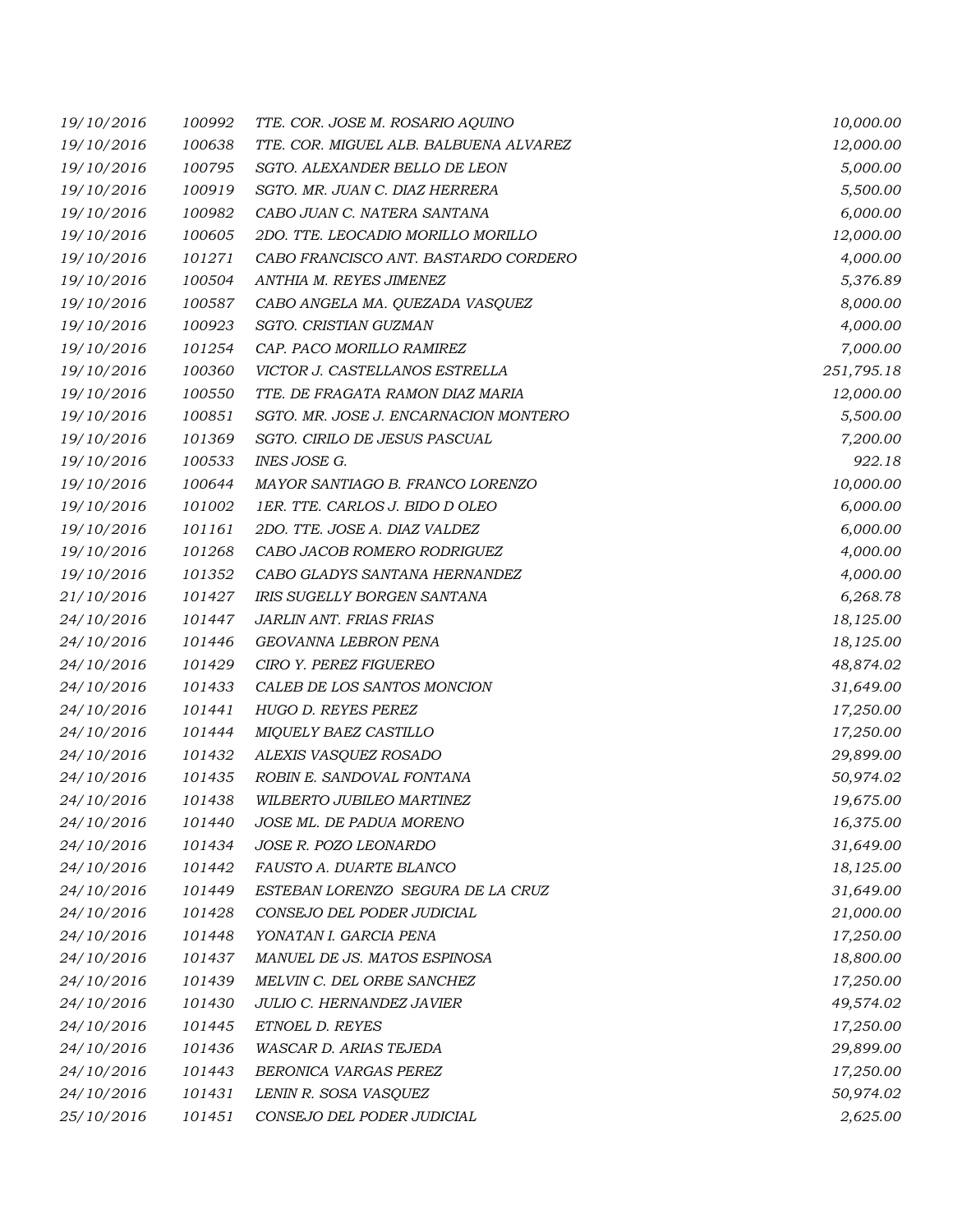| | | | |
|---|---|---|---|
| 19/10/2016 | 100992 | TTE. COR. JOSE M. ROSARIO AQUINO | 10,000.00 |
| 19/10/2016 | 100638 | TTE. COR. MIGUEL ALB. BALBUENA ALVAREZ | 12,000.00 |
| 19/10/2016 | 100795 | SGTO. ALEXANDER BELLO DE LEON | 5,000.00 |
| 19/10/2016 | 100919 | SGTO. MR. JUAN C. DIAZ HERRERA | 5,500.00 |
| 19/10/2016 | 100982 | CABO JUAN C. NATERA SANTANA | 6,000.00 |
| 19/10/2016 | 100605 | 2DO. TTE. LEOCADIO MORILLO MORILLO | 12,000.00 |
| 19/10/2016 | 101271 | CABO FRANCISCO ANT. BASTARDO CORDERO | 4,000.00 |
| 19/10/2016 | 100504 | ANTHIA M. REYES JIMENEZ | 5,376.89 |
| 19/10/2016 | 100587 | CABO ANGELA MA. QUEZADA VASQUEZ | 8,000.00 |
| 19/10/2016 | 100923 | SGTO. CRISTIAN GUZMAN | 4,000.00 |
| 19/10/2016 | 101254 | CAP. PACO MORILLO RAMIREZ | 7,000.00 |
| 19/10/2016 | 100360 | VICTOR J. CASTELLANOS ESTRELLA | 251,795.18 |
| 19/10/2016 | 100550 | TTE. DE FRAGATA RAMON DIAZ MARIA | 12,000.00 |
| 19/10/2016 | 100851 | SGTO. MR. JOSE J. ENCARNACION MONTERO | 5,500.00 |
| 19/10/2016 | 101369 | SGTO. CIRILO DE JESUS PASCUAL | 7,200.00 |
| 19/10/2016 | 100533 | INES JOSE G. | 922.18 |
| 19/10/2016 | 100644 | MAYOR SANTIAGO B. FRANCO LORENZO | 10,000.00 |
| 19/10/2016 | 101002 | 1ER. TTE. CARLOS J. BIDO D OLEO | 6,000.00 |
| 19/10/2016 | 101161 | 2DO. TTE. JOSE A. DIAZ VALDEZ | 6,000.00 |
| 19/10/2016 | 101268 | CABO JACOB ROMERO RODRIGUEZ | 4,000.00 |
| 19/10/2016 | 101352 | CABO GLADYS SANTANA HERNANDEZ | 4,000.00 |
| 21/10/2016 | 101427 | IRIS SUGELLY BORGEN SANTANA | 6,268.78 |
| 24/10/2016 | 101447 | JARLIN ANT. FRIAS FRIAS | 18,125.00 |
| 24/10/2016 | 101446 | GEOVANNA LEBRON PENA | 18,125.00 |
| 24/10/2016 | 101429 | CIRO Y. PEREZ FIGUEREO | 48,874.02 |
| 24/10/2016 | 101433 | CALEB DE LOS SANTOS MONCION | 31,649.00 |
| 24/10/2016 | 101441 | HUGO D. REYES PEREZ | 17,250.00 |
| 24/10/2016 | 101444 | MIQUELY BAEZ CASTILLO | 17,250.00 |
| 24/10/2016 | 101432 | ALEXIS VASQUEZ ROSADO | 29,899.00 |
| 24/10/2016 | 101435 | ROBIN E. SANDOVAL FONTANA | 50,974.02 |
| 24/10/2016 | 101438 | WILBERTO JUBILEO MARTINEZ | 19,675.00 |
| 24/10/2016 | 101440 | JOSE ML. DE PADUA MORENO | 16,375.00 |
| 24/10/2016 | 101434 | JOSE R. POZO LEONARDO | 31,649.00 |
| 24/10/2016 | 101442 | FAUSTO A. DUARTE BLANCO | 18,125.00 |
| 24/10/2016 | 101449 | ESTEBAN LORENZO SEGURA DE LA CRUZ | 31,649.00 |
| 24/10/2016 | 101428 | CONSEJO DEL PODER JUDICIAL | 21,000.00 |
| 24/10/2016 | 101448 | YONATAN I. GARCIA PENA | 17,250.00 |
| 24/10/2016 | 101437 | MANUEL DE JS. MATOS ESPINOSA | 18,800.00 |
| 24/10/2016 | 101439 | MELVIN C. DEL ORBE SANCHEZ | 17,250.00 |
| 24/10/2016 | 101430 | JULIO C. HERNANDEZ JAVIER | 49,574.02 |
| 24/10/2016 | 101445 | ETNOEL D. REYES | 17,250.00 |
| 24/10/2016 | 101436 | WASCAR D. ARIAS TEJEDA | 29,899.00 |
| 24/10/2016 | 101443 | BERONICA VARGAS PEREZ | 17,250.00 |
| 24/10/2016 | 101431 | LENIN R. SOSA VASQUEZ | 50,974.02 |
| 25/10/2016 | 101451 | CONSEJO DEL PODER JUDICIAL | 2,625.00 |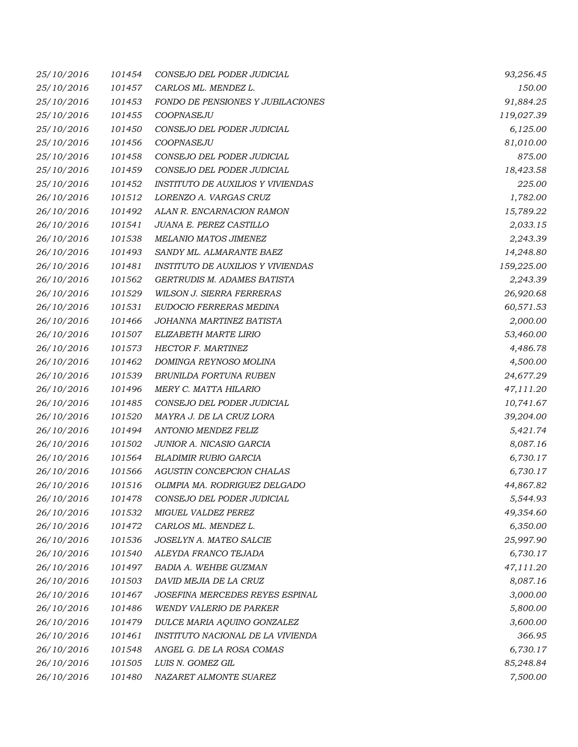| | | | |
|---|---|---|---|
| 25/10/2016 | 101454 | CONSEJO DEL PODER JUDICIAL | 93,256.45 |
| 25/10/2016 | 101457 | CARLOS ML. MENDEZ L. | 150.00 |
| 25/10/2016 | 101453 | FONDO DE PENSIONES Y JUBILACIONES | 91,884.25 |
| 25/10/2016 | 101455 | COOPNASEJU | 119,027.39 |
| 25/10/2016 | 101450 | CONSEJO DEL PODER JUDICIAL | 6,125.00 |
| 25/10/2016 | 101456 | COOPNASEJU | 81,010.00 |
| 25/10/2016 | 101458 | CONSEJO DEL PODER JUDICIAL | 875.00 |
| 25/10/2016 | 101459 | CONSEJO DEL PODER JUDICIAL | 18,423.58 |
| 25/10/2016 | 101452 | INSTITUTO DE AUXILIOS Y VIVIENDAS | 225.00 |
| 26/10/2016 | 101512 | LORENZO A. VARGAS CRUZ | 1,782.00 |
| 26/10/2016 | 101492 | ALAN R. ENCARNACION RAMON | 15,789.22 |
| 26/10/2016 | 101541 | JUANA E. PEREZ CASTILLO | 2,033.15 |
| 26/10/2016 | 101538 | MELANIO MATOS JIMENEZ | 2,243.39 |
| 26/10/2016 | 101493 | SANDY ML. ALMARANTE BAEZ | 14,248.80 |
| 26/10/2016 | 101481 | INSTITUTO DE AUXILIOS Y VIVIENDAS | 159,225.00 |
| 26/10/2016 | 101562 | GERTRUDIS M. ADAMES BATISTA | 2,243.39 |
| 26/10/2016 | 101529 | WILSON J. SIERRA FERRERAS | 26,920.68 |
| 26/10/2016 | 101531 | EUDOCIO FERRERAS MEDINA | 60,571.53 |
| 26/10/2016 | 101466 | JOHANNA MARTINEZ BATISTA | 2,000.00 |
| 26/10/2016 | 101507 | ELIZABETH MARTE LIRIO | 53,460.00 |
| 26/10/2016 | 101573 | HECTOR F. MARTINEZ | 4,486.78 |
| 26/10/2016 | 101462 | DOMINGA REYNOSO MOLINA | 4,500.00 |
| 26/10/2016 | 101539 | BRUNILDA FORTUNA RUBEN | 24,677.29 |
| 26/10/2016 | 101496 | MERY C. MATTA HILARIO | 47,111.20 |
| 26/10/2016 | 101485 | CONSEJO DEL PODER JUDICIAL | 10,741.67 |
| 26/10/2016 | 101520 | MAYRA J. DE LA CRUZ LORA | 39,204.00 |
| 26/10/2016 | 101494 | ANTONIO MENDEZ FELIZ | 5,421.74 |
| 26/10/2016 | 101502 | JUNIOR A. NICASIO GARCIA | 8,087.16 |
| 26/10/2016 | 101564 | BLADIMIR RUBIO GARCIA | 6,730.17 |
| 26/10/2016 | 101566 | AGUSTIN CONCEPCION CHALAS | 6,730.17 |
| 26/10/2016 | 101516 | OLIMPIA MA. RODRIGUEZ DELGADO | 44,867.82 |
| 26/10/2016 | 101478 | CONSEJO DEL PODER JUDICIAL | 5,544.93 |
| 26/10/2016 | 101532 | MIGUEL VALDEZ PEREZ | 49,354.60 |
| 26/10/2016 | 101472 | CARLOS ML. MENDEZ L. | 6,350.00 |
| 26/10/2016 | 101536 | JOSELYN A. MATEO SALCIE | 25,997.90 |
| 26/10/2016 | 101540 | ALEYDA FRANCO TEJADA | 6,730.17 |
| 26/10/2016 | 101497 | BADIA A. WEHBE GUZMAN | 47,111.20 |
| 26/10/2016 | 101503 | DAVID MEJIA DE LA CRUZ | 8,087.16 |
| 26/10/2016 | 101467 | JOSEFINA MERCEDES REYES ESPINAL | 3,000.00 |
| 26/10/2016 | 101486 | WENDY VALERIO DE PARKER | 5,800.00 |
| 26/10/2016 | 101479 | DULCE MARIA AQUINO GONZALEZ | 3,600.00 |
| 26/10/2016 | 101461 | INSTITUTO NACIONAL DE LA VIVIENDA | 366.95 |
| 26/10/2016 | 101548 | ANGEL G. DE LA ROSA COMAS | 6,730.17 |
| 26/10/2016 | 101505 | LUIS N. GOMEZ GIL | 85,248.84 |
| 26/10/2016 | 101480 | NAZARET ALMONTE SUAREZ | 7,500.00 |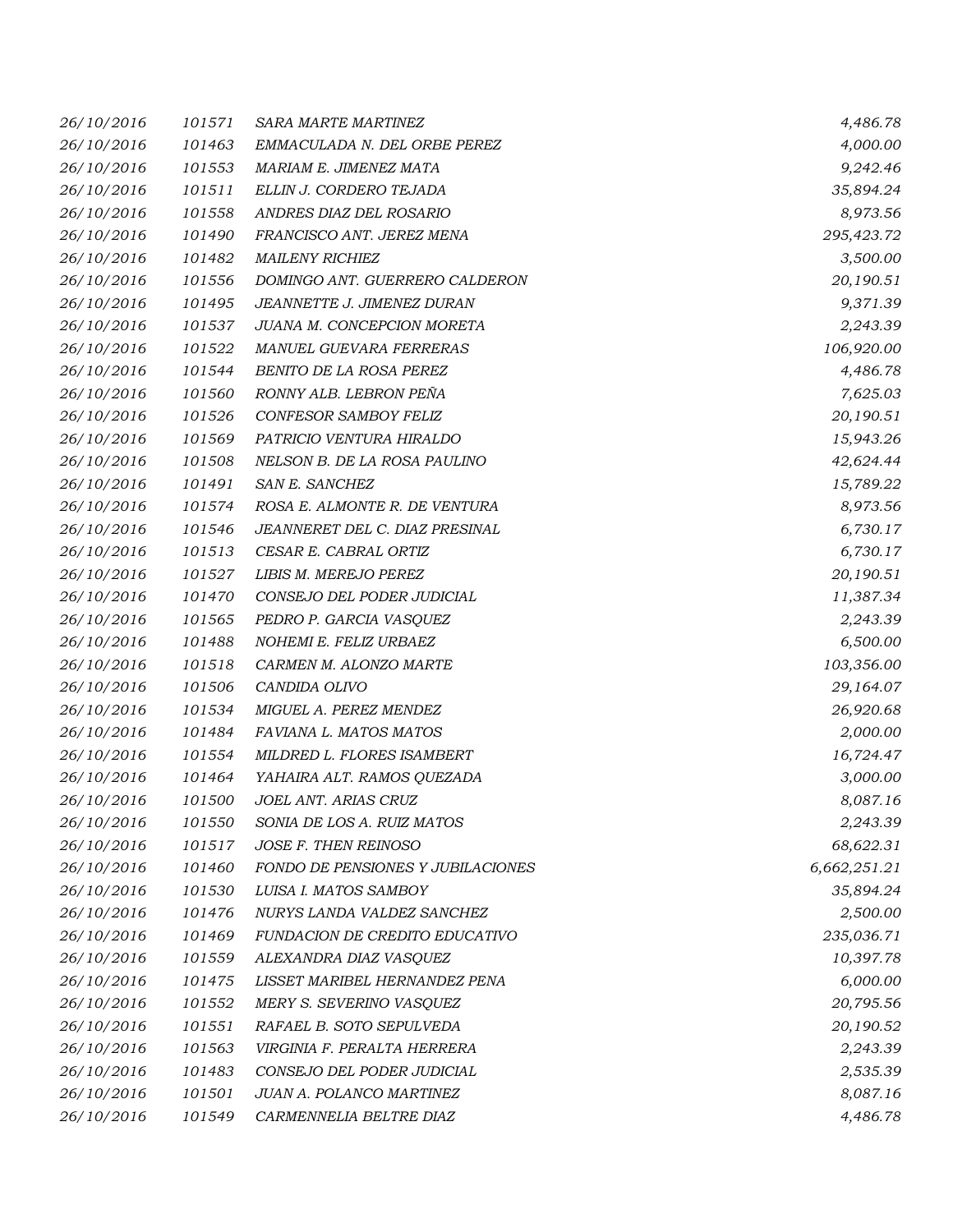| | | | |
|---|---|---|---|
| 26/10/2016 | 101571 | SARA MARTE MARTINEZ | 4,486.78 |
| 26/10/2016 | 101463 | EMMACULADA N. DEL ORBE PEREZ | 4,000.00 |
| 26/10/2016 | 101553 | MARIAM E. JIMENEZ MATA | 9,242.46 |
| 26/10/2016 | 101511 | ELLIN J. CORDERO TEJADA | 35,894.24 |
| 26/10/2016 | 101558 | ANDRES DIAZ DEL ROSARIO | 8,973.56 |
| 26/10/2016 | 101490 | FRANCISCO ANT. JEREZ MENA | 295,423.72 |
| 26/10/2016 | 101482 | MAILENY RICHIEZ | 3,500.00 |
| 26/10/2016 | 101556 | DOMINGO ANT. GUERRERO CALDERON | 20,190.51 |
| 26/10/2016 | 101495 | JEANNETTE J. JIMENEZ DURAN | 9,371.39 |
| 26/10/2016 | 101537 | JUANA M. CONCEPCION MORETA | 2,243.39 |
| 26/10/2016 | 101522 | MANUEL GUEVARA FERRERAS | 106,920.00 |
| 26/10/2016 | 101544 | BENITO DE LA ROSA PEREZ | 4,486.78 |
| 26/10/2016 | 101560 | RONNY ALB. LEBRON PEÑA | 7,625.03 |
| 26/10/2016 | 101526 | CONFESOR SAMBOY FELIZ | 20,190.51 |
| 26/10/2016 | 101569 | PATRICIO VENTURA HIRALDO | 15,943.26 |
| 26/10/2016 | 101508 | NELSON B. DE LA ROSA PAULINO | 42,624.44 |
| 26/10/2016 | 101491 | SAN E. SANCHEZ | 15,789.22 |
| 26/10/2016 | 101574 | ROSA E. ALMONTE R. DE VENTURA | 8,973.56 |
| 26/10/2016 | 101546 | JEANNERET DEL C. DIAZ PRESINAL | 6,730.17 |
| 26/10/2016 | 101513 | CESAR E. CABRAL ORTIZ | 6,730.17 |
| 26/10/2016 | 101527 | LIBIS M. MEREJO PEREZ | 20,190.51 |
| 26/10/2016 | 101470 | CONSEJO DEL PODER JUDICIAL | 11,387.34 |
| 26/10/2016 | 101565 | PEDRO P. GARCIA VASQUEZ | 2,243.39 |
| 26/10/2016 | 101488 | NOHEMI E. FELIZ URBAEZ | 6,500.00 |
| 26/10/2016 | 101518 | CARMEN M. ALONZO MARTE | 103,356.00 |
| 26/10/2016 | 101506 | CANDIDA OLIVO | 29,164.07 |
| 26/10/2016 | 101534 | MIGUEL A. PEREZ MENDEZ | 26,920.68 |
| 26/10/2016 | 101484 | FAVIANA L. MATOS MATOS | 2,000.00 |
| 26/10/2016 | 101554 | MILDRED L. FLORES ISAMBERT | 16,724.47 |
| 26/10/2016 | 101464 | YAHAIRA ALT. RAMOS QUEZADA | 3,000.00 |
| 26/10/2016 | 101500 | JOEL ANT. ARIAS CRUZ | 8,087.16 |
| 26/10/2016 | 101550 | SONIA DE LOS A. RUIZ MATOS | 2,243.39 |
| 26/10/2016 | 101517 | JOSE F. THEN REINOSO | 68,622.31 |
| 26/10/2016 | 101460 | FONDO DE PENSIONES Y JUBILACIONES | 6,662,251.21 |
| 26/10/2016 | 101530 | LUISA I. MATOS SAMBOY | 35,894.24 |
| 26/10/2016 | 101476 | NURYS LANDA VALDEZ SANCHEZ | 2,500.00 |
| 26/10/2016 | 101469 | FUNDACION DE CREDITO EDUCATIVO | 235,036.71 |
| 26/10/2016 | 101559 | ALEXANDRA DIAZ VASQUEZ | 10,397.78 |
| 26/10/2016 | 101475 | LISSET MARIBEL HERNANDEZ PENA | 6,000.00 |
| 26/10/2016 | 101552 | MERY S. SEVERINO VASQUEZ | 20,795.56 |
| 26/10/2016 | 101551 | RAFAEL B. SOTO SEPULVEDA | 20,190.52 |
| 26/10/2016 | 101563 | VIRGINIA F. PERALTA HERRERA | 2,243.39 |
| 26/10/2016 | 101483 | CONSEJO DEL PODER JUDICIAL | 2,535.39 |
| 26/10/2016 | 101501 | JUAN A. POLANCO MARTINEZ | 8,087.16 |
| 26/10/2016 | 101549 | CARMENNELIA BELTRE DIAZ | 4,486.78 |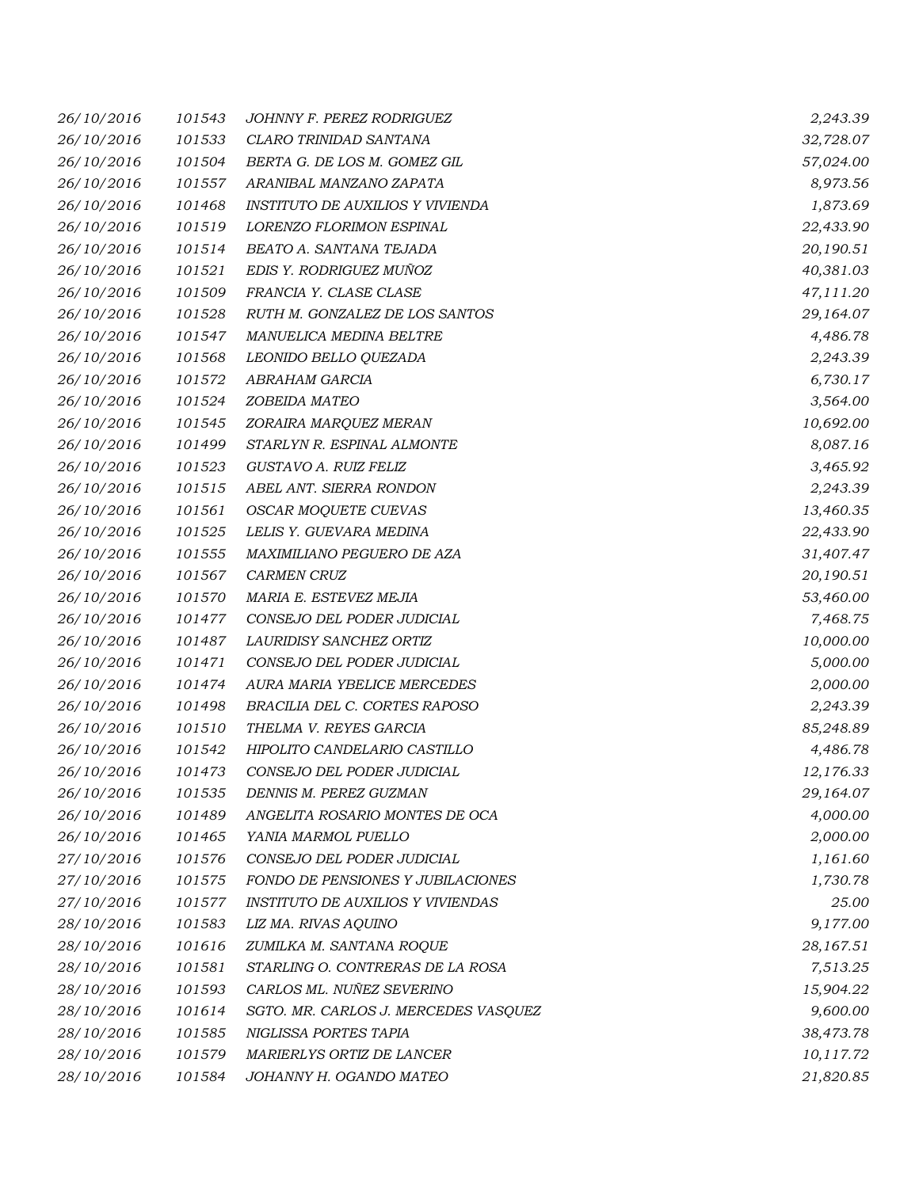| | | | |
|---|---|---|---|
| 26/10/2016 | 101543 | JOHNNY F. PEREZ RODRIGUEZ | 2,243.39 |
| 26/10/2016 | 101533 | CLARO TRINIDAD SANTANA | 32,728.07 |
| 26/10/2016 | 101504 | BERTA G. DE LOS M. GOMEZ GIL | 57,024.00 |
| 26/10/2016 | 101557 | ARANIBAL MANZANO ZAPATA | 8,973.56 |
| 26/10/2016 | 101468 | INSTITUTO DE AUXILIOS Y VIVIENDA | 1,873.69 |
| 26/10/2016 | 101519 | LORENZO FLORIMON ESPINAL | 22,433.90 |
| 26/10/2016 | 101514 | BEATO A. SANTANA TEJADA | 20,190.51 |
| 26/10/2016 | 101521 | EDIS Y. RODRIGUEZ MUÑOZ | 40,381.03 |
| 26/10/2016 | 101509 | FRANCIA Y. CLASE CLASE | 47,111.20 |
| 26/10/2016 | 101528 | RUTH M. GONZALEZ DE LOS SANTOS | 29,164.07 |
| 26/10/2016 | 101547 | MANUELICA MEDINA BELTRE | 4,486.78 |
| 26/10/2016 | 101568 | LEONIDO BELLO QUEZADA | 2,243.39 |
| 26/10/2016 | 101572 | ABRAHAM GARCIA | 6,730.17 |
| 26/10/2016 | 101524 | ZOBEIDA MATEO | 3,564.00 |
| 26/10/2016 | 101545 | ZORAIRA MARQUEZ MERAN | 10,692.00 |
| 26/10/2016 | 101499 | STARLYN R. ESPINAL ALMONTE | 8,087.16 |
| 26/10/2016 | 101523 | GUSTAVO A. RUIZ FELIZ | 3,465.92 |
| 26/10/2016 | 101515 | ABEL ANT. SIERRA RONDON | 2,243.39 |
| 26/10/2016 | 101561 | OSCAR MOQUETE CUEVAS | 13,460.35 |
| 26/10/2016 | 101525 | LELIS Y. GUEVARA MEDINA | 22,433.90 |
| 26/10/2016 | 101555 | MAXIMILIANO PEGUERO DE AZA | 31,407.47 |
| 26/10/2016 | 101567 | CARMEN CRUZ | 20,190.51 |
| 26/10/2016 | 101570 | MARIA E. ESTEVEZ MEJIA | 53,460.00 |
| 26/10/2016 | 101477 | CONSEJO DEL PODER JUDICIAL | 7,468.75 |
| 26/10/2016 | 101487 | LAURIDISY SANCHEZ ORTIZ | 10,000.00 |
| 26/10/2016 | 101471 | CONSEJO DEL PODER JUDICIAL | 5,000.00 |
| 26/10/2016 | 101474 | AURA MARIA YBELICE MERCEDES | 2,000.00 |
| 26/10/2016 | 101498 | BRACILIA DEL C. CORTES RAPOSO | 2,243.39 |
| 26/10/2016 | 101510 | THELMA V. REYES GARCIA | 85,248.89 |
| 26/10/2016 | 101542 | HIPOLITO CANDELARIO CASTILLO | 4,486.78 |
| 26/10/2016 | 101473 | CONSEJO DEL PODER JUDICIAL | 12,176.33 |
| 26/10/2016 | 101535 | DENNIS M. PEREZ GUZMAN | 29,164.07 |
| 26/10/2016 | 101489 | ANGELITA ROSARIO MONTES DE OCA | 4,000.00 |
| 26/10/2016 | 101465 | YANIA MARMOL PUELLO | 2,000.00 |
| 27/10/2016 | 101576 | CONSEJO DEL PODER JUDICIAL | 1,161.60 |
| 27/10/2016 | 101575 | FONDO DE PENSIONES Y JUBILACIONES | 1,730.78 |
| 27/10/2016 | 101577 | INSTITUTO DE AUXILIOS Y VIVIENDAS | 25.00 |
| 28/10/2016 | 101583 | LIZ MA. RIVAS AQUINO | 9,177.00 |
| 28/10/2016 | 101616 | ZUMILKA M. SANTANA ROQUE | 28,167.51 |
| 28/10/2016 | 101581 | STARLING O. CONTRERAS DE LA ROSA | 7,513.25 |
| 28/10/2016 | 101593 | CARLOS ML. NUÑEZ SEVERINO | 15,904.22 |
| 28/10/2016 | 101614 | SGTO. MR. CARLOS J. MERCEDES VASQUEZ | 9,600.00 |
| 28/10/2016 | 101585 | NIGLISSA PORTES TAPIA | 38,473.78 |
| 28/10/2016 | 101579 | MARIERLYS ORTIZ DE LANCER | 10,117.72 |
| 28/10/2016 | 101584 | JOHANNY H. OGANDO MATEO | 21,820.85 |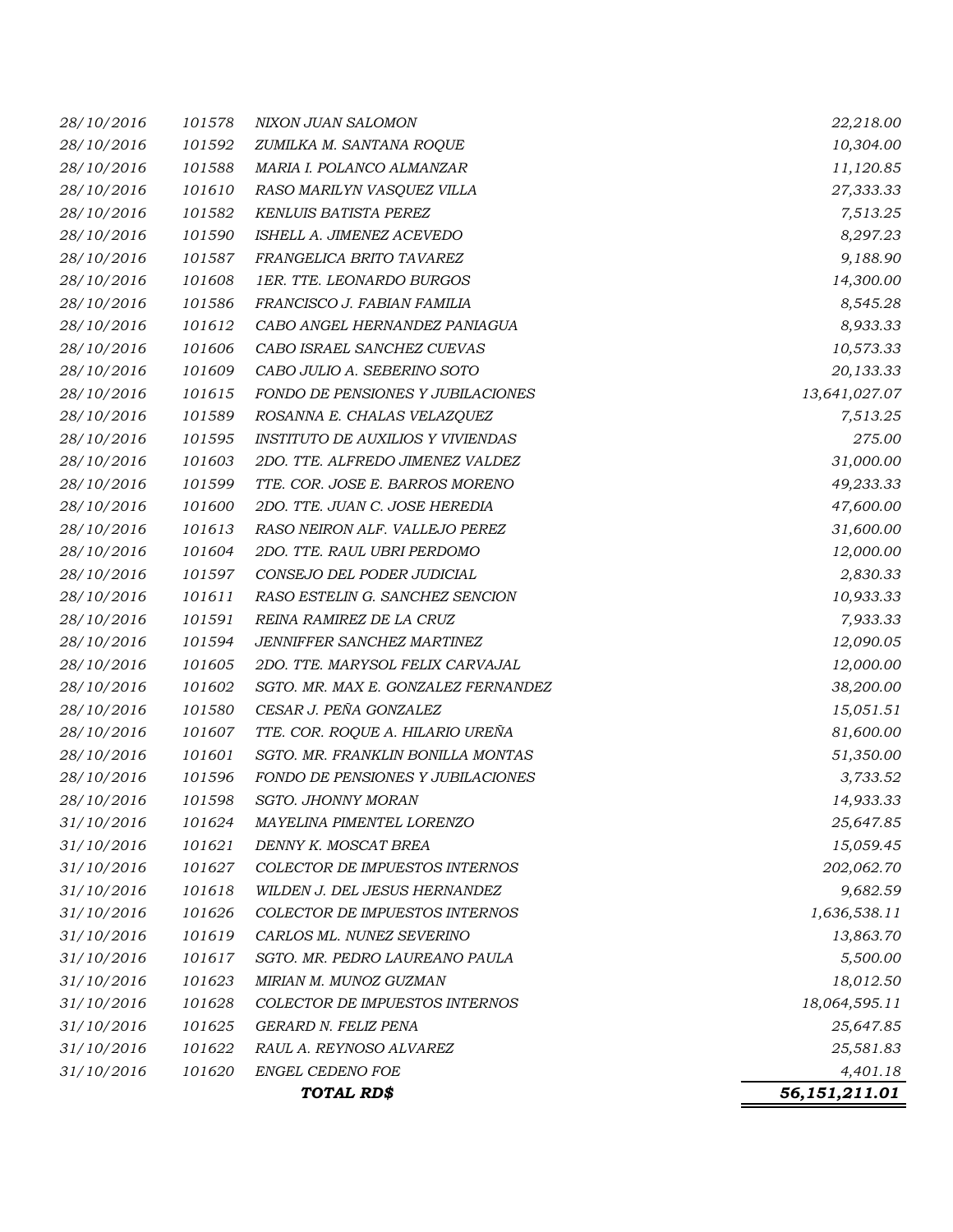| | | | |
|---|---|---|---|
| 28/10/2016 | 101578 | NIXON JUAN SALOMON | 22,218.00 |
| 28/10/2016 | 101592 | ZUMILKA M. SANTANA ROQUE | 10,304.00 |
| 28/10/2016 | 101588 | MARIA I. POLANCO ALMANZAR | 11,120.85 |
| 28/10/2016 | 101610 | RASO MARILYN VASQUEZ VILLA | 27,333.33 |
| 28/10/2016 | 101582 | KENLUIS BATISTA PEREZ | 7,513.25 |
| 28/10/2016 | 101590 | ISHELL A. JIMENEZ ACEVEDO | 8,297.23 |
| 28/10/2016 | 101587 | FRANGELICA BRITO TAVAREZ | 9,188.90 |
| 28/10/2016 | 101608 | 1ER. TTE. LEONARDO BURGOS | 14,300.00 |
| 28/10/2016 | 101586 | FRANCISCO J. FABIAN FAMILIA | 8,545.28 |
| 28/10/2016 | 101612 | CABO ANGEL HERNANDEZ PANIAGUA | 8,933.33 |
| 28/10/2016 | 101606 | CABO ISRAEL SANCHEZ CUEVAS | 10,573.33 |
| 28/10/2016 | 101609 | CABO JULIO A. SEBERINO SOTO | 20,133.33 |
| 28/10/2016 | 101615 | FONDO DE PENSIONES Y JUBILACIONES | 13,641,027.07 |
| 28/10/2016 | 101589 | ROSANNA E. CHALAS VELAZQUEZ | 7,513.25 |
| 28/10/2016 | 101595 | INSTITUTO DE AUXILIOS Y VIVIENDAS | 275.00 |
| 28/10/2016 | 101603 | 2DO. TTE. ALFREDO JIMENEZ VALDEZ | 31,000.00 |
| 28/10/2016 | 101599 | TTE. COR. JOSE E. BARROS MORENO | 49,233.33 |
| 28/10/2016 | 101600 | 2DO. TTE. JUAN C. JOSE HEREDIA | 47,600.00 |
| 28/10/2016 | 101613 | RASO NEIRON ALF. VALLEJO PEREZ | 31,600.00 |
| 28/10/2016 | 101604 | 2DO. TTE. RAUL UBRI PERDOMO | 12,000.00 |
| 28/10/2016 | 101597 | CONSEJO DEL PODER JUDICIAL | 2,830.33 |
| 28/10/2016 | 101611 | RASO ESTELIN G. SANCHEZ SENCION | 10,933.33 |
| 28/10/2016 | 101591 | REINA RAMIREZ DE LA CRUZ | 7,933.33 |
| 28/10/2016 | 101594 | JENNIFFER SANCHEZ MARTINEZ | 12,090.05 |
| 28/10/2016 | 101605 | 2DO. TTE. MARYSOL FELIX CARVAJAL | 12,000.00 |
| 28/10/2016 | 101602 | SGTO. MR. MAX E. GONZALEZ FERNANDEZ | 38,200.00 |
| 28/10/2016 | 101580 | CESAR J. PEÑA GONZALEZ | 15,051.51 |
| 28/10/2016 | 101607 | TTE. COR. ROQUE A. HILARIO UREÑA | 81,600.00 |
| 28/10/2016 | 101601 | SGTO. MR. FRANKLIN BONILLA MONTAS | 51,350.00 |
| 28/10/2016 | 101596 | FONDO DE PENSIONES Y JUBILACIONES | 3,733.52 |
| 28/10/2016 | 101598 | SGTO. JHONNY MORAN | 14,933.33 |
| 31/10/2016 | 101624 | MAYELINA PIMENTEL LORENZO | 25,647.85 |
| 31/10/2016 | 101621 | DENNY K. MOSCAT BREA | 15,059.45 |
| 31/10/2016 | 101627 | COLECTOR DE IMPUESTOS INTERNOS | 202,062.70 |
| 31/10/2016 | 101618 | WILDEN J. DEL JESUS HERNANDEZ | 9,682.59 |
| 31/10/2016 | 101626 | COLECTOR DE IMPUESTOS INTERNOS | 1,636,538.11 |
| 31/10/2016 | 101619 | CARLOS ML. NUNEZ SEVERINO | 13,863.70 |
| 31/10/2016 | 101617 | SGTO. MR. PEDRO LAUREANO PAULA | 5,500.00 |
| 31/10/2016 | 101623 | MIRIAN M. MUNOZ GUZMAN | 18,012.50 |
| 31/10/2016 | 101628 | COLECTOR DE IMPUESTOS INTERNOS | 18,064,595.11 |
| 31/10/2016 | 101625 | GERARD N. FELIZ PENA | 25,647.85 |
| 31/10/2016 | 101622 | RAUL A. REYNOSO ALVAREZ | 25,581.83 |
| 31/10/2016 | 101620 | ENGEL CEDENO FOE | 4,401.18 |
| | | **TOTAL RD$** | **56,151,211.01** |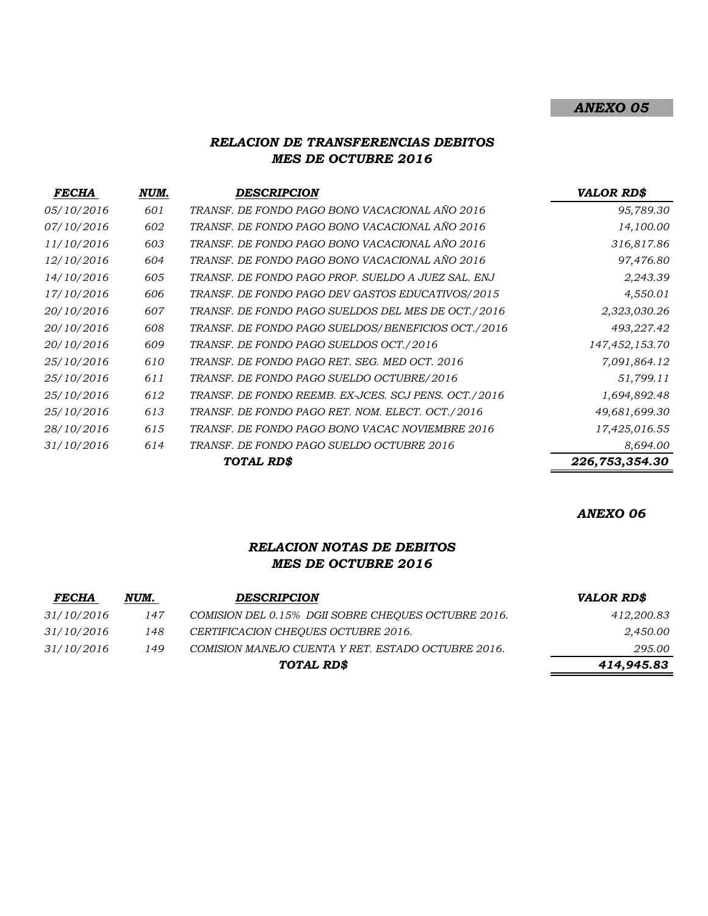***ANEXO 05***

## *RELACION DE TRANSFERENCIAS DEBITOS*
## *MES DE OCTUBRE 2016*

| *FECHA* | *NUM.* | *DESCRIPCION* | *VALOR RD$* |
|---|---|---|---|
| *05/10/2016* | *601* | *TRANSF. DE FONDO PAGO BONO VACACIONAL AÑO 2016* | *95,789.30* |
| *07/10/2016* | *602* | *TRANSF. DE FONDO PAGO BONO VACACIONAL AÑO 2016* | *14,100.00* |
| *11/10/2016* | *603* | *TRANSF. DE FONDO PAGO BONO VACACIONAL AÑO 2016* | *316,817.86* |
| *12/10/2016* | *604* | *TRANSF. DE FONDO PAGO BONO VACACIONAL AÑO 2016* | *97,476.80* |
| *14/10/2016* | *605* | *TRANSF. DE FONDO PAGO PROP. SUELDO A JUEZ SAL. ENJ* | *2,243.39* |
| *17/10/2016* | *606* | *TRANSF. DE FONDO PAGO DEV GASTOS EDUCATIVOS/2015* | *4,550.01* |
| *20/10/2016* | *607* | *TRANSF. DE FONDO PAGO SUELDOS DEL MES DE OCT./2016* | *2,323,030.26* |
| *20/10/2016* | *608* | *TRANSF. DE FONDO PAGO SUELDOS/BENEFICIOS OCT./2016* | *493,227.42* |
| *20/10/2016* | *609* | *TRANSF. DE FONDO PAGO SUELDOS OCT./2016* | *147,452,153.70* |
| *25/10/2016* | *610* | *TRANSF. DE FONDO PAGO RET. SEG. MED OCT. 2016* | *7,091,864.12* |
| *25/10/2016* | *611* | *TRANSF. DE FONDO PAGO SUELDO OCTUBRE/2016* | *51,799.11* |
| *25/10/2016* | *612* | *TRANSF. DE FONDO REEMB. EX-JCES. SCJ PENS. OCT./2016* | *1,694,892.48* |
| *25/10/2016* | *613* | *TRANSF. DE FONDO PAGO RET. NOM. ELECT. OCT./2016* | *49,681,699.30* |
| *28/10/2016* | *615* | *TRANSF. DE FONDO PAGO BONO VACAC NOVIEMBRE 2016* | *17,425,016.55* |
| *31/10/2016* | *614* | *TRANSF. DE FONDO PAGO SUELDO OCTUBRE 2016* | *8,694.00* |
| | | ***TOTAL RD$*** | ***226,753,354.30*** |

***ANEXO 06***

## *RELACION NOTAS DE DEBITOS*
## *MES DE OCTUBRE 2016*

| *FECHA* | *NUM.* | *DESCRIPCION* | *VALOR RD$* |
|---|---|---|---|
| *31/10/2016* | *147* | *COMISION DEL 0.15% DGII SOBRE CHEQUES OCTUBRE 2016.* | *412,200.83* |
| *31/10/2016* | *148* | *CERTIFICACION CHEQUES OCTUBRE 2016.* | *2,450.00* |
| *31/10/2016* | *149* | *COMISION MANEJO CUENTA Y RET. ESTADO OCTUBRE 2016.* | *295.00* |
| | | ***TOTAL RD$*** | ***414,945.83*** |